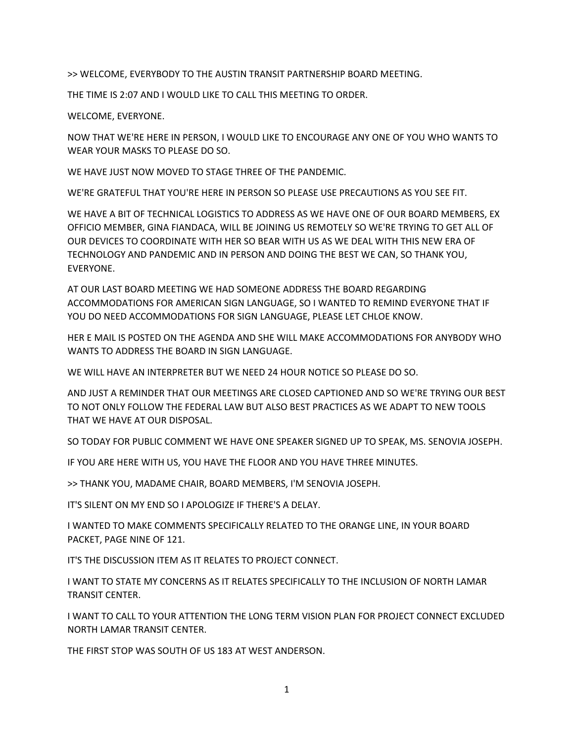>> WELCOME, EVERYBODY TO THE AUSTIN TRANSIT PARTNERSHIP BOARD MEETING.

THE TIME IS 2:07 AND I WOULD LIKE TO CALL THIS MEETING TO ORDER.

WELCOME, EVERYONE.

NOW THAT WE'RE HERE IN PERSON, I WOULD LIKE TO ENCOURAGE ANY ONE OF YOU WHO WANTS TO WEAR YOUR MASKS TO PLEASE DO SO.

WE HAVE JUST NOW MOVED TO STAGE THREE OF THE PANDEMIC.

WE'RE GRATEFUL THAT YOU'RE HERE IN PERSON SO PLEASE USE PRECAUTIONS AS YOU SEE FIT.

WE HAVE A BIT OF TECHNICAL LOGISTICS TO ADDRESS AS WE HAVE ONE OF OUR BOARD MEMBERS, EX OFFICIO MEMBER, GINA FIANDACA, WILL BE JOINING US REMOTELY SO WE'RE TRYING TO GET ALL OF OUR DEVICES TO COORDINATE WITH HER SO BEAR WITH US AS WE DEAL WITH THIS NEW ERA OF TECHNOLOGY AND PANDEMIC AND IN PERSON AND DOING THE BEST WE CAN, SO THANK YOU, EVERYONE.

AT OUR LAST BOARD MEETING WE HAD SOMEONE ADDRESS THE BOARD REGARDING ACCOMMODATIONS FOR AMERICAN SIGN LANGUAGE, SO I WANTED TO REMIND EVERYONE THAT IF YOU DO NEED ACCOMMODATIONS FOR SIGN LANGUAGE, PLEASE LET CHLOE KNOW.

HER E MAIL IS POSTED ON THE AGENDA AND SHE WILL MAKE ACCOMMODATIONS FOR ANYBODY WHO WANTS TO ADDRESS THE BOARD IN SIGN LANGUAGE.

WE WILL HAVE AN INTERPRETER BUT WE NEED 24 HOUR NOTICE SO PLEASE DO SO.

AND JUST A REMINDER THAT OUR MEETINGS ARE CLOSED CAPTIONED AND SO WE'RE TRYING OUR BEST TO NOT ONLY FOLLOW THE FEDERAL LAW BUT ALSO BEST PRACTICES AS WE ADAPT TO NEW TOOLS THAT WE HAVE AT OUR DISPOSAL.

SO TODAY FOR PUBLIC COMMENT WE HAVE ONE SPEAKER SIGNED UP TO SPEAK, MS. SENOVIA JOSEPH.

IF YOU ARE HERE WITH US, YOU HAVE THE FLOOR AND YOU HAVE THREE MINUTES.

>> THANK YOU, MADAME CHAIR, BOARD MEMBERS, I'M SENOVIA JOSEPH.

IT'S SILENT ON MY END SO I APOLOGIZE IF THERE'S A DELAY.

I WANTED TO MAKE COMMENTS SPECIFICALLY RELATED TO THE ORANGE LINE, IN YOUR BOARD PACKET, PAGE NINE OF 121.

IT'S THE DISCUSSION ITEM AS IT RELATES TO PROJECT CONNECT.

I WANT TO STATE MY CONCERNS AS IT RELATES SPECIFICALLY TO THE INCLUSION OF NORTH LAMAR TRANSIT CENTER.

I WANT TO CALL TO YOUR ATTENTION THE LONG TERM VISION PLAN FOR PROJECT CONNECT EXCLUDED NORTH LAMAR TRANSIT CENTER.

THE FIRST STOP WAS SOUTH OF US 183 AT WEST ANDERSON.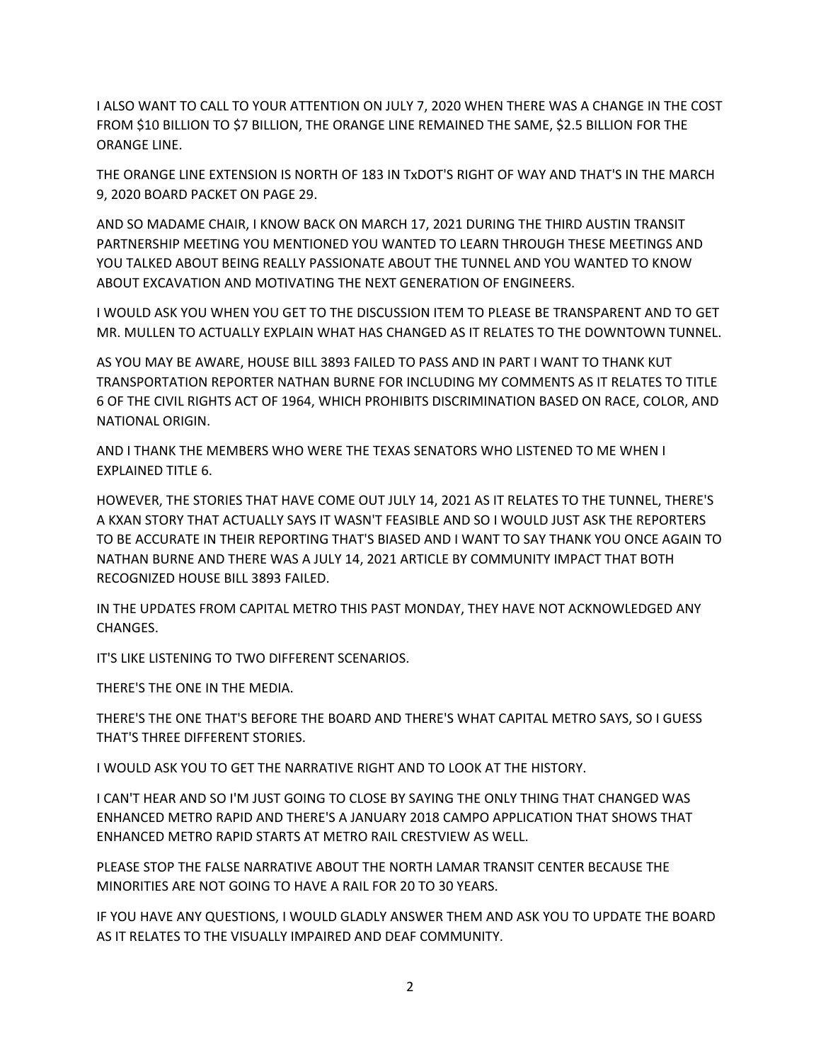I ALSO WANT TO CALL TO YOUR ATTENTION ON JULY 7, 2020 WHEN THERE WAS A CHANGE IN THE COST FROM $10 BILLION TO $7 BILLION, THE ORANGE LINE REMAINED THE SAME, $2.5 BILLION FOR THE ORANGE LINE.

THE ORANGE LINE EXTENSION IS NORTH OF 183 IN TxDOT'S RIGHT OF WAY AND THAT'S IN THE MARCH 9, 2020 BOARD PACKET ON PAGE 29.

AND SO MADAME CHAIR, I KNOW BACK ON MARCH 17, 2021 DURING THE THIRD AUSTIN TRANSIT PARTNERSHIP MEETING YOU MENTIONED YOU WANTED TO LEARN THROUGH THESE MEETINGS AND YOU TALKED ABOUT BEING REALLY PASSIONATE ABOUT THE TUNNEL AND YOU WANTED TO KNOW ABOUT EXCAVATION AND MOTIVATING THE NEXT GENERATION OF ENGINEERS.

I WOULD ASK YOU WHEN YOU GET TO THE DISCUSSION ITEM TO PLEASE BE TRANSPARENT AND TO GET MR. MULLEN TO ACTUALLY EXPLAIN WHAT HAS CHANGED AS IT RELATES TO THE DOWNTOWN TUNNEL.

AS YOU MAY BE AWARE, HOUSE BILL 3893 FAILED TO PASS AND IN PART I WANT TO THANK KUT TRANSPORTATION REPORTER NATHAN BURNE FOR INCLUDING MY COMMENTS AS IT RELATES TO TITLE 6 OF THE CIVIL RIGHTS ACT OF 1964, WHICH PROHIBITS DISCRIMINATION BASED ON RACE, COLOR, AND NATIONAL ORIGIN.

AND I THANK THE MEMBERS WHO WERE THE TEXAS SENATORS WHO LISTENED TO ME WHEN I EXPLAINED TITLE 6.

HOWEVER, THE STORIES THAT HAVE COME OUT JULY 14, 2021 AS IT RELATES TO THE TUNNEL, THERE'S A KXAN STORY THAT ACTUALLY SAYS IT WASN'T FEASIBLE AND SO I WOULD JUST ASK THE REPORTERS TO BE ACCURATE IN THEIR REPORTING THAT'S BIASED AND I WANT TO SAY THANK YOU ONCE AGAIN TO NATHAN BURNE AND THERE WAS A JULY 14, 2021 ARTICLE BY COMMUNITY IMPACT THAT BOTH RECOGNIZED HOUSE BILL 3893 FAILED.

IN THE UPDATES FROM CAPITAL METRO THIS PAST MONDAY, THEY HAVE NOT ACKNOWLEDGED ANY CHANGES.

IT'S LIKE LISTENING TO TWO DIFFERENT SCENARIOS.

THERE'S THE ONE IN THE MEDIA.

THERE'S THE ONE THAT'S BEFORE THE BOARD AND THERE'S WHAT CAPITAL METRO SAYS, SO I GUESS THAT'S THREE DIFFERENT STORIES.

I WOULD ASK YOU TO GET THE NARRATIVE RIGHT AND TO LOOK AT THE HISTORY.

I CAN'T HEAR AND SO I'M JUST GOING TO CLOSE BY SAYING THE ONLY THING THAT CHANGED WAS ENHANCED METRO RAPID AND THERE'S A JANUARY 2018 CAMPO APPLICATION THAT SHOWS THAT ENHANCED METRO RAPID STARTS AT METRO RAIL CRESTVIEW AS WELL.

PLEASE STOP THE FALSE NARRATIVE ABOUT THE NORTH LAMAR TRANSIT CENTER BECAUSE THE MINORITIES ARE NOT GOING TO HAVE A RAIL FOR 20 TO 30 YEARS.

IF YOU HAVE ANY QUESTIONS, I WOULD GLADLY ANSWER THEM AND ASK YOU TO UPDATE THE BOARD AS IT RELATES TO THE VISUALLY IMPAIRED AND DEAF COMMUNITY.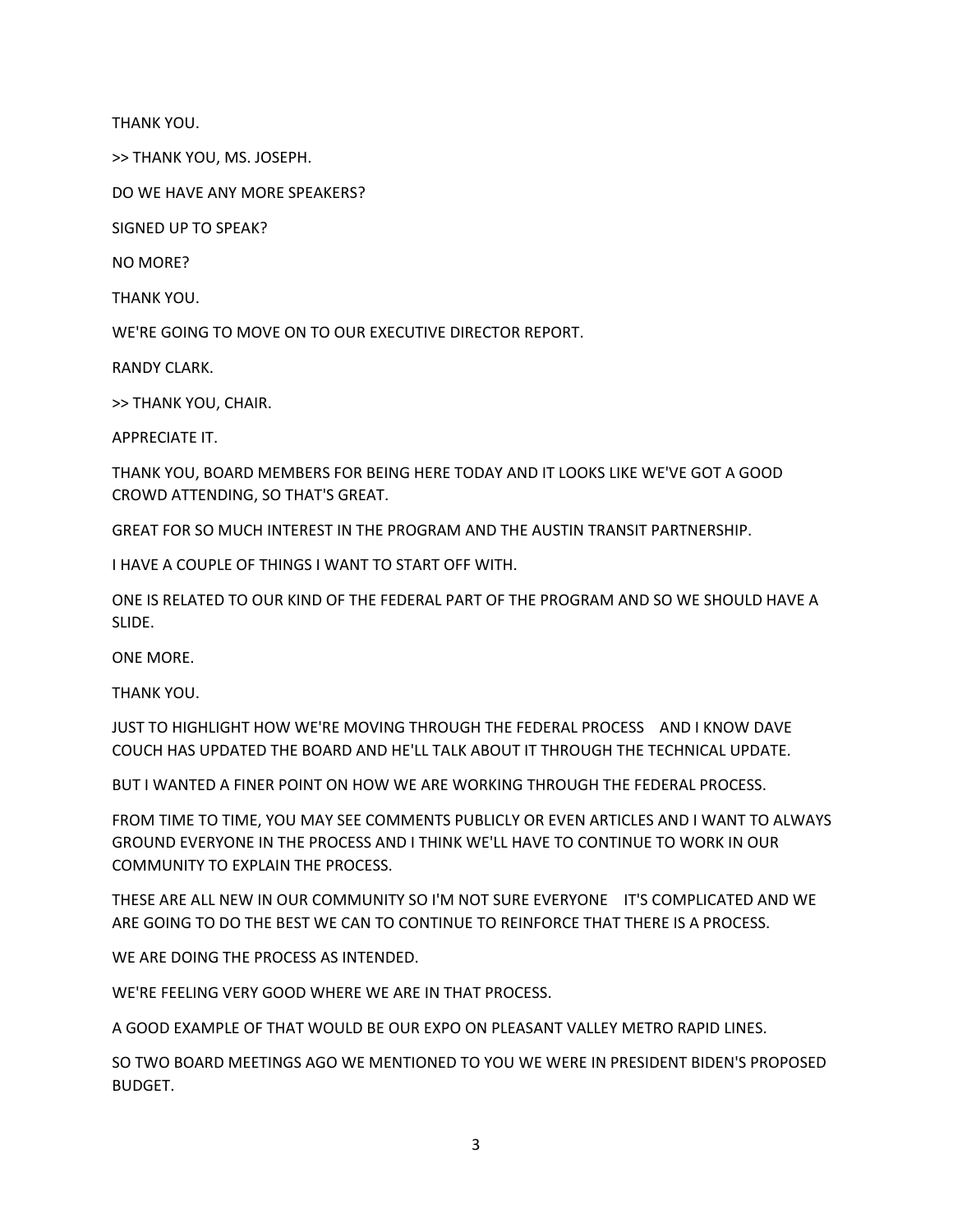THANK YOU.

>> THANK YOU, MS. JOSEPH.

DO WE HAVE ANY MORE SPEAKERS?

SIGNED UP TO SPEAK?

NO MORE?

THANK YOU.

WE'RE GOING TO MOVE ON TO OUR EXECUTIVE DIRECTOR REPORT.

RANDY CLARK.

>> THANK YOU, CHAIR.

APPRECIATE IT.

THANK YOU, BOARD MEMBERS FOR BEING HERE TODAY AND IT LOOKS LIKE WE'VE GOT A GOOD CROWD ATTENDING, SO THAT'S GREAT.

GREAT FOR SO MUCH INTEREST IN THE PROGRAM AND THE AUSTIN TRANSIT PARTNERSHIP.

I HAVE A COUPLE OF THINGS I WANT TO START OFF WITH.

ONE IS RELATED TO OUR KIND OF THE FEDERAL PART OF THE PROGRAM AND SO WE SHOULD HAVE A SLIDE.

ONE MORE.

THANK YOU.

JUST TO HIGHLIGHT HOW WE'RE MOVING THROUGH THE FEDERAL PROCESS AND I KNOW DAVE COUCH HAS UPDATED THE BOARD AND HE'LL TALK ABOUT IT THROUGH THE TECHNICAL UPDATE.

BUT I WANTED A FINER POINT ON HOW WE ARE WORKING THROUGH THE FEDERAL PROCESS.

FROM TIME TO TIME, YOU MAY SEE COMMENTS PUBLICLY OR EVEN ARTICLES AND I WANT TO ALWAYS GROUND EVERYONE IN THE PROCESS AND I THINK WE'LL HAVE TO CONTINUE TO WORK IN OUR COMMUNITY TO EXPLAIN THE PROCESS.

THESE ARE ALL NEW IN OUR COMMUNITY SO I'M NOT SURE EVERYONE IT'S COMPLICATED AND WE ARE GOING TO DO THE BEST WE CAN TO CONTINUE TO REINFORCE THAT THERE IS A PROCESS.

WE ARE DOING THE PROCESS AS INTENDED.

WE'RE FEELING VERY GOOD WHERE WE ARE IN THAT PROCESS.

A GOOD EXAMPLE OF THAT WOULD BE OUR EXPO ON PLEASANT VALLEY METRO RAPID LINES.

SO TWO BOARD MEETINGS AGO WE MENTIONED TO YOU WE WERE IN PRESIDENT BIDEN'S PROPOSED BUDGET.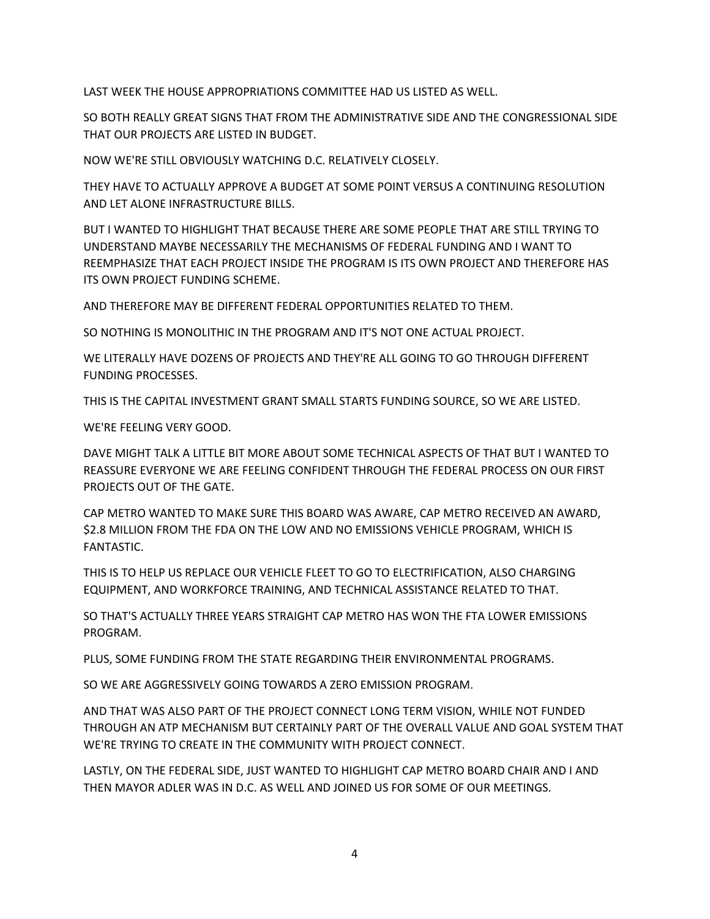LAST WEEK THE HOUSE APPROPRIATIONS COMMITTEE HAD US LISTED AS WELL.

SO BOTH REALLY GREAT SIGNS THAT FROM THE ADMINISTRATIVE SIDE AND THE CONGRESSIONAL SIDE THAT OUR PROJECTS ARE LISTED IN BUDGET.

NOW WE'RE STILL OBVIOUSLY WATCHING D.C. RELATIVELY CLOSELY.

THEY HAVE TO ACTUALLY APPROVE A BUDGET AT SOME POINT VERSUS A CONTINUING RESOLUTION AND LET ALONE INFRASTRUCTURE BILLS.

BUT I WANTED TO HIGHLIGHT THAT BECAUSE THERE ARE SOME PEOPLE THAT ARE STILL TRYING TO UNDERSTAND MAYBE NECESSARILY THE MECHANISMS OF FEDERAL FUNDING AND I WANT TO REEMPHASIZE THAT EACH PROJECT INSIDE THE PROGRAM IS ITS OWN PROJECT AND THEREFORE HAS ITS OWN PROJECT FUNDING SCHEME.

AND THEREFORE MAY BE DIFFERENT FEDERAL OPPORTUNITIES RELATED TO THEM.

SO NOTHING IS MONOLITHIC IN THE PROGRAM AND IT'S NOT ONE ACTUAL PROJECT.

WE LITERALLY HAVE DOZENS OF PROJECTS AND THEY'RE ALL GOING TO GO THROUGH DIFFERENT FUNDING PROCESSES.

THIS IS THE CAPITAL INVESTMENT GRANT SMALL STARTS FUNDING SOURCE, SO WE ARE LISTED.

WE'RE FEELING VERY GOOD.

DAVE MIGHT TALK A LITTLE BIT MORE ABOUT SOME TECHNICAL ASPECTS OF THAT BUT I WANTED TO REASSURE EVERYONE WE ARE FEELING CONFIDENT THROUGH THE FEDERAL PROCESS ON OUR FIRST PROJECTS OUT OF THE GATE.

CAP METRO WANTED TO MAKE SURE THIS BOARD WAS AWARE, CAP METRO RECEIVED AN AWARD, $2.8 MILLION FROM THE FDA ON THE LOW AND NO EMISSIONS VEHICLE PROGRAM, WHICH IS FANTASTIC.

THIS IS TO HELP US REPLACE OUR VEHICLE FLEET TO GO TO ELECTRIFICATION, ALSO CHARGING EQUIPMENT, AND WORKFORCE TRAINING, AND TECHNICAL ASSISTANCE RELATED TO THAT.

SO THAT'S ACTUALLY THREE YEARS STRAIGHT CAP METRO HAS WON THE FTA LOWER EMISSIONS PROGRAM.

PLUS, SOME FUNDING FROM THE STATE REGARDING THEIR ENVIRONMENTAL PROGRAMS.

SO WE ARE AGGRESSIVELY GOING TOWARDS A ZERO EMISSION PROGRAM.

AND THAT WAS ALSO PART OF THE PROJECT CONNECT LONG TERM VISION, WHILE NOT FUNDED THROUGH AN ATP MECHANISM BUT CERTAINLY PART OF THE OVERALL VALUE AND GOAL SYSTEM THAT WE'RE TRYING TO CREATE IN THE COMMUNITY WITH PROJECT CONNECT.

LASTLY, ON THE FEDERAL SIDE, JUST WANTED TO HIGHLIGHT CAP METRO BOARD CHAIR AND I AND THEN MAYOR ADLER WAS IN D.C. AS WELL AND JOINED US FOR SOME OF OUR MEETINGS.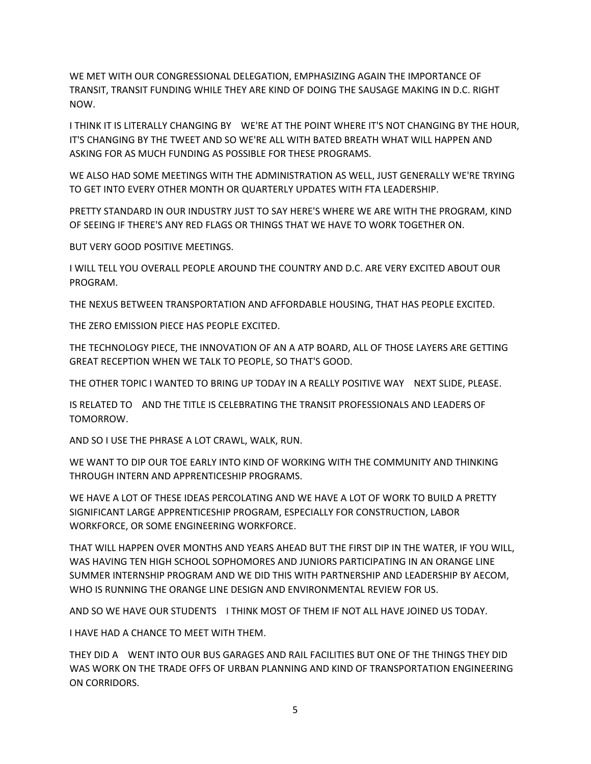WE MET WITH OUR CONGRESSIONAL DELEGATION, EMPHASIZING AGAIN THE IMPORTANCE OF TRANSIT, TRANSIT FUNDING WHILE THEY ARE KIND OF DOING THE SAUSAGE MAKING IN D.C. RIGHT NOW.

I THINK IT IS LITERALLY CHANGING BY    WE'RE AT THE POINT WHERE IT'S NOT CHANGING BY THE HOUR, IT'S CHANGING BY THE TWEET AND SO WE'RE ALL WITH BATED BREATH WHAT WILL HAPPEN AND ASKING FOR AS MUCH FUNDING AS POSSIBLE FOR THESE PROGRAMS.

WE ALSO HAD SOME MEETINGS WITH THE ADMINISTRATION AS WELL, JUST GENERALLY WE'RE TRYING TO GET INTO EVERY OTHER MONTH OR QUARTERLY UPDATES WITH FTA LEADERSHIP.

PRETTY STANDARD IN OUR INDUSTRY JUST TO SAY HERE'S WHERE WE ARE WITH THE PROGRAM, KIND OF SEEING IF THERE'S ANY RED FLAGS OR THINGS THAT WE HAVE TO WORK TOGETHER ON.

BUT VERY GOOD POSITIVE MEETINGS.

I WILL TELL YOU OVERALL PEOPLE AROUND THE COUNTRY AND D.C. ARE VERY EXCITED ABOUT OUR PROGRAM.

THE NEXUS BETWEEN TRANSPORTATION AND AFFORDABLE HOUSING, THAT HAS PEOPLE EXCITED.

THE ZERO EMISSION PIECE HAS PEOPLE EXCITED.

THE TECHNOLOGY PIECE, THE INNOVATION OF AN A ATP BOARD, ALL OF THOSE LAYERS ARE GETTING GREAT RECEPTION WHEN WE TALK TO PEOPLE, SO THAT'S GOOD.

THE OTHER TOPIC I WANTED TO BRING UP TODAY IN A REALLY POSITIVE WAY    NEXT SLIDE, PLEASE.

IS RELATED TO    AND THE TITLE IS CELEBRATING THE TRANSIT PROFESSIONALS AND LEADERS OF TOMORROW.

AND SO I USE THE PHRASE A LOT CRAWL, WALK, RUN.

WE WANT TO DIP OUR TOE EARLY INTO KIND OF WORKING WITH THE COMMUNITY AND THINKING THROUGH INTERN AND APPRENTICESHIP PROGRAMS.

WE HAVE A LOT OF THESE IDEAS PERCOLATING AND WE HAVE A LOT OF WORK TO BUILD A PRETTY SIGNIFICANT LARGE APPRENTICESHIP PROGRAM, ESPECIALLY FOR CONSTRUCTION, LABOR WORKFORCE, OR SOME ENGINEERING WORKFORCE.

THAT WILL HAPPEN OVER MONTHS AND YEARS AHEAD BUT THE FIRST DIP IN THE WATER, IF YOU WILL, WAS HAVING TEN HIGH SCHOOL SOPHOMORES AND JUNIORS PARTICIPATING IN AN ORANGE LINE SUMMER INTERNSHIP PROGRAM AND WE DID THIS WITH PARTNERSHIP AND LEADERSHIP BY AECOM, WHO IS RUNNING THE ORANGE LINE DESIGN AND ENVIRONMENTAL REVIEW FOR US.

AND SO WE HAVE OUR STUDENTS    I THINK MOST OF THEM IF NOT ALL HAVE JOINED US TODAY.

I HAVE HAD A CHANCE TO MEET WITH THEM.

THEY DID A    WENT INTO OUR BUS GARAGES AND RAIL FACILITIES BUT ONE OF THE THINGS THEY DID WAS WORK ON THE TRADE OFFS OF URBAN PLANNING AND KIND OF TRANSPORTATION ENGINEERING ON CORRIDORS.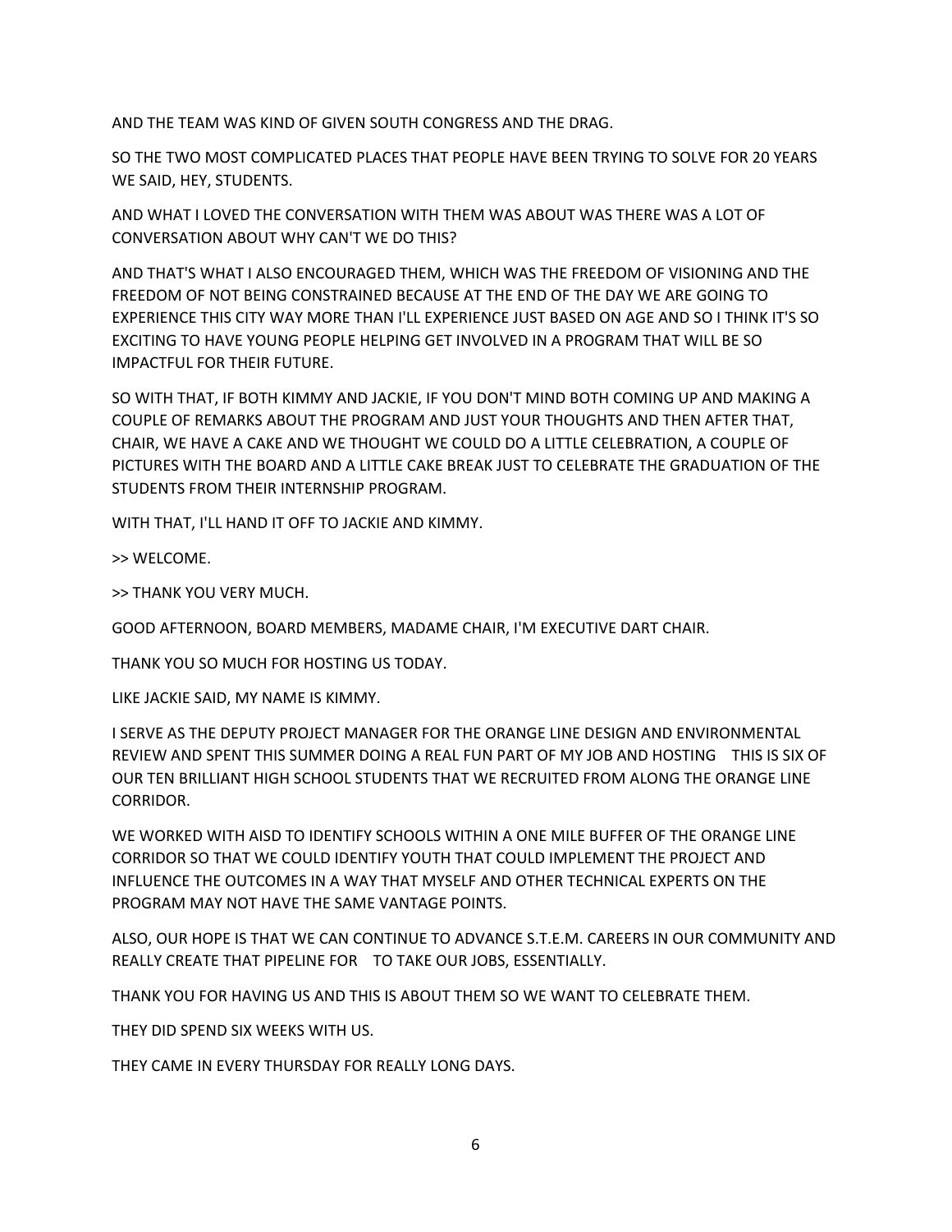AND THE TEAM WAS KIND OF GIVEN SOUTH CONGRESS AND THE DRAG.

SO THE TWO MOST COMPLICATED PLACES THAT PEOPLE HAVE BEEN TRYING TO SOLVE FOR 20 YEARS WE SAID, HEY, STUDENTS.

AND WHAT I LOVED THE CONVERSATION WITH THEM WAS ABOUT WAS THERE WAS A LOT OF CONVERSATION ABOUT WHY CAN'T WE DO THIS?

AND THAT'S WHAT I ALSO ENCOURAGED THEM, WHICH WAS THE FREEDOM OF VISIONING AND THE FREEDOM OF NOT BEING CONSTRAINED BECAUSE AT THE END OF THE DAY WE ARE GOING TO EXPERIENCE THIS CITY WAY MORE THAN I'LL EXPERIENCE JUST BASED ON AGE AND SO I THINK IT'S SO EXCITING TO HAVE YOUNG PEOPLE HELPING GET INVOLVED IN A PROGRAM THAT WILL BE SO IMPACTFUL FOR THEIR FUTURE.

SO WITH THAT, IF BOTH KIMMY AND JACKIE, IF YOU DON'T MIND BOTH COMING UP AND MAKING A COUPLE OF REMARKS ABOUT THE PROGRAM AND JUST YOUR THOUGHTS AND THEN AFTER THAT, CHAIR, WE HAVE A CAKE AND WE THOUGHT WE COULD DO A LITTLE CELEBRATION, A COUPLE OF PICTURES WITH THE BOARD AND A LITTLE CAKE BREAK JUST TO CELEBRATE THE GRADUATION OF THE STUDENTS FROM THEIR INTERNSHIP PROGRAM.

WITH THAT, I'LL HAND IT OFF TO JACKIE AND KIMMY.

>> WELCOME.

>> THANK YOU VERY MUCH.

GOOD AFTERNOON, BOARD MEMBERS, MADAME CHAIR, I'M EXECUTIVE DART CHAIR.

THANK YOU SO MUCH FOR HOSTING US TODAY.

LIKE JACKIE SAID, MY NAME IS KIMMY.

I SERVE AS THE DEPUTY PROJECT MANAGER FOR THE ORANGE LINE DESIGN AND ENVIRONMENTAL REVIEW AND SPENT THIS SUMMER DOING A REAL FUN PART OF MY JOB AND HOSTING THIS IS SIX OF OUR TEN BRILLIANT HIGH SCHOOL STUDENTS THAT WE RECRUITED FROM ALONG THE ORANGE LINE CORRIDOR.

WE WORKED WITH AISD TO IDENTIFY SCHOOLS WITHIN A ONE MILE BUFFER OF THE ORANGE LINE CORRIDOR SO THAT WE COULD IDENTIFY YOUTH THAT COULD IMPLEMENT THE PROJECT AND INFLUENCE THE OUTCOMES IN A WAY THAT MYSELF AND OTHER TECHNICAL EXPERTS ON THE PROGRAM MAY NOT HAVE THE SAME VANTAGE POINTS.

ALSO, OUR HOPE IS THAT WE CAN CONTINUE TO ADVANCE S.T.E.M. CAREERS IN OUR COMMUNITY AND REALLY CREATE THAT PIPELINE FOR TO TAKE OUR JOBS, ESSENTIALLY.

THANK YOU FOR HAVING US AND THIS IS ABOUT THEM SO WE WANT TO CELEBRATE THEM.

THEY DID SPEND SIX WEEKS WITH US.

THEY CAME IN EVERY THURSDAY FOR REALLY LONG DAYS.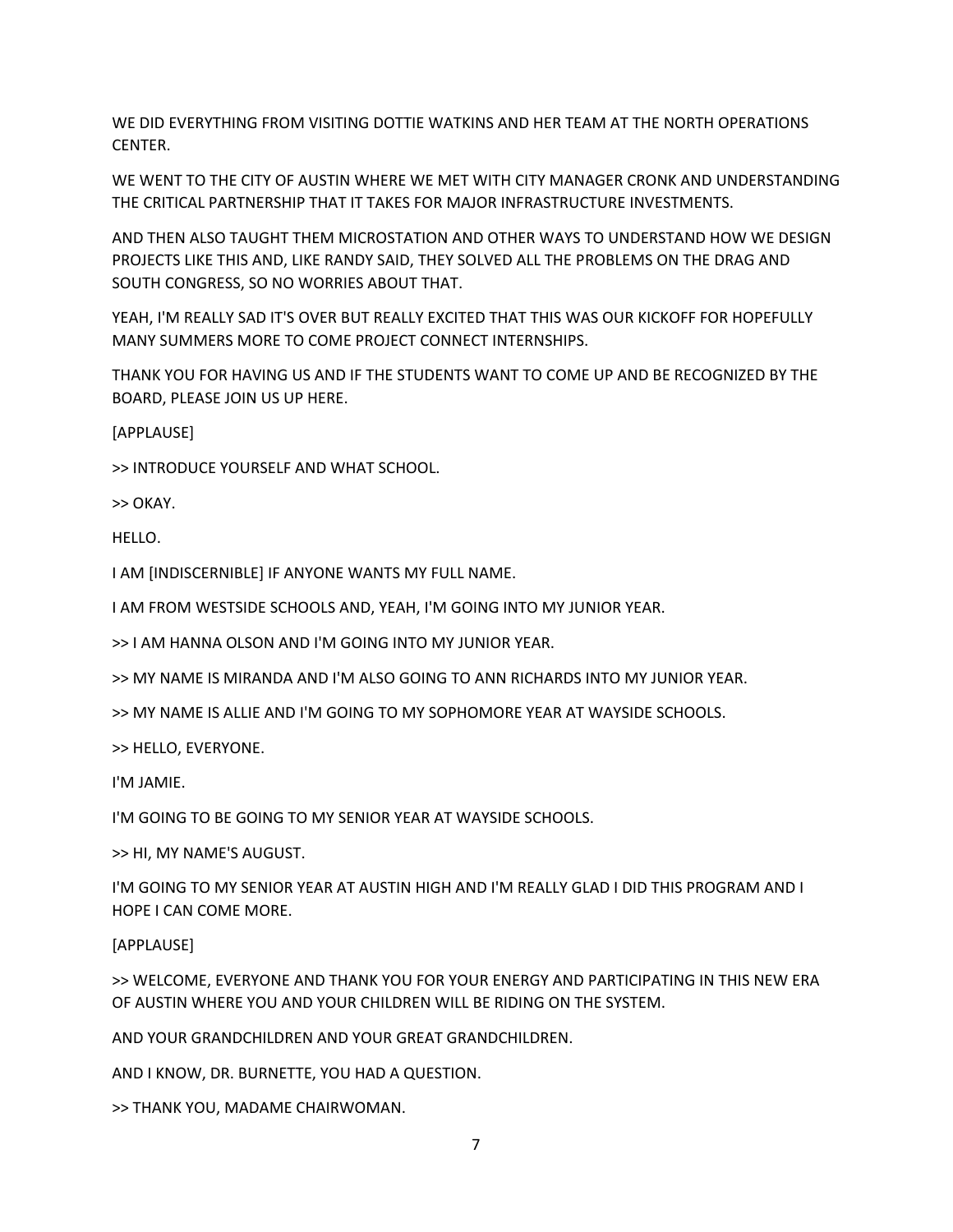WE DID EVERYTHING FROM VISITING DOTTIE WATKINS AND HER TEAM AT THE NORTH OPERATIONS CENTER.

WE WENT TO THE CITY OF AUSTIN WHERE WE MET WITH CITY MANAGER CRONK AND UNDERSTANDING THE CRITICAL PARTNERSHIP THAT IT TAKES FOR MAJOR INFRASTRUCTURE INVESTMENTS.

AND THEN ALSO TAUGHT THEM MICROSTATION AND OTHER WAYS TO UNDERSTAND HOW WE DESIGN PROJECTS LIKE THIS AND, LIKE RANDY SAID, THEY SOLVED ALL THE PROBLEMS ON THE DRAG AND SOUTH CONGRESS, SO NO WORRIES ABOUT THAT.

YEAH, I'M REALLY SAD IT'S OVER BUT REALLY EXCITED THAT THIS WAS OUR KICKOFF FOR HOPEFULLY MANY SUMMERS MORE TO COME PROJECT CONNECT INTERNSHIPS.

THANK YOU FOR HAVING US AND IF THE STUDENTS WANT TO COME UP AND BE RECOGNIZED BY THE BOARD, PLEASE JOIN US UP HERE.

[APPLAUSE]

>> INTRODUCE YOURSELF AND WHAT SCHOOL.

>> OKAY.

HELLO.

I AM [INDISCERNIBLE] IF ANYONE WANTS MY FULL NAME.

I AM FROM WESTSIDE SCHOOLS AND, YEAH, I'M GOING INTO MY JUNIOR YEAR.

>> I AM HANNA OLSON AND I'M GOING INTO MY JUNIOR YEAR.

>> MY NAME IS MIRANDA AND I'M ALSO GOING TO ANN RICHARDS INTO MY JUNIOR YEAR.

>> MY NAME IS ALLIE AND I'M GOING TO MY SOPHOMORE YEAR AT WAYSIDE SCHOOLS.

>> HELLO, EVERYONE.

I'M JAMIE.

I'M GOING TO BE GOING TO MY SENIOR YEAR AT WAYSIDE SCHOOLS.

>> HI, MY NAME'S AUGUST.

I'M GOING TO MY SENIOR YEAR AT AUSTIN HIGH AND I'M REALLY GLAD I DID THIS PROGRAM AND I HOPE I CAN COME MORE.

[APPLAUSE]

>> WELCOME, EVERYONE AND THANK YOU FOR YOUR ENERGY AND PARTICIPATING IN THIS NEW ERA OF AUSTIN WHERE YOU AND YOUR CHILDREN WILL BE RIDING ON THE SYSTEM.

AND YOUR GRANDCHILDREN AND YOUR GREAT GRANDCHILDREN.

AND I KNOW, DR. BURNETTE, YOU HAD A QUESTION.

>> THANK YOU, MADAME CHAIRWOMAN.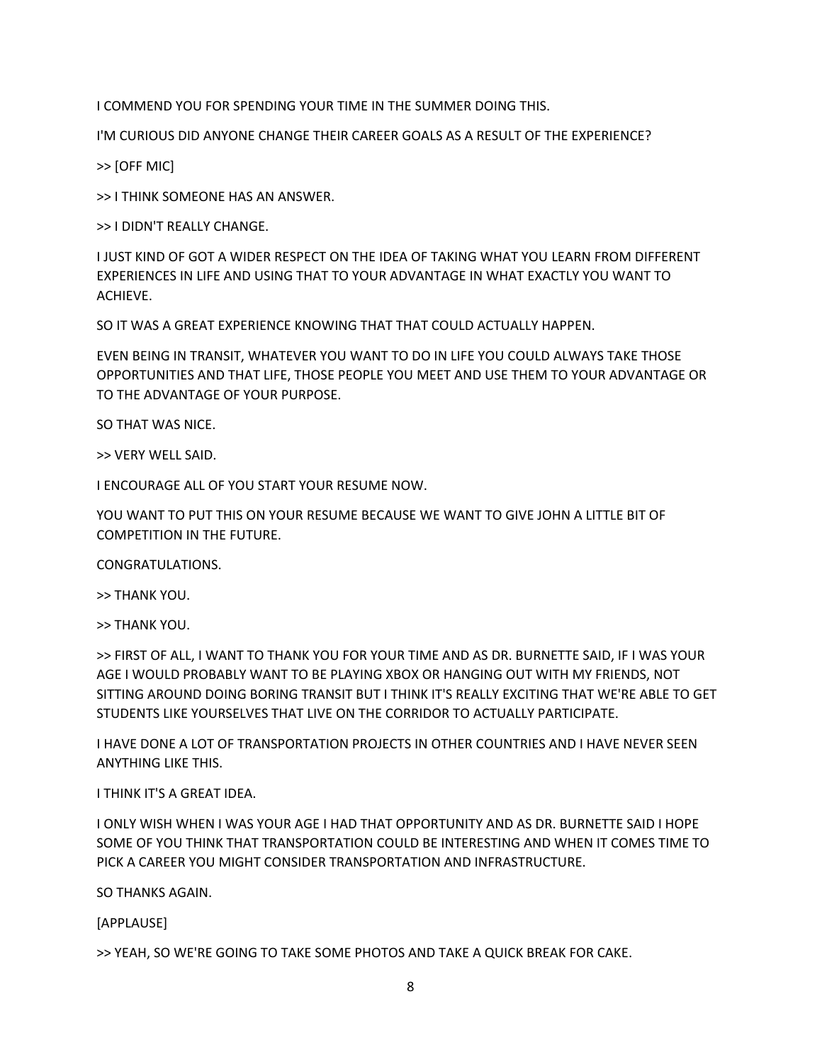I COMMEND YOU FOR SPENDING YOUR TIME IN THE SUMMER DOING THIS.

I'M CURIOUS DID ANYONE CHANGE THEIR CAREER GOALS AS A RESULT OF THE EXPERIENCE?

>> [OFF MIC]

>> I THINK SOMEONE HAS AN ANSWER.

>> I DIDN'T REALLY CHANGE.

I JUST KIND OF GOT A WIDER RESPECT ON THE IDEA OF TAKING WHAT YOU LEARN FROM DIFFERENT EXPERIENCES IN LIFE AND USING THAT TO YOUR ADVANTAGE IN WHAT EXACTLY YOU WANT TO ACHIEVE.

SO IT WAS A GREAT EXPERIENCE KNOWING THAT THAT COULD ACTUALLY HAPPEN.

EVEN BEING IN TRANSIT, WHATEVER YOU WANT TO DO IN LIFE YOU COULD ALWAYS TAKE THOSE OPPORTUNITIES AND THAT LIFE, THOSE PEOPLE YOU MEET AND USE THEM TO YOUR ADVANTAGE OR TO THE ADVANTAGE OF YOUR PURPOSE.

SO THAT WAS NICE.

>> VERY WELL SAID.

I ENCOURAGE ALL OF YOU START YOUR RESUME NOW.

YOU WANT TO PUT THIS ON YOUR RESUME BECAUSE WE WANT TO GIVE JOHN A LITTLE BIT OF COMPETITION IN THE FUTURE.

CONGRATULATIONS.

>> THANK YOU.

>> THANK YOU.

>> FIRST OF ALL, I WANT TO THANK YOU FOR YOUR TIME AND AS DR. BURNETTE SAID, IF I WAS YOUR AGE I WOULD PROBABLY WANT TO BE PLAYING XBOX OR HANGING OUT WITH MY FRIENDS, NOT SITTING AROUND DOING BORING TRANSIT BUT I THINK IT'S REALLY EXCITING THAT WE'RE ABLE TO GET STUDENTS LIKE YOURSELVES THAT LIVE ON THE CORRIDOR TO ACTUALLY PARTICIPATE.

I HAVE DONE A LOT OF TRANSPORTATION PROJECTS IN OTHER COUNTRIES AND I HAVE NEVER SEEN ANYTHING LIKE THIS.

I THINK IT'S A GREAT IDEA.

I ONLY WISH WHEN I WAS YOUR AGE I HAD THAT OPPORTUNITY AND AS DR. BURNETTE SAID I HOPE SOME OF YOU THINK THAT TRANSPORTATION COULD BE INTERESTING AND WHEN IT COMES TIME TO PICK A CAREER YOU MIGHT CONSIDER TRANSPORTATION AND INFRASTRUCTURE.

SO THANKS AGAIN.

[APPLAUSE]

>> YEAH, SO WE'RE GOING TO TAKE SOME PHOTOS AND TAKE A QUICK BREAK FOR CAKE.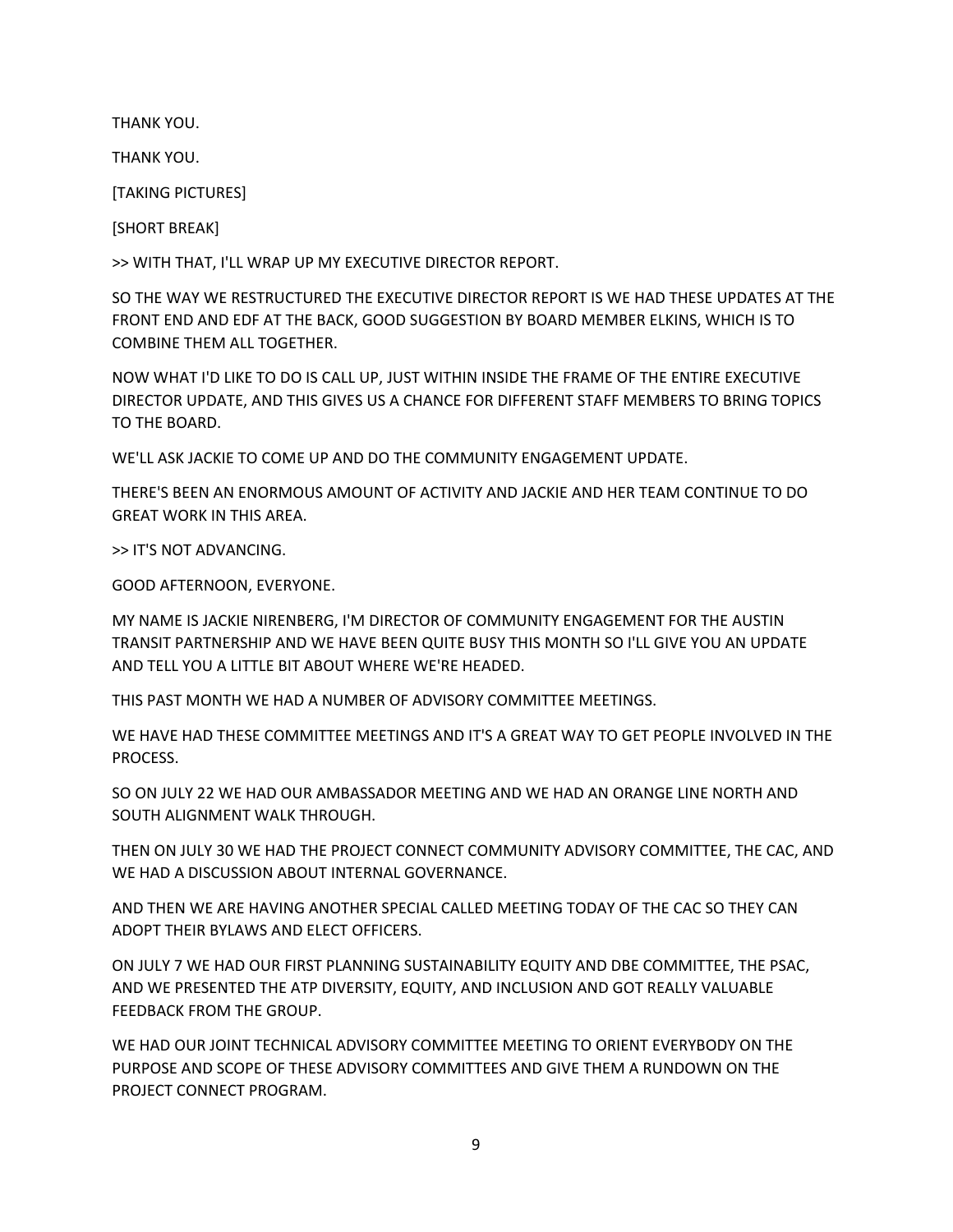THANK YOU.

THANK YOU.

[TAKING PICTURES]

[SHORT BREAK]

>> WITH THAT, I'LL WRAP UP MY EXECUTIVE DIRECTOR REPORT.

SO THE WAY WE RESTRUCTURED THE EXECUTIVE DIRECTOR REPORT IS WE HAD THESE UPDATES AT THE FRONT END AND EDF AT THE BACK, GOOD SUGGESTION BY BOARD MEMBER ELKINS, WHICH IS TO COMBINE THEM ALL TOGETHER.

NOW WHAT I'D LIKE TO DO IS CALL UP, JUST WITHIN INSIDE THE FRAME OF THE ENTIRE EXECUTIVE DIRECTOR UPDATE, AND THIS GIVES US A CHANCE FOR DIFFERENT STAFF MEMBERS TO BRING TOPICS TO THE BOARD.

WE'LL ASK JACKIE TO COME UP AND DO THE COMMUNITY ENGAGEMENT UPDATE.

THERE'S BEEN AN ENORMOUS AMOUNT OF ACTIVITY AND JACKIE AND HER TEAM CONTINUE TO DO GREAT WORK IN THIS AREA.

>> IT'S NOT ADVANCING.

GOOD AFTERNOON, EVERYONE.

MY NAME IS JACKIE NIRENBERG, I'M DIRECTOR OF COMMUNITY ENGAGEMENT FOR THE AUSTIN TRANSIT PARTNERSHIP AND WE HAVE BEEN QUITE BUSY THIS MONTH SO I'LL GIVE YOU AN UPDATE AND TELL YOU A LITTLE BIT ABOUT WHERE WE'RE HEADED.

THIS PAST MONTH WE HAD A NUMBER OF ADVISORY COMMITTEE MEETINGS.

WE HAVE HAD THESE COMMITTEE MEETINGS AND IT'S A GREAT WAY TO GET PEOPLE INVOLVED IN THE PROCESS.

SO ON JULY 22 WE HAD OUR AMBASSADOR MEETING AND WE HAD AN ORANGE LINE NORTH AND SOUTH ALIGNMENT WALK THROUGH.

THEN ON JULY 30 WE HAD THE PROJECT CONNECT COMMUNITY ADVISORY COMMITTEE, THE CAC, AND WE HAD A DISCUSSION ABOUT INTERNAL GOVERNANCE.

AND THEN WE ARE HAVING ANOTHER SPECIAL CALLED MEETING TODAY OF THE CAC SO THEY CAN ADOPT THEIR BYLAWS AND ELECT OFFICERS.

ON JULY 7 WE HAD OUR FIRST PLANNING SUSTAINABILITY EQUITY AND DBE COMMITTEE, THE PSAC, AND WE PRESENTED THE ATP DIVERSITY, EQUITY, AND INCLUSION AND GOT REALLY VALUABLE FEEDBACK FROM THE GROUP.

WE HAD OUR JOINT TECHNICAL ADVISORY COMMITTEE MEETING TO ORIENT EVERYBODY ON THE PURPOSE AND SCOPE OF THESE ADVISORY COMMITTEES AND GIVE THEM A RUNDOWN ON THE PROJECT CONNECT PROGRAM.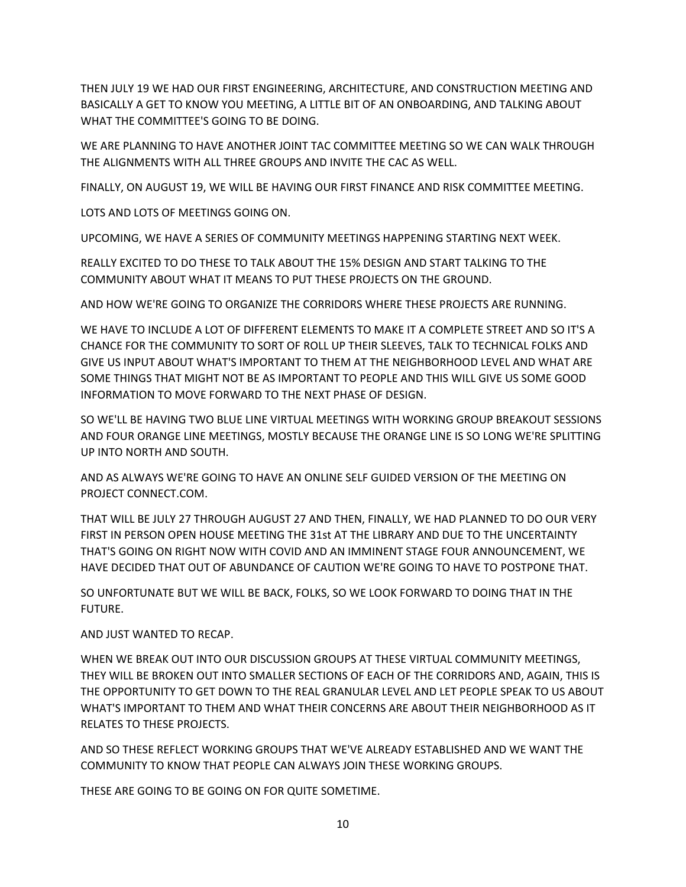THEN JULY 19 WE HAD OUR FIRST ENGINEERING, ARCHITECTURE, AND CONSTRUCTION MEETING AND BASICALLY A GET TO KNOW YOU MEETING, A LITTLE BIT OF AN ONBOARDING, AND TALKING ABOUT WHAT THE COMMITTEE'S GOING TO BE DOING.

WE ARE PLANNING TO HAVE ANOTHER JOINT TAC COMMITTEE MEETING SO WE CAN WALK THROUGH THE ALIGNMENTS WITH ALL THREE GROUPS AND INVITE THE CAC AS WELL.

FINALLY, ON AUGUST 19, WE WILL BE HAVING OUR FIRST FINANCE AND RISK COMMITTEE MEETING.

LOTS AND LOTS OF MEETINGS GOING ON.

UPCOMING, WE HAVE A SERIES OF COMMUNITY MEETINGS HAPPENING STARTING NEXT WEEK.

REALLY EXCITED TO DO THESE TO TALK ABOUT THE 15% DESIGN AND START TALKING TO THE COMMUNITY ABOUT WHAT IT MEANS TO PUT THESE PROJECTS ON THE GROUND.

AND HOW WE'RE GOING TO ORGANIZE THE CORRIDORS WHERE THESE PROJECTS ARE RUNNING.

WE HAVE TO INCLUDE A LOT OF DIFFERENT ELEMENTS TO MAKE IT A COMPLETE STREET AND SO IT'S A CHANCE FOR THE COMMUNITY TO SORT OF ROLL UP THEIR SLEEVES, TALK TO TECHNICAL FOLKS AND GIVE US INPUT ABOUT WHAT'S IMPORTANT TO THEM AT THE NEIGHBORHOOD LEVEL AND WHAT ARE SOME THINGS THAT MIGHT NOT BE AS IMPORTANT TO PEOPLE AND THIS WILL GIVE US SOME GOOD INFORMATION TO MOVE FORWARD TO THE NEXT PHASE OF DESIGN.

SO WE'LL BE HAVING TWO BLUE LINE VIRTUAL MEETINGS WITH WORKING GROUP BREAKOUT SESSIONS AND FOUR ORANGE LINE MEETINGS, MOSTLY BECAUSE THE ORANGE LINE IS SO LONG WE'RE SPLITTING UP INTO NORTH AND SOUTH.

AND AS ALWAYS WE'RE GOING TO HAVE AN ONLINE SELF GUIDED VERSION OF THE MEETING ON PROJECT CONNECT.COM.

THAT WILL BE JULY 27 THROUGH AUGUST 27 AND THEN, FINALLY, WE HAD PLANNED TO DO OUR VERY FIRST IN PERSON OPEN HOUSE MEETING THE 31st AT THE LIBRARY AND DUE TO THE UNCERTAINTY THAT'S GOING ON RIGHT NOW WITH COVID AND AN IMMINENT STAGE FOUR ANNOUNCEMENT, WE HAVE DECIDED THAT OUT OF ABUNDANCE OF CAUTION WE'RE GOING TO HAVE TO POSTPONE THAT.

SO UNFORTUNATE BUT WE WILL BE BACK, FOLKS, SO WE LOOK FORWARD TO DOING THAT IN THE FUTURE.

AND JUST WANTED TO RECAP.

WHEN WE BREAK OUT INTO OUR DISCUSSION GROUPS AT THESE VIRTUAL COMMUNITY MEETINGS, THEY WILL BE BROKEN OUT INTO SMALLER SECTIONS OF EACH OF THE CORRIDORS AND, AGAIN, THIS IS THE OPPORTUNITY TO GET DOWN TO THE REAL GRANULAR LEVEL AND LET PEOPLE SPEAK TO US ABOUT WHAT'S IMPORTANT TO THEM AND WHAT THEIR CONCERNS ARE ABOUT THEIR NEIGHBORHOOD AS IT RELATES TO THESE PROJECTS.

AND SO THESE REFLECT WORKING GROUPS THAT WE'VE ALREADY ESTABLISHED AND WE WANT THE COMMUNITY TO KNOW THAT PEOPLE CAN ALWAYS JOIN THESE WORKING GROUPS.

THESE ARE GOING TO BE GOING ON FOR QUITE SOMETIME.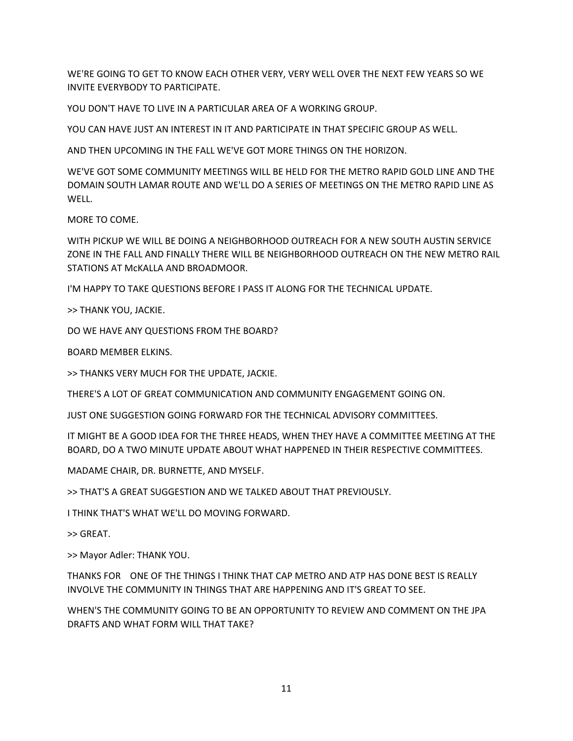WE'RE GOING TO GET TO KNOW EACH OTHER VERY, VERY WELL OVER THE NEXT FEW YEARS SO WE INVITE EVERYBODY TO PARTICIPATE.

YOU DON'T HAVE TO LIVE IN A PARTICULAR AREA OF A WORKING GROUP.

YOU CAN HAVE JUST AN INTEREST IN IT AND PARTICIPATE IN THAT SPECIFIC GROUP AS WELL.

AND THEN UPCOMING IN THE FALL WE'VE GOT MORE THINGS ON THE HORIZON.

WE'VE GOT SOME COMMUNITY MEETINGS WILL BE HELD FOR THE METRO RAPID GOLD LINE AND THE DOMAIN SOUTH LAMAR ROUTE AND WE'LL DO A SERIES OF MEETINGS ON THE METRO RAPID LINE AS WELL.

MORE TO COME.

WITH PICKUP WE WILL BE DOING A NEIGHBORHOOD OUTREACH FOR A NEW SOUTH AUSTIN SERVICE ZONE IN THE FALL AND FINALLY THERE WILL BE NEIGHBORHOOD OUTREACH ON THE NEW METRO RAIL STATIONS AT McKALLA AND BROADMOOR.

I'M HAPPY TO TAKE QUESTIONS BEFORE I PASS IT ALONG FOR THE TECHNICAL UPDATE.

>> THANK YOU, JACKIE.

DO WE HAVE ANY QUESTIONS FROM THE BOARD?

BOARD MEMBER ELKINS.

>> THANKS VERY MUCH FOR THE UPDATE, JACKIE.

THERE'S A LOT OF GREAT COMMUNICATION AND COMMUNITY ENGAGEMENT GOING ON.

JUST ONE SUGGESTION GOING FORWARD FOR THE TECHNICAL ADVISORY COMMITTEES.

IT MIGHT BE A GOOD IDEA FOR THE THREE HEADS, WHEN THEY HAVE A COMMITTEE MEETING AT THE BOARD, DO A TWO MINUTE UPDATE ABOUT WHAT HAPPENED IN THEIR RESPECTIVE COMMITTEES.

MADAME CHAIR, DR. BURNETTE, AND MYSELF.

>> THAT'S A GREAT SUGGESTION AND WE TALKED ABOUT THAT PREVIOUSLY.

I THINK THAT'S WHAT WE'LL DO MOVING FORWARD.

>> GREAT.

>> Mayor Adler: THANK YOU.

THANKS FOR ONE OF THE THINGS I THINK THAT CAP METRO AND ATP HAS DONE BEST IS REALLY INVOLVE THE COMMUNITY IN THINGS THAT ARE HAPPENING AND IT'S GREAT TO SEE.

WHEN'S THE COMMUNITY GOING TO BE AN OPPORTUNITY TO REVIEW AND COMMENT ON THE JPA DRAFTS AND WHAT FORM WILL THAT TAKE?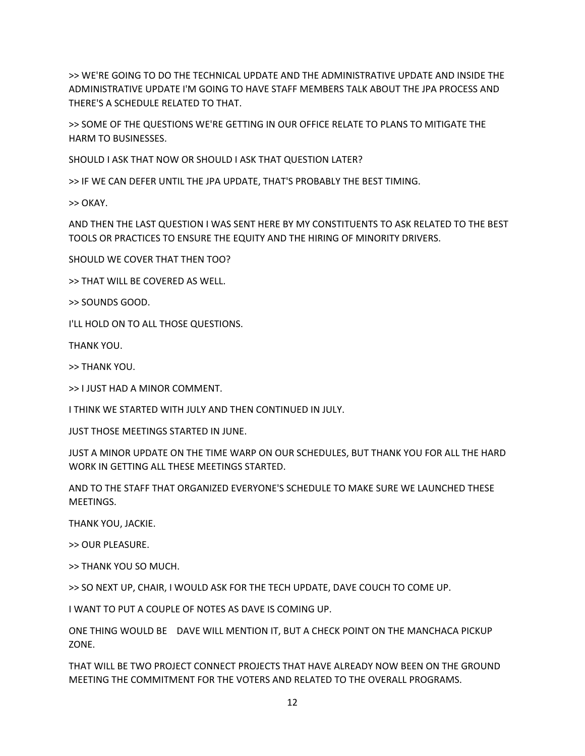>> WE'RE GOING TO DO THE TECHNICAL UPDATE AND THE ADMINISTRATIVE UPDATE AND INSIDE THE ADMINISTRATIVE UPDATE I'M GOING TO HAVE STAFF MEMBERS TALK ABOUT THE JPA PROCESS AND THERE'S A SCHEDULE RELATED TO THAT.

>> SOME OF THE QUESTIONS WE'RE GETTING IN OUR OFFICE RELATE TO PLANS TO MITIGATE THE HARM TO BUSINESSES.

SHOULD I ASK THAT NOW OR SHOULD I ASK THAT QUESTION LATER?

>> IF WE CAN DEFER UNTIL THE JPA UPDATE, THAT'S PROBABLY THE BEST TIMING.

>> OKAY.

AND THEN THE LAST QUESTION I WAS SENT HERE BY MY CONSTITUENTS TO ASK RELATED TO THE BEST TOOLS OR PRACTICES TO ENSURE THE EQUITY AND THE HIRING OF MINORITY DRIVERS.

SHOULD WE COVER THAT THEN TOO?

>> THAT WILL BE COVERED AS WELL.

>> SOUNDS GOOD.

I'LL HOLD ON TO ALL THOSE QUESTIONS.

THANK YOU.

>> THANK YOU.

>> I JUST HAD A MINOR COMMENT.

I THINK WE STARTED WITH JULY AND THEN CONTINUED IN JULY.

JUST THOSE MEETINGS STARTED IN JUNE.

JUST A MINOR UPDATE ON THE TIME WARP ON OUR SCHEDULES, BUT THANK YOU FOR ALL THE HARD WORK IN GETTING ALL THESE MEETINGS STARTED.

AND TO THE STAFF THAT ORGANIZED EVERYONE'S SCHEDULE TO MAKE SURE WE LAUNCHED THESE MEETINGS.

THANK YOU, JACKIE.

>> OUR PLEASURE.

>> THANK YOU SO MUCH.

>> SO NEXT UP, CHAIR, I WOULD ASK FOR THE TECH UPDATE, DAVE COUCH TO COME UP.

I WANT TO PUT A COUPLE OF NOTES AS DAVE IS COMING UP.

ONE THING WOULD BE DAVE WILL MENTION IT, BUT A CHECK POINT ON THE MANCHACA PICKUP ZONE.

THAT WILL BE TWO PROJECT CONNECT PROJECTS THAT HAVE ALREADY NOW BEEN ON THE GROUND MEETING THE COMMITMENT FOR THE VOTERS AND RELATED TO THE OVERALL PROGRAMS.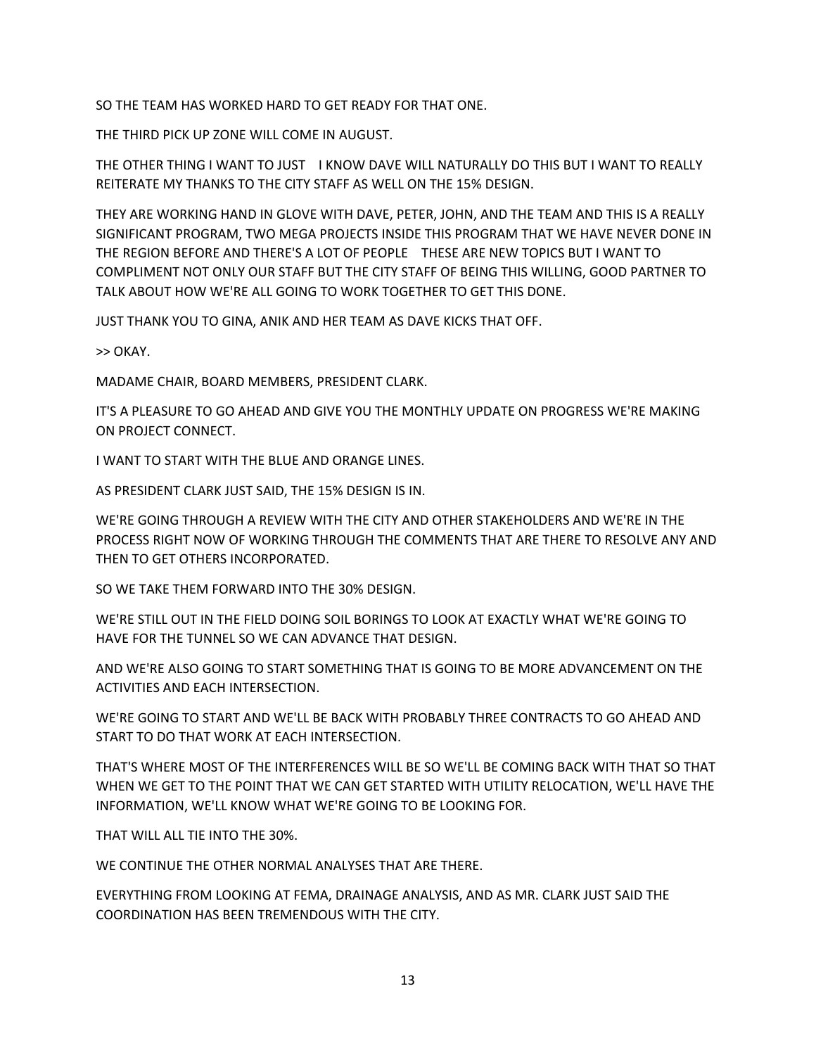SO THE TEAM HAS WORKED HARD TO GET READY FOR THAT ONE.

THE THIRD PICK UP ZONE WILL COME IN AUGUST.

THE OTHER THING I WANT TO JUST    I KNOW DAVE WILL NATURALLY DO THIS BUT I WANT TO REALLY REITERATE MY THANKS TO THE CITY STAFF AS WELL ON THE 15% DESIGN.

THEY ARE WORKING HAND IN GLOVE WITH DAVE, PETER, JOHN, AND THE TEAM AND THIS IS A REALLY SIGNIFICANT PROGRAM, TWO MEGA PROJECTS INSIDE THIS PROGRAM THAT WE HAVE NEVER DONE IN THE REGION BEFORE AND THERE'S A LOT OF PEOPLE    THESE ARE NEW TOPICS BUT I WANT TO COMPLIMENT NOT ONLY OUR STAFF BUT THE CITY STAFF OF BEING THIS WILLING, GOOD PARTNER TO TALK ABOUT HOW WE'RE ALL GOING TO WORK TOGETHER TO GET THIS DONE.

JUST THANK YOU TO GINA, ANIK AND HER TEAM AS DAVE KICKS THAT OFF.

>> OKAY.

MADAME CHAIR, BOARD MEMBERS, PRESIDENT CLARK.

IT'S A PLEASURE TO GO AHEAD AND GIVE YOU THE MONTHLY UPDATE ON PROGRESS WE'RE MAKING ON PROJECT CONNECT.

I WANT TO START WITH THE BLUE AND ORANGE LINES.

AS PRESIDENT CLARK JUST SAID, THE 15% DESIGN IS IN.

WE'RE GOING THROUGH A REVIEW WITH THE CITY AND OTHER STAKEHOLDERS AND WE'RE IN THE PROCESS RIGHT NOW OF WORKING THROUGH THE COMMENTS THAT ARE THERE TO RESOLVE ANY AND THEN TO GET OTHERS INCORPORATED.

SO WE TAKE THEM FORWARD INTO THE 30% DESIGN.

WE'RE STILL OUT IN THE FIELD DOING SOIL BORINGS TO LOOK AT EXACTLY WHAT WE'RE GOING TO HAVE FOR THE TUNNEL SO WE CAN ADVANCE THAT DESIGN.

AND WE'RE ALSO GOING TO START SOMETHING THAT IS GOING TO BE MORE ADVANCEMENT ON THE ACTIVITIES AND EACH INTERSECTION.

WE'RE GOING TO START AND WE'LL BE BACK WITH PROBABLY THREE CONTRACTS TO GO AHEAD AND START TO DO THAT WORK AT EACH INTERSECTION.

THAT'S WHERE MOST OF THE INTERFERENCES WILL BE SO WE'LL BE COMING BACK WITH THAT SO THAT WHEN WE GET TO THE POINT THAT WE CAN GET STARTED WITH UTILITY RELOCATION, WE'LL HAVE THE INFORMATION, WE'LL KNOW WHAT WE'RE GOING TO BE LOOKING FOR.

THAT WILL ALL TIE INTO THE 30%.

WE CONTINUE THE OTHER NORMAL ANALYSES THAT ARE THERE.

EVERYTHING FROM LOOKING AT FEMA, DRAINAGE ANALYSIS, AND AS MR. CLARK JUST SAID THE COORDINATION HAS BEEN TREMENDOUS WITH THE CITY.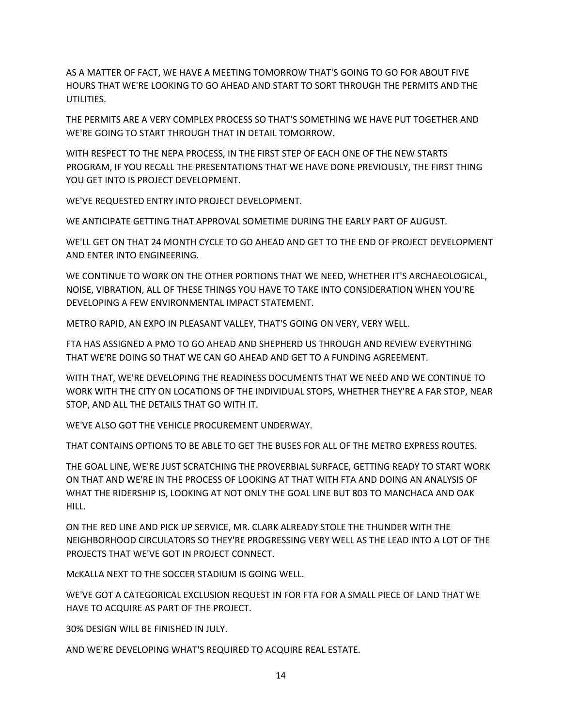AS A MATTER OF FACT, WE HAVE A MEETING TOMORROW THAT'S GOING TO GO FOR ABOUT FIVE HOURS THAT WE'RE LOOKING TO GO AHEAD AND START TO SORT THROUGH THE PERMITS AND THE UTILITIES.

THE PERMITS ARE A VERY COMPLEX PROCESS SO THAT'S SOMETHING WE HAVE PUT TOGETHER AND WE'RE GOING TO START THROUGH THAT IN DETAIL TOMORROW.

WITH RESPECT TO THE NEPA PROCESS, IN THE FIRST STEP OF EACH ONE OF THE NEW STARTS PROGRAM, IF YOU RECALL THE PRESENTATIONS THAT WE HAVE DONE PREVIOUSLY, THE FIRST THING YOU GET INTO IS PROJECT DEVELOPMENT.

WE'VE REQUESTED ENTRY INTO PROJECT DEVELOPMENT.

WE ANTICIPATE GETTING THAT APPROVAL SOMETIME DURING THE EARLY PART OF AUGUST.

WE'LL GET ON THAT 24 MONTH CYCLE TO GO AHEAD AND GET TO THE END OF PROJECT DEVELOPMENT AND ENTER INTO ENGINEERING.

WE CONTINUE TO WORK ON THE OTHER PORTIONS THAT WE NEED, WHETHER IT'S ARCHAEOLOGICAL, NOISE, VIBRATION, ALL OF THESE THINGS YOU HAVE TO TAKE INTO CONSIDERATION WHEN YOU'RE DEVELOPING A FEW ENVIRONMENTAL IMPACT STATEMENT.

METRO RAPID, AN EXPO IN PLEASANT VALLEY, THAT'S GOING ON VERY, VERY WELL.

FTA HAS ASSIGNED A PMO TO GO AHEAD AND SHEPHERD US THROUGH AND REVIEW EVERYTHING THAT WE'RE DOING SO THAT WE CAN GO AHEAD AND GET TO A FUNDING AGREEMENT.

WITH THAT, WE'RE DEVELOPING THE READINESS DOCUMENTS THAT WE NEED AND WE CONTINUE TO WORK WITH THE CITY ON LOCATIONS OF THE INDIVIDUAL STOPS, WHETHER THEY'RE A FAR STOP, NEAR STOP, AND ALL THE DETAILS THAT GO WITH IT.

WE'VE ALSO GOT THE VEHICLE PROCUREMENT UNDERWAY.

THAT CONTAINS OPTIONS TO BE ABLE TO GET THE BUSES FOR ALL OF THE METRO EXPRESS ROUTES.

THE GOAL LINE, WE'RE JUST SCRATCHING THE PROVERBIAL SURFACE, GETTING READY TO START WORK ON THAT AND WE'RE IN THE PROCESS OF LOOKING AT THAT WITH FTA AND DOING AN ANALYSIS OF WHAT THE RIDERSHIP IS, LOOKING AT NOT ONLY THE GOAL LINE BUT 803 TO MANCHACA AND OAK HILL.

ON THE RED LINE AND PICK UP SERVICE, MR. CLARK ALREADY STOLE THE THUNDER WITH THE NEIGHBORHOOD CIRCULATORS SO THEY'RE PROGRESSING VERY WELL AS THE LEAD INTO A LOT OF THE PROJECTS THAT WE'VE GOT IN PROJECT CONNECT.

McKALLA NEXT TO THE SOCCER STADIUM IS GOING WELL.

WE'VE GOT A CATEGORICAL EXCLUSION REQUEST IN FOR FTA FOR A SMALL PIECE OF LAND THAT WE HAVE TO ACQUIRE AS PART OF THE PROJECT.

30% DESIGN WILL BE FINISHED IN JULY.

AND WE'RE DEVELOPING WHAT'S REQUIRED TO ACQUIRE REAL ESTATE.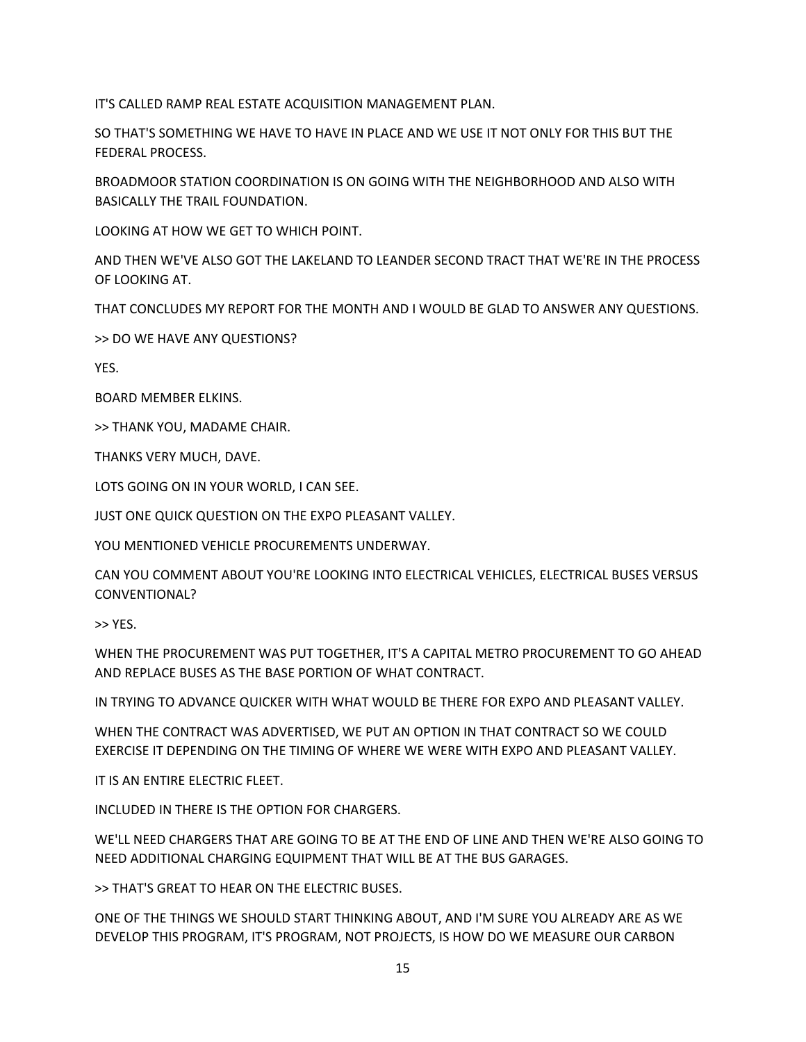IT'S CALLED RAMP REAL ESTATE ACQUISITION MANAGEMENT PLAN.

SO THAT'S SOMETHING WE HAVE TO HAVE IN PLACE AND WE USE IT NOT ONLY FOR THIS BUT THE FEDERAL PROCESS.

BROADMOOR STATION COORDINATION IS ON GOING WITH THE NEIGHBORHOOD AND ALSO WITH BASICALLY THE TRAIL FOUNDATION.

LOOKING AT HOW WE GET TO WHICH POINT.

AND THEN WE'VE ALSO GOT THE LAKELAND TO LEANDER SECOND TRACT THAT WE'RE IN THE PROCESS OF LOOKING AT.

THAT CONCLUDES MY REPORT FOR THE MONTH AND I WOULD BE GLAD TO ANSWER ANY QUESTIONS.

>> DO WE HAVE ANY QUESTIONS?

YES.

BOARD MEMBER ELKINS.

>> THANK YOU, MADAME CHAIR.

THANKS VERY MUCH, DAVE.

LOTS GOING ON IN YOUR WORLD, I CAN SEE.

JUST ONE QUICK QUESTION ON THE EXPO PLEASANT VALLEY.

YOU MENTIONED VEHICLE PROCUREMENTS UNDERWAY.

CAN YOU COMMENT ABOUT YOU'RE LOOKING INTO ELECTRICAL VEHICLES, ELECTRICAL BUSES VERSUS CONVENTIONAL?

>> YES.

WHEN THE PROCUREMENT WAS PUT TOGETHER, IT'S A CAPITAL METRO PROCUREMENT TO GO AHEAD AND REPLACE BUSES AS THE BASE PORTION OF WHAT CONTRACT.

IN TRYING TO ADVANCE QUICKER WITH WHAT WOULD BE THERE FOR EXPO AND PLEASANT VALLEY.

WHEN THE CONTRACT WAS ADVERTISED, WE PUT AN OPTION IN THAT CONTRACT SO WE COULD EXERCISE IT DEPENDING ON THE TIMING OF WHERE WE WERE WITH EXPO AND PLEASANT VALLEY.

IT IS AN ENTIRE ELECTRIC FLEET.

INCLUDED IN THERE IS THE OPTION FOR CHARGERS.

WE'LL NEED CHARGERS THAT ARE GOING TO BE AT THE END OF LINE AND THEN WE'RE ALSO GOING TO NEED ADDITIONAL CHARGING EQUIPMENT THAT WILL BE AT THE BUS GARAGES.

>> THAT'S GREAT TO HEAR ON THE ELECTRIC BUSES.

ONE OF THE THINGS WE SHOULD START THINKING ABOUT, AND I'M SURE YOU ALREADY ARE AS WE DEVELOP THIS PROGRAM, IT'S PROGRAM, NOT PROJECTS, IS HOW DO WE MEASURE OUR CARBON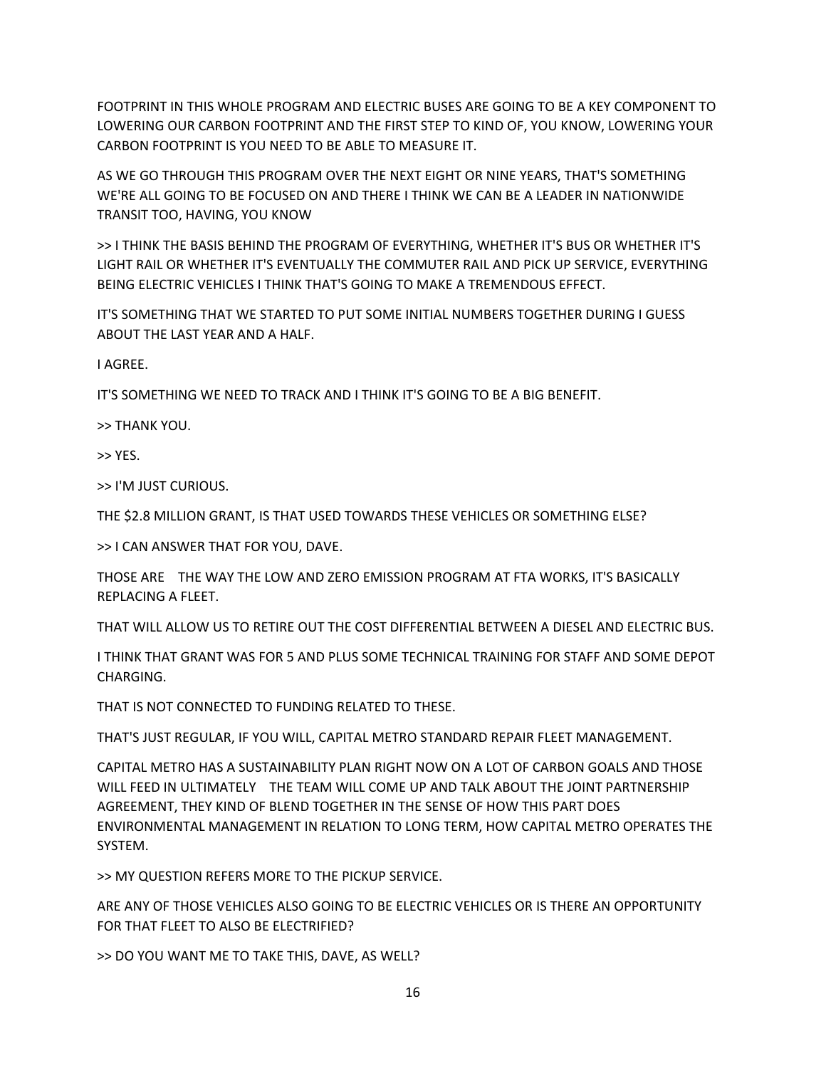FOOTPRINT IN THIS WHOLE PROGRAM AND ELECTRIC BUSES ARE GOING TO BE A KEY COMPONENT TO LOWERING OUR CARBON FOOTPRINT AND THE FIRST STEP TO KIND OF, YOU KNOW, LOWERING YOUR CARBON FOOTPRINT IS YOU NEED TO BE ABLE TO MEASURE IT.

AS WE GO THROUGH THIS PROGRAM OVER THE NEXT EIGHT OR NINE YEARS, THAT'S SOMETHING WE'RE ALL GOING TO BE FOCUSED ON AND THERE I THINK WE CAN BE A LEADER IN NATIONWIDE TRANSIT TOO, HAVING, YOU KNOW

>> I THINK THE BASIS BEHIND THE PROGRAM OF EVERYTHING, WHETHER IT'S BUS OR WHETHER IT'S LIGHT RAIL OR WHETHER IT'S EVENTUALLY THE COMMUTER RAIL AND PICK UP SERVICE, EVERYTHING BEING ELECTRIC VEHICLES I THINK THAT'S GOING TO MAKE A TREMENDOUS EFFECT.

IT'S SOMETHING THAT WE STARTED TO PUT SOME INITIAL NUMBERS TOGETHER DURING I GUESS ABOUT THE LAST YEAR AND A HALF.

I AGREE.

IT'S SOMETHING WE NEED TO TRACK AND I THINK IT'S GOING TO BE A BIG BENEFIT.

>> THANK YOU.

>> YES.

>> I'M JUST CURIOUS.

THE $2.8 MILLION GRANT, IS THAT USED TOWARDS THESE VEHICLES OR SOMETHING ELSE?

>> I CAN ANSWER THAT FOR YOU, DAVE.

THOSE ARE THE WAY THE LOW AND ZERO EMISSION PROGRAM AT FTA WORKS, IT'S BASICALLY REPLACING A FLEET.

THAT WILL ALLOW US TO RETIRE OUT THE COST DIFFERENTIAL BETWEEN A DIESEL AND ELECTRIC BUS.

I THINK THAT GRANT WAS FOR 5 AND PLUS SOME TECHNICAL TRAINING FOR STAFF AND SOME DEPOT CHARGING.

THAT IS NOT CONNECTED TO FUNDING RELATED TO THESE.

THAT'S JUST REGULAR, IF YOU WILL, CAPITAL METRO STANDARD REPAIR FLEET MANAGEMENT.

CAPITAL METRO HAS A SUSTAINABILITY PLAN RIGHT NOW ON A LOT OF CARBON GOALS AND THOSE WILL FEED IN ULTIMATELY THE TEAM WILL COME UP AND TALK ABOUT THE JOINT PARTNERSHIP AGREEMENT, THEY KIND OF BLEND TOGETHER IN THE SENSE OF HOW THIS PART DOES ENVIRONMENTAL MANAGEMENT IN RELATION TO LONG TERM, HOW CAPITAL METRO OPERATES THE SYSTEM.

>> MY QUESTION REFERS MORE TO THE PICKUP SERVICE.

ARE ANY OF THOSE VEHICLES ALSO GOING TO BE ELECTRIC VEHICLES OR IS THERE AN OPPORTUNITY FOR THAT FLEET TO ALSO BE ELECTRIFIED?

>> DO YOU WANT ME TO TAKE THIS, DAVE, AS WELL?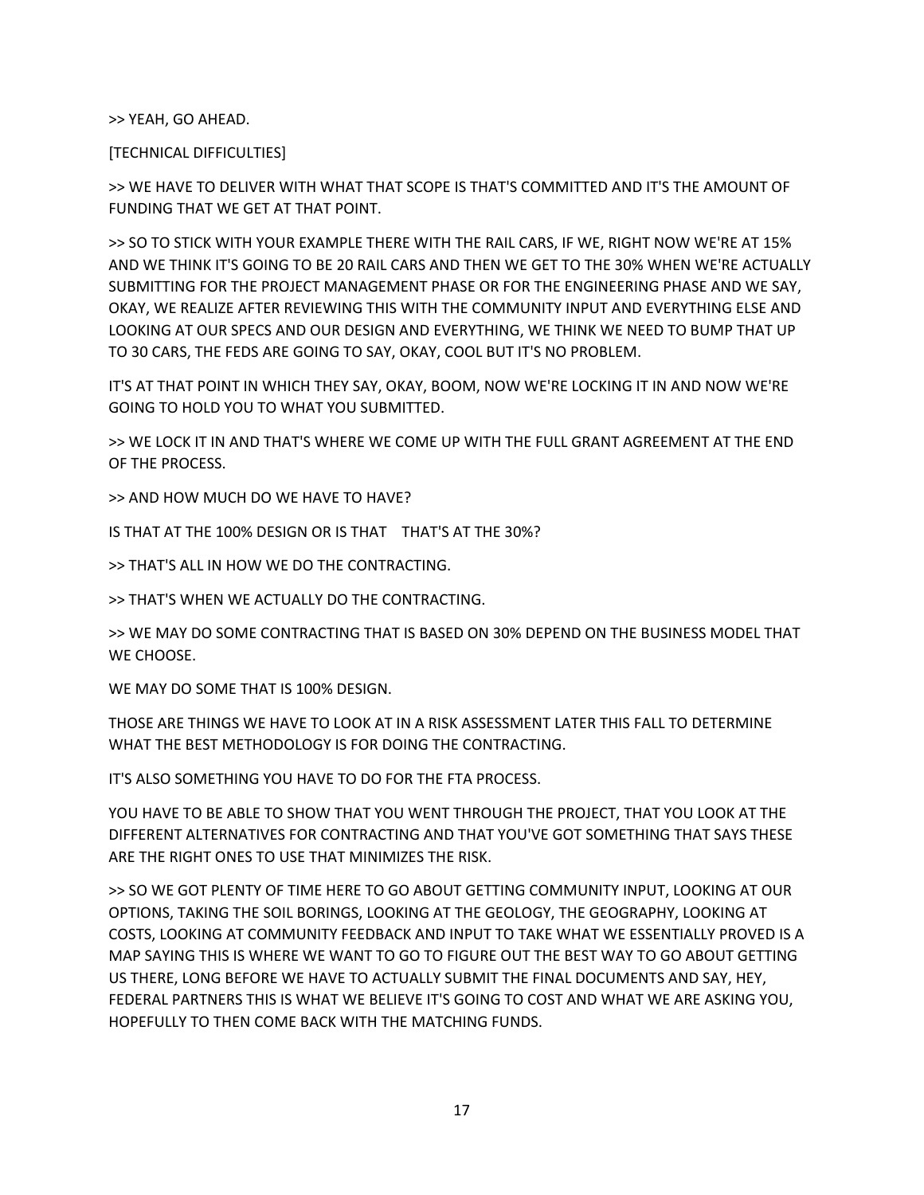>> YEAH, GO AHEAD.

[TECHNICAL DIFFICULTIES]

>> WE HAVE TO DELIVER WITH WHAT THAT SCOPE IS THAT'S COMMITTED AND IT'S THE AMOUNT OF FUNDING THAT WE GET AT THAT POINT.

>> SO TO STICK WITH YOUR EXAMPLE THERE WITH THE RAIL CARS, IF WE, RIGHT NOW WE'RE AT 15% AND WE THINK IT'S GOING TO BE 20 RAIL CARS AND THEN WE GET TO THE 30% WHEN WE'RE ACTUALLY SUBMITTING FOR THE PROJECT MANAGEMENT PHASE OR FOR THE ENGINEERING PHASE AND WE SAY, OKAY, WE REALIZE AFTER REVIEWING THIS WITH THE COMMUNITY INPUT AND EVERYTHING ELSE AND LOOKING AT OUR SPECS AND OUR DESIGN AND EVERYTHING, WE THINK WE NEED TO BUMP THAT UP TO 30 CARS, THE FEDS ARE GOING TO SAY, OKAY, COOL BUT IT'S NO PROBLEM.

IT'S AT THAT POINT IN WHICH THEY SAY, OKAY, BOOM, NOW WE'RE LOCKING IT IN AND NOW WE'RE GOING TO HOLD YOU TO WHAT YOU SUBMITTED.

>> WE LOCK IT IN AND THAT'S WHERE WE COME UP WITH THE FULL GRANT AGREEMENT AT THE END OF THE PROCESS.

>> AND HOW MUCH DO WE HAVE TO HAVE?

IS THAT AT THE 100% DESIGN OR IS THAT THAT'S AT THE 30%?

>> THAT'S ALL IN HOW WE DO THE CONTRACTING.

>> THAT'S WHEN WE ACTUALLY DO THE CONTRACTING.

>> WE MAY DO SOME CONTRACTING THAT IS BASED ON 30% DEPEND ON THE BUSINESS MODEL THAT WE CHOOSE.

WE MAY DO SOME THAT IS 100% DESIGN.

THOSE ARE THINGS WE HAVE TO LOOK AT IN A RISK ASSESSMENT LATER THIS FALL TO DETERMINE WHAT THE BEST METHODOLOGY IS FOR DOING THE CONTRACTING.

IT'S ALSO SOMETHING YOU HAVE TO DO FOR THE FTA PROCESS.

YOU HAVE TO BE ABLE TO SHOW THAT YOU WENT THROUGH THE PROJECT, THAT YOU LOOK AT THE DIFFERENT ALTERNATIVES FOR CONTRACTING AND THAT YOU'VE GOT SOMETHING THAT SAYS THESE ARE THE RIGHT ONES TO USE THAT MINIMIZES THE RISK.

>> SO WE GOT PLENTY OF TIME HERE TO GO ABOUT GETTING COMMUNITY INPUT, LOOKING AT OUR OPTIONS, TAKING THE SOIL BORINGS, LOOKING AT THE GEOLOGY, THE GEOGRAPHY, LOOKING AT COSTS, LOOKING AT COMMUNITY FEEDBACK AND INPUT TO TAKE WHAT WE ESSENTIALLY PROVED IS A MAP SAYING THIS IS WHERE WE WANT TO GO TO FIGURE OUT THE BEST WAY TO GO ABOUT GETTING US THERE, LONG BEFORE WE HAVE TO ACTUALLY SUBMIT THE FINAL DOCUMENTS AND SAY, HEY, FEDERAL PARTNERS THIS IS WHAT WE BELIEVE IT'S GOING TO COST AND WHAT WE ARE ASKING YOU, HOPEFULLY TO THEN COME BACK WITH THE MATCHING FUNDS.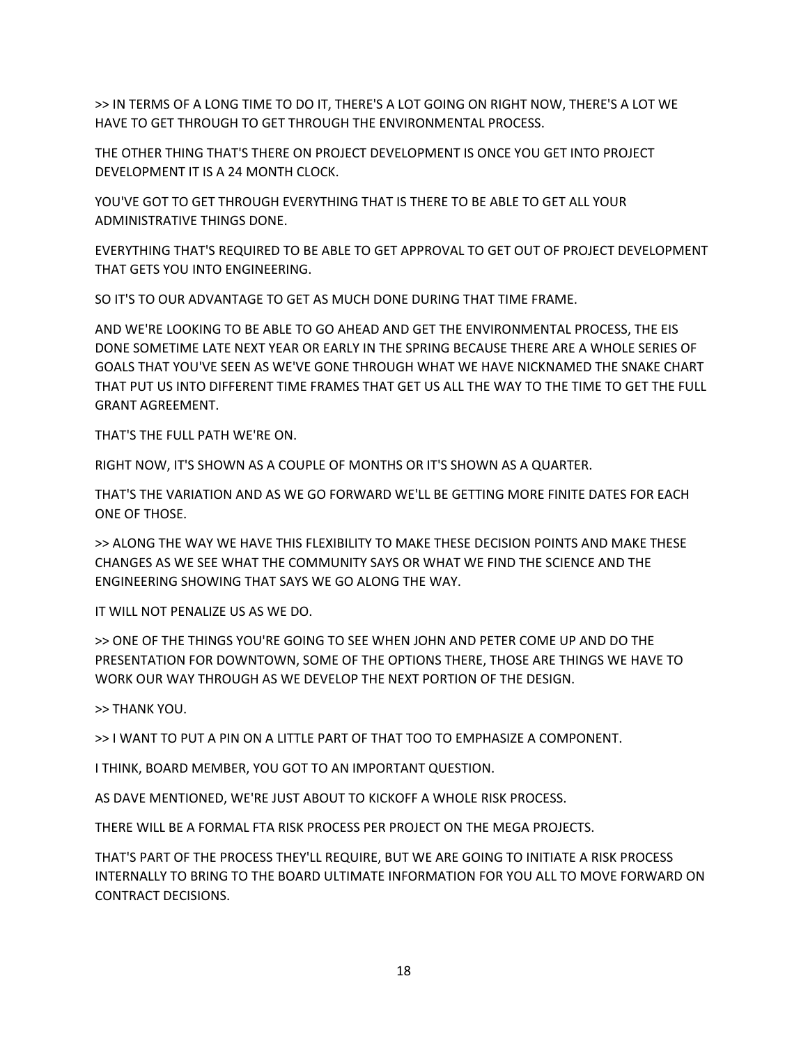>> IN TERMS OF A LONG TIME TO DO IT, THERE'S A LOT GOING ON RIGHT NOW, THERE'S A LOT WE HAVE TO GET THROUGH TO GET THROUGH THE ENVIRONMENTAL PROCESS.

THE OTHER THING THAT'S THERE ON PROJECT DEVELOPMENT IS ONCE YOU GET INTO PROJECT DEVELOPMENT IT IS A 24 MONTH CLOCK.

YOU'VE GOT TO GET THROUGH EVERYTHING THAT IS THERE TO BE ABLE TO GET ALL YOUR ADMINISTRATIVE THINGS DONE.

EVERYTHING THAT'S REQUIRED TO BE ABLE TO GET APPROVAL TO GET OUT OF PROJECT DEVELOPMENT THAT GETS YOU INTO ENGINEERING.

SO IT'S TO OUR ADVANTAGE TO GET AS MUCH DONE DURING THAT TIME FRAME.

AND WE'RE LOOKING TO BE ABLE TO GO AHEAD AND GET THE ENVIRONMENTAL PROCESS, THE EIS DONE SOMETIME LATE NEXT YEAR OR EARLY IN THE SPRING BECAUSE THERE ARE A WHOLE SERIES OF GOALS THAT YOU'VE SEEN AS WE'VE GONE THROUGH WHAT WE HAVE NICKNAMED THE SNAKE CHART THAT PUT US INTO DIFFERENT TIME FRAMES THAT GET US ALL THE WAY TO THE TIME TO GET THE FULL GRANT AGREEMENT.

THAT'S THE FULL PATH WE'RE ON.

RIGHT NOW, IT'S SHOWN AS A COUPLE OF MONTHS OR IT'S SHOWN AS A QUARTER.

THAT'S THE VARIATION AND AS WE GO FORWARD WE'LL BE GETTING MORE FINITE DATES FOR EACH ONE OF THOSE.

>> ALONG THE WAY WE HAVE THIS FLEXIBILITY TO MAKE THESE DECISION POINTS AND MAKE THESE CHANGES AS WE SEE WHAT THE COMMUNITY SAYS OR WHAT WE FIND THE SCIENCE AND THE ENGINEERING SHOWING THAT SAYS WE GO ALONG THE WAY.

IT WILL NOT PENALIZE US AS WE DO.

>> ONE OF THE THINGS YOU'RE GOING TO SEE WHEN JOHN AND PETER COME UP AND DO THE PRESENTATION FOR DOWNTOWN, SOME OF THE OPTIONS THERE, THOSE ARE THINGS WE HAVE TO WORK OUR WAY THROUGH AS WE DEVELOP THE NEXT PORTION OF THE DESIGN.

>> THANK YOU.

>> I WANT TO PUT A PIN ON A LITTLE PART OF THAT TOO TO EMPHASIZE A COMPONENT.

I THINK, BOARD MEMBER, YOU GOT TO AN IMPORTANT QUESTION.

AS DAVE MENTIONED, WE'RE JUST ABOUT TO KICKOFF A WHOLE RISK PROCESS.

THERE WILL BE A FORMAL FTA RISK PROCESS PER PROJECT ON THE MEGA PROJECTS.

THAT'S PART OF THE PROCESS THEY'LL REQUIRE, BUT WE ARE GOING TO INITIATE A RISK PROCESS INTERNALLY TO BRING TO THE BOARD ULTIMATE INFORMATION FOR YOU ALL TO MOVE FORWARD ON CONTRACT DECISIONS.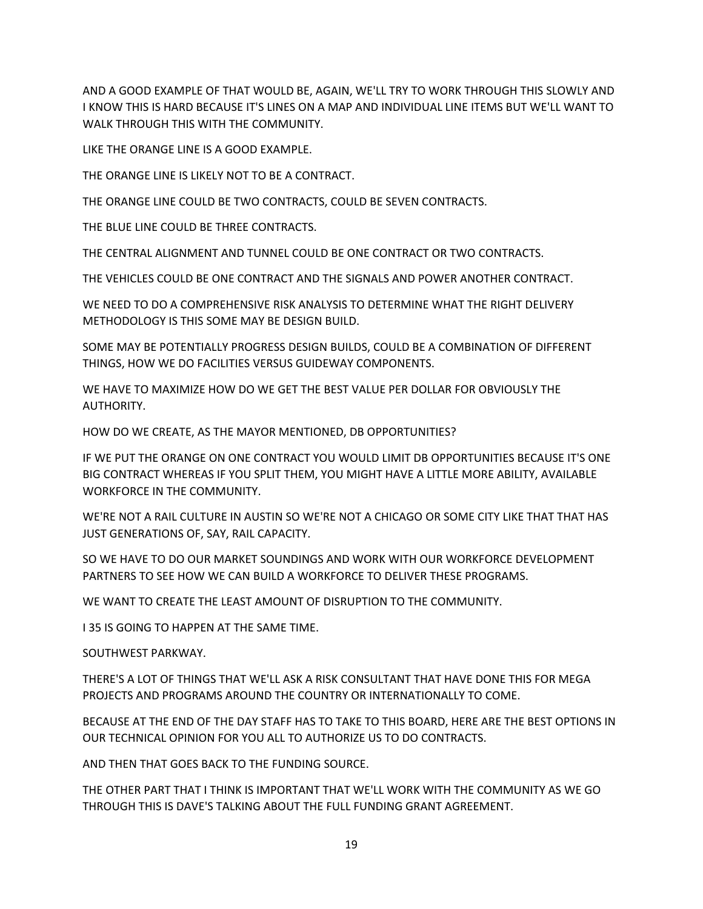AND A GOOD EXAMPLE OF THAT WOULD BE, AGAIN, WE'LL TRY TO WORK THROUGH THIS SLOWLY AND I KNOW THIS IS HARD BECAUSE IT'S LINES ON A MAP AND INDIVIDUAL LINE ITEMS BUT WE'LL WANT TO WALK THROUGH THIS WITH THE COMMUNITY.

LIKE THE ORANGE LINE IS A GOOD EXAMPLE.

THE ORANGE LINE IS LIKELY NOT TO BE A CONTRACT.

THE ORANGE LINE COULD BE TWO CONTRACTS, COULD BE SEVEN CONTRACTS.

THE BLUE LINE COULD BE THREE CONTRACTS.

THE CENTRAL ALIGNMENT AND TUNNEL COULD BE ONE CONTRACT OR TWO CONTRACTS.

THE VEHICLES COULD BE ONE CONTRACT AND THE SIGNALS AND POWER ANOTHER CONTRACT.

WE NEED TO DO A COMPREHENSIVE RISK ANALYSIS TO DETERMINE WHAT THE RIGHT DELIVERY METHODOLOGY IS THIS SOME MAY BE DESIGN BUILD.

SOME MAY BE POTENTIALLY PROGRESS DESIGN BUILDS, COULD BE A COMBINATION OF DIFFERENT THINGS, HOW WE DO FACILITIES VERSUS GUIDEWAY COMPONENTS.

WE HAVE TO MAXIMIZE HOW DO WE GET THE BEST VALUE PER DOLLAR FOR OBVIOUSLY THE AUTHORITY.

HOW DO WE CREATE, AS THE MAYOR MENTIONED, DB OPPORTUNITIES?

IF WE PUT THE ORANGE ON ONE CONTRACT YOU WOULD LIMIT DB OPPORTUNITIES BECAUSE IT'S ONE BIG CONTRACT WHEREAS IF YOU SPLIT THEM, YOU MIGHT HAVE A LITTLE MORE ABILITY, AVAILABLE WORKFORCE IN THE COMMUNITY.

WE'RE NOT A RAIL CULTURE IN AUSTIN SO WE'RE NOT A CHICAGO OR SOME CITY LIKE THAT THAT HAS JUST GENERATIONS OF, SAY, RAIL CAPACITY.

SO WE HAVE TO DO OUR MARKET SOUNDINGS AND WORK WITH OUR WORKFORCE DEVELOPMENT PARTNERS TO SEE HOW WE CAN BUILD A WORKFORCE TO DELIVER THESE PROGRAMS.

WE WANT TO CREATE THE LEAST AMOUNT OF DISRUPTION TO THE COMMUNITY.

I 35 IS GOING TO HAPPEN AT THE SAME TIME.

SOUTHWEST PARKWAY.

THERE'S A LOT OF THINGS THAT WE'LL ASK A RISK CONSULTANT THAT HAVE DONE THIS FOR MEGA PROJECTS AND PROGRAMS AROUND THE COUNTRY OR INTERNATIONALLY TO COME.

BECAUSE AT THE END OF THE DAY STAFF HAS TO TAKE TO THIS BOARD, HERE ARE THE BEST OPTIONS IN OUR TECHNICAL OPINION FOR YOU ALL TO AUTHORIZE US TO DO CONTRACTS.

AND THEN THAT GOES BACK TO THE FUNDING SOURCE.

THE OTHER PART THAT I THINK IS IMPORTANT THAT WE'LL WORK WITH THE COMMUNITY AS WE GO THROUGH THIS IS DAVE'S TALKING ABOUT THE FULL FUNDING GRANT AGREEMENT.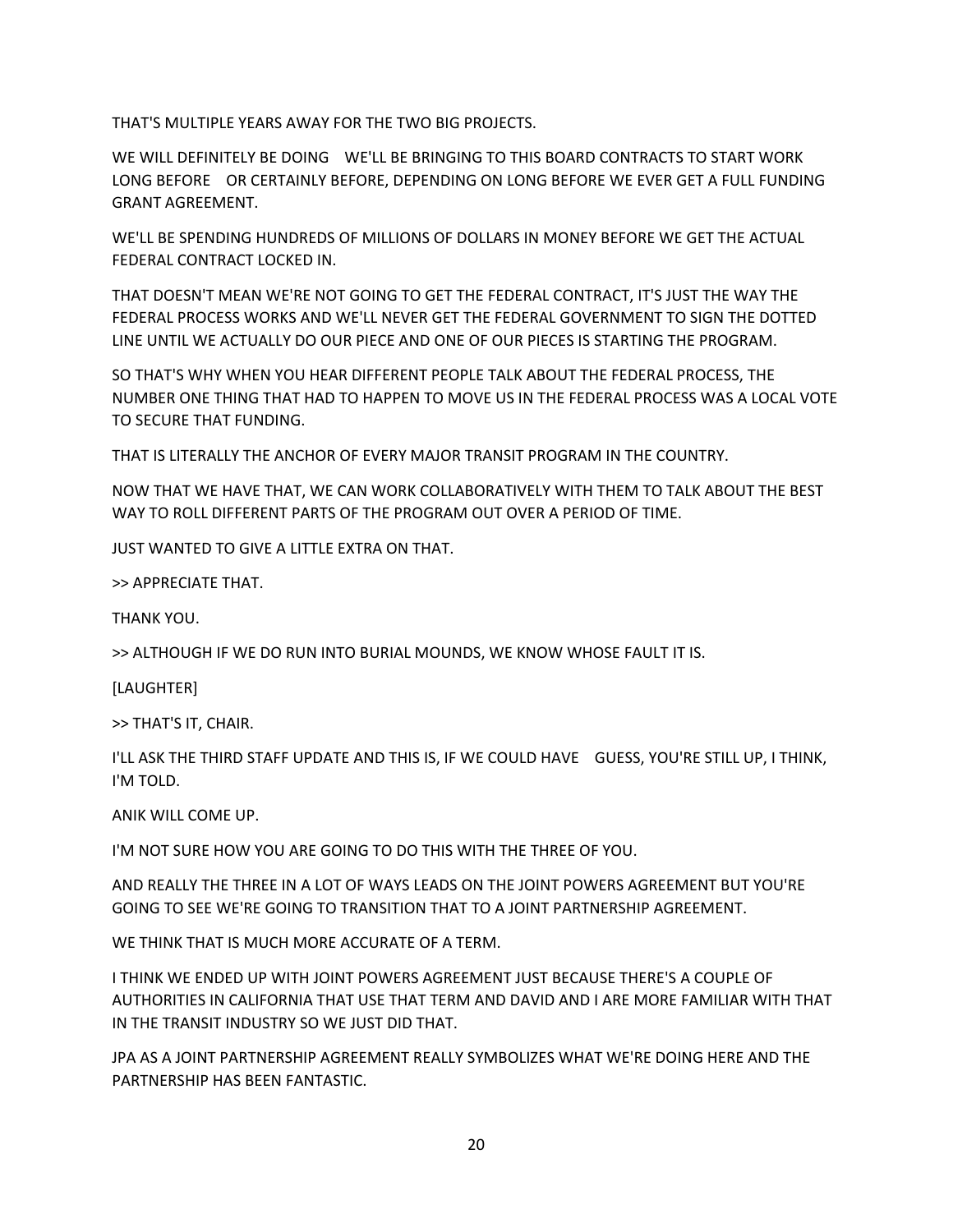THAT'S MULTIPLE YEARS AWAY FOR THE TWO BIG PROJECTS.

WE WILL DEFINITELY BE DOING WE'LL BE BRINGING TO THIS BOARD CONTRACTS TO START WORK LONG BEFORE OR CERTAINLY BEFORE, DEPENDING ON LONG BEFORE WE EVER GET A FULL FUNDING GRANT AGREEMENT.

WE'LL BE SPENDING HUNDREDS OF MILLIONS OF DOLLARS IN MONEY BEFORE WE GET THE ACTUAL FEDERAL CONTRACT LOCKED IN.

THAT DOESN'T MEAN WE'RE NOT GOING TO GET THE FEDERAL CONTRACT, IT'S JUST THE WAY THE FEDERAL PROCESS WORKS AND WE'LL NEVER GET THE FEDERAL GOVERNMENT TO SIGN THE DOTTED LINE UNTIL WE ACTUALLY DO OUR PIECE AND ONE OF OUR PIECES IS STARTING THE PROGRAM.

SO THAT'S WHY WHEN YOU HEAR DIFFERENT PEOPLE TALK ABOUT THE FEDERAL PROCESS, THE NUMBER ONE THING THAT HAD TO HAPPEN TO MOVE US IN THE FEDERAL PROCESS WAS A LOCAL VOTE TO SECURE THAT FUNDING.

THAT IS LITERALLY THE ANCHOR OF EVERY MAJOR TRANSIT PROGRAM IN THE COUNTRY.

NOW THAT WE HAVE THAT, WE CAN WORK COLLABORATIVELY WITH THEM TO TALK ABOUT THE BEST WAY TO ROLL DIFFERENT PARTS OF THE PROGRAM OUT OVER A PERIOD OF TIME.

JUST WANTED TO GIVE A LITTLE EXTRA ON THAT.

>> APPRECIATE THAT.

THANK YOU.

>> ALTHOUGH IF WE DO RUN INTO BURIAL MOUNDS, WE KNOW WHOSE FAULT IT IS.

[LAUGHTER]

>> THAT'S IT, CHAIR.

I'LL ASK THE THIRD STAFF UPDATE AND THIS IS, IF WE COULD HAVE GUESS, YOU'RE STILL UP, I THINK, I'M TOLD.

ANIK WILL COME UP.

I'M NOT SURE HOW YOU ARE GOING TO DO THIS WITH THE THREE OF YOU.

AND REALLY THE THREE IN A LOT OF WAYS LEADS ON THE JOINT POWERS AGREEMENT BUT YOU'RE GOING TO SEE WE'RE GOING TO TRANSITION THAT TO A JOINT PARTNERSHIP AGREEMENT.

WE THINK THAT IS MUCH MORE ACCURATE OF A TERM.

I THINK WE ENDED UP WITH JOINT POWERS AGREEMENT JUST BECAUSE THERE'S A COUPLE OF AUTHORITIES IN CALIFORNIA THAT USE THAT TERM AND DAVID AND I ARE MORE FAMILIAR WITH THAT IN THE TRANSIT INDUSTRY SO WE JUST DID THAT.

JPA AS A JOINT PARTNERSHIP AGREEMENT REALLY SYMBOLIZES WHAT WE'RE DOING HERE AND THE PARTNERSHIP HAS BEEN FANTASTIC.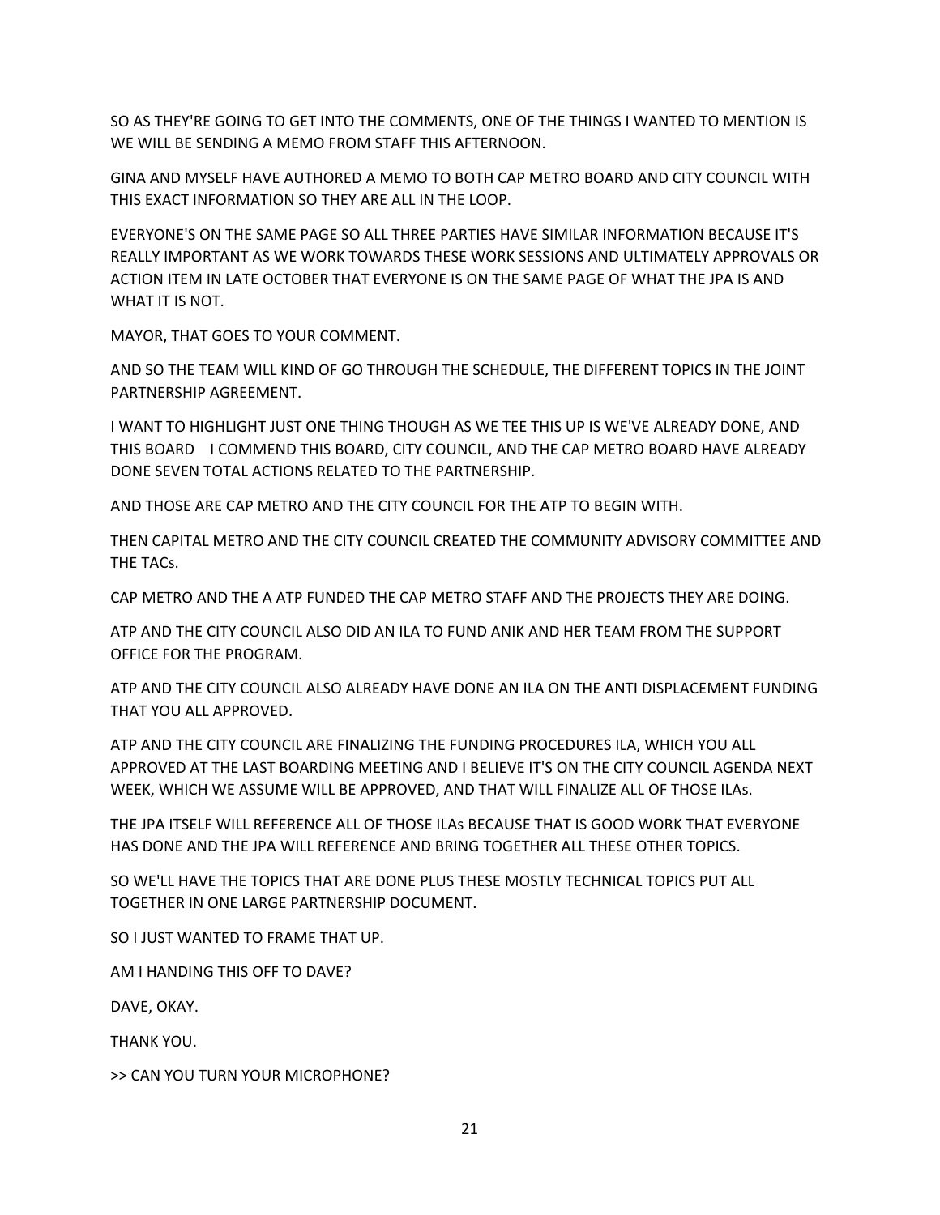SO AS THEY'RE GOING TO GET INTO THE COMMENTS, ONE OF THE THINGS I WANTED TO MENTION IS WE WILL BE SENDING A MEMO FROM STAFF THIS AFTERNOON.

GINA AND MYSELF HAVE AUTHORED A MEMO TO BOTH CAP METRO BOARD AND CITY COUNCIL WITH THIS EXACT INFORMATION SO THEY ARE ALL IN THE LOOP.

EVERYONE'S ON THE SAME PAGE SO ALL THREE PARTIES HAVE SIMILAR INFORMATION BECAUSE IT'S REALLY IMPORTANT AS WE WORK TOWARDS THESE WORK SESSIONS AND ULTIMATELY APPROVALS OR ACTION ITEM IN LATE OCTOBER THAT EVERYONE IS ON THE SAME PAGE OF WHAT THE JPA IS AND WHAT IT IS NOT.

MAYOR, THAT GOES TO YOUR COMMENT.

AND SO THE TEAM WILL KIND OF GO THROUGH THE SCHEDULE, THE DIFFERENT TOPICS IN THE JOINT PARTNERSHIP AGREEMENT.

I WANT TO HIGHLIGHT JUST ONE THING THOUGH AS WE TEE THIS UP IS WE'VE ALREADY DONE, AND THIS BOARD   I COMMEND THIS BOARD, CITY COUNCIL, AND THE CAP METRO BOARD HAVE ALREADY DONE SEVEN TOTAL ACTIONS RELATED TO THE PARTNERSHIP.

AND THOSE ARE CAP METRO AND THE CITY COUNCIL FOR THE ATP TO BEGIN WITH.

THEN CAPITAL METRO AND THE CITY COUNCIL CREATED THE COMMUNITY ADVISORY COMMITTEE AND THE TACs.

CAP METRO AND THE A ATP FUNDED THE CAP METRO STAFF AND THE PROJECTS THEY ARE DOING.

ATP AND THE CITY COUNCIL ALSO DID AN ILA TO FUND ANIK AND HER TEAM FROM THE SUPPORT OFFICE FOR THE PROGRAM.

ATP AND THE CITY COUNCIL ALSO ALREADY HAVE DONE AN ILA ON THE ANTI DISPLACEMENT FUNDING THAT YOU ALL APPROVED.

ATP AND THE CITY COUNCIL ARE FINALIZING THE FUNDING PROCEDURES ILA, WHICH YOU ALL APPROVED AT THE LAST BOARDING MEETING AND I BELIEVE IT'S ON THE CITY COUNCIL AGENDA NEXT WEEK, WHICH WE ASSUME WILL BE APPROVED, AND THAT WILL FINALIZE ALL OF THOSE ILAs.

THE JPA ITSELF WILL REFERENCE ALL OF THOSE ILAs BECAUSE THAT IS GOOD WORK THAT EVERYONE HAS DONE AND THE JPA WILL REFERENCE AND BRING TOGETHER ALL THESE OTHER TOPICS.

SO WE'LL HAVE THE TOPICS THAT ARE DONE PLUS THESE MOSTLY TECHNICAL TOPICS PUT ALL TOGETHER IN ONE LARGE PARTNERSHIP DOCUMENT.

SO I JUST WANTED TO FRAME THAT UP.

AM I HANDING THIS OFF TO DAVE?

DAVE, OKAY.

THANK YOU.

>> CAN YOU TURN YOUR MICROPHONE?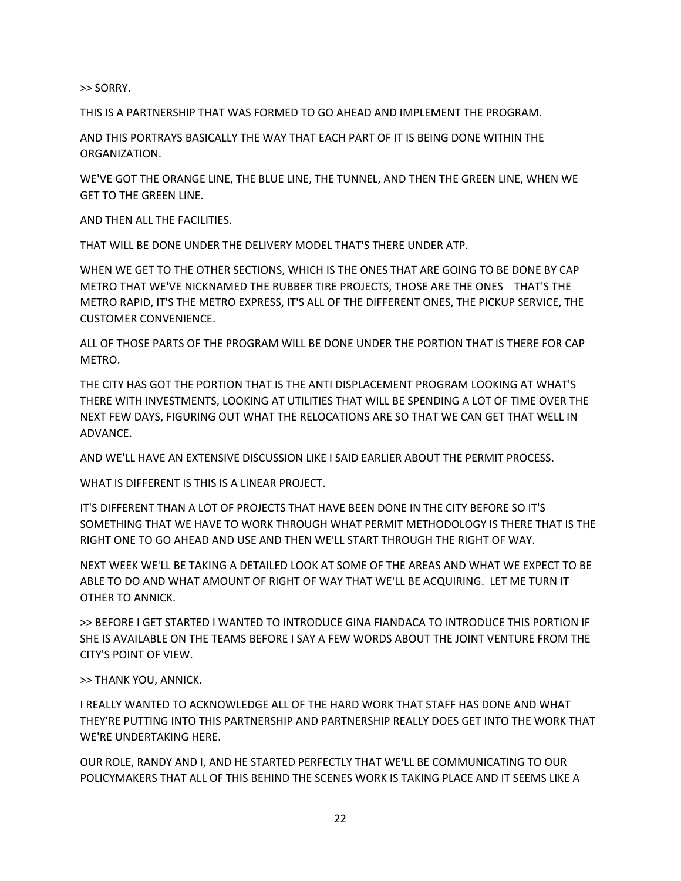>> SORRY.

THIS IS A PARTNERSHIP THAT WAS FORMED TO GO AHEAD AND IMPLEMENT THE PROGRAM.

AND THIS PORTRAYS BASICALLY THE WAY THAT EACH PART OF IT IS BEING DONE WITHIN THE ORGANIZATION.

WE'VE GOT THE ORANGE LINE, THE BLUE LINE, THE TUNNEL, AND THEN THE GREEN LINE, WHEN WE GET TO THE GREEN LINE.

AND THEN ALL THE FACILITIES.

THAT WILL BE DONE UNDER THE DELIVERY MODEL THAT'S THERE UNDER ATP.

WHEN WE GET TO THE OTHER SECTIONS, WHICH IS THE ONES THAT ARE GOING TO BE DONE BY CAP METRO THAT WE'VE NICKNAMED THE RUBBER TIRE PROJECTS, THOSE ARE THE ONES    THAT'S THE METRO RAPID, IT'S THE METRO EXPRESS, IT'S ALL OF THE DIFFERENT ONES, THE PICKUP SERVICE, THE CUSTOMER CONVENIENCE.

ALL OF THOSE PARTS OF THE PROGRAM WILL BE DONE UNDER THE PORTION THAT IS THERE FOR CAP METRO.

THE CITY HAS GOT THE PORTION THAT IS THE ANTI DISPLACEMENT PROGRAM LOOKING AT WHAT'S THERE WITH INVESTMENTS, LOOKING AT UTILITIES THAT WILL BE SPENDING A LOT OF TIME OVER THE NEXT FEW DAYS, FIGURING OUT WHAT THE RELOCATIONS ARE SO THAT WE CAN GET THAT WELL IN ADVANCE.

AND WE'LL HAVE AN EXTENSIVE DISCUSSION LIKE I SAID EARLIER ABOUT THE PERMIT PROCESS.

WHAT IS DIFFERENT IS THIS IS A LINEAR PROJECT.

IT'S DIFFERENT THAN A LOT OF PROJECTS THAT HAVE BEEN DONE IN THE CITY BEFORE SO IT'S SOMETHING THAT WE HAVE TO WORK THROUGH WHAT PERMIT METHODOLOGY IS THERE THAT IS THE RIGHT ONE TO GO AHEAD AND USE AND THEN WE'LL START THROUGH THE RIGHT OF WAY.

NEXT WEEK WE'LL BE TAKING A DETAILED LOOK AT SOME OF THE AREAS AND WHAT WE EXPECT TO BE ABLE TO DO AND WHAT AMOUNT OF RIGHT OF WAY THAT WE'LL BE ACQUIRING.  LET ME TURN IT OTHER TO ANNICK.

>> BEFORE I GET STARTED I WANTED TO INTRODUCE GINA FIANDACA TO INTRODUCE THIS PORTION IF SHE IS AVAILABLE ON THE TEAMS BEFORE I SAY A FEW WORDS ABOUT THE JOINT VENTURE FROM THE CITY'S POINT OF VIEW.

>> THANK YOU, ANNICK.

I REALLY WANTED TO ACKNOWLEDGE ALL OF THE HARD WORK THAT STAFF HAS DONE AND WHAT THEY'RE PUTTING INTO THIS PARTNERSHIP AND PARTNERSHIP REALLY DOES GET INTO THE WORK THAT WE'RE UNDERTAKING HERE.

OUR ROLE, RANDY AND I, AND HE STARTED PERFECTLY THAT WE'LL BE COMMUNICATING TO OUR POLICYMAKERS THAT ALL OF THIS BEHIND THE SCENES WORK IS TAKING PLACE AND IT SEEMS LIKE A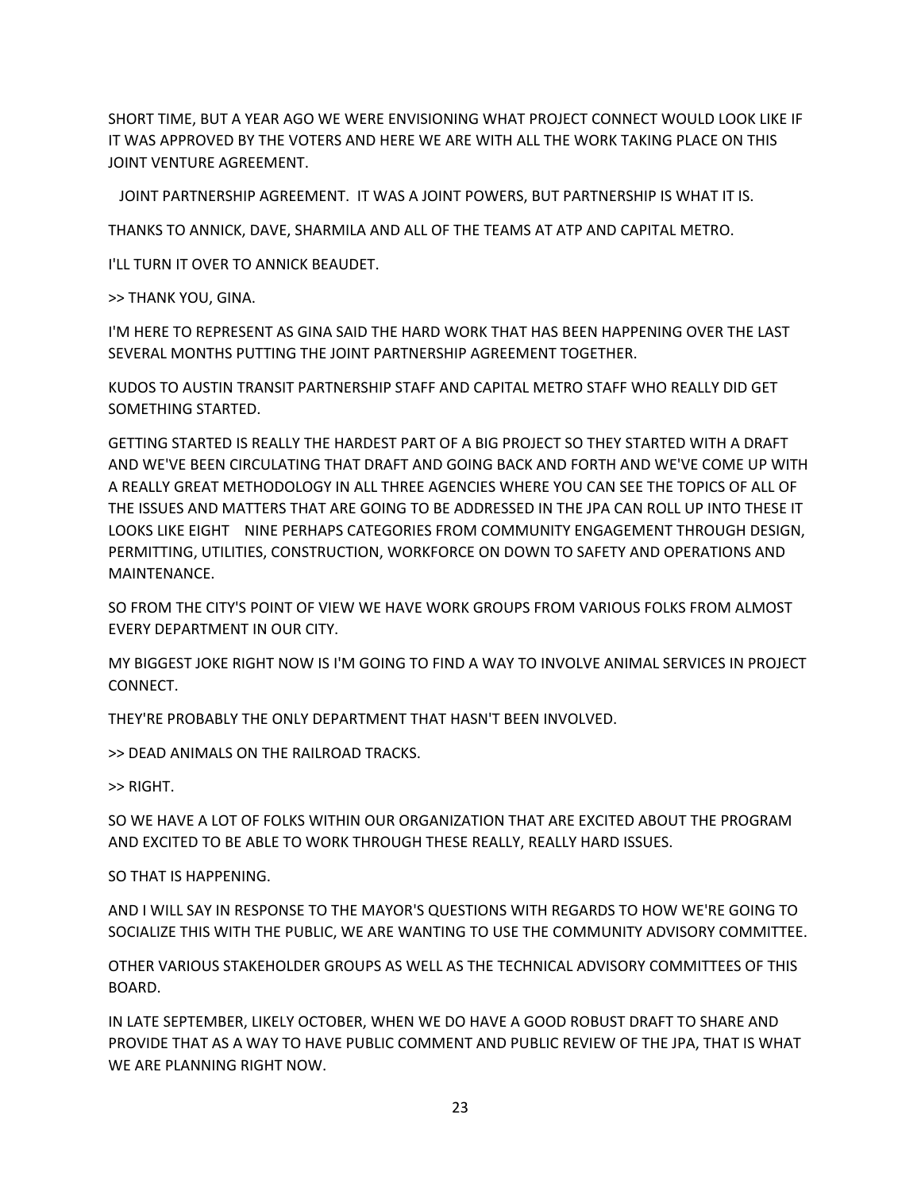SHORT TIME, BUT A YEAR AGO WE WERE ENVISIONING WHAT PROJECT CONNECT WOULD LOOK LIKE IF IT WAS APPROVED BY THE VOTERS AND HERE WE ARE WITH ALL THE WORK TAKING PLACE ON THIS JOINT VENTURE AGREEMENT.

JOINT PARTNERSHIP AGREEMENT. IT WAS A JOINT POWERS, BUT PARTNERSHIP IS WHAT IT IS.

THANKS TO ANNICK, DAVE, SHARMILA AND ALL OF THE TEAMS AT ATP AND CAPITAL METRO.

I'LL TURN IT OVER TO ANNICK BEAUDET.

>> THANK YOU, GINA.

I'M HERE TO REPRESENT AS GINA SAID THE HARD WORK THAT HAS BEEN HAPPENING OVER THE LAST SEVERAL MONTHS PUTTING THE JOINT PARTNERSHIP AGREEMENT TOGETHER.

KUDOS TO AUSTIN TRANSIT PARTNERSHIP STAFF AND CAPITAL METRO STAFF WHO REALLY DID GET SOMETHING STARTED.

GETTING STARTED IS REALLY THE HARDEST PART OF A BIG PROJECT SO THEY STARTED WITH A DRAFT AND WE'VE BEEN CIRCULATING THAT DRAFT AND GOING BACK AND FORTH AND WE'VE COME UP WITH A REALLY GREAT METHODOLOGY IN ALL THREE AGENCIES WHERE YOU CAN SEE THE TOPICS OF ALL OF THE ISSUES AND MATTERS THAT ARE GOING TO BE ADDRESSED IN THE JPA CAN ROLL UP INTO THESE IT LOOKS LIKE EIGHT NINE PERHAPS CATEGORIES FROM COMMUNITY ENGAGEMENT THROUGH DESIGN, PERMITTING, UTILITIES, CONSTRUCTION, WORKFORCE ON DOWN TO SAFETY AND OPERATIONS AND MAINTENANCE.

SO FROM THE CITY'S POINT OF VIEW WE HAVE WORK GROUPS FROM VARIOUS FOLKS FROM ALMOST EVERY DEPARTMENT IN OUR CITY.

MY BIGGEST JOKE RIGHT NOW IS I'M GOING TO FIND A WAY TO INVOLVE ANIMAL SERVICES IN PROJECT CONNECT.

THEY'RE PROBABLY THE ONLY DEPARTMENT THAT HASN'T BEEN INVOLVED.

>> DEAD ANIMALS ON THE RAILROAD TRACKS.

>> RIGHT.

SO WE HAVE A LOT OF FOLKS WITHIN OUR ORGANIZATION THAT ARE EXCITED ABOUT THE PROGRAM AND EXCITED TO BE ABLE TO WORK THROUGH THESE REALLY, REALLY HARD ISSUES.

SO THAT IS HAPPENING.

AND I WILL SAY IN RESPONSE TO THE MAYOR'S QUESTIONS WITH REGARDS TO HOW WE'RE GOING TO SOCIALIZE THIS WITH THE PUBLIC, WE ARE WANTING TO USE THE COMMUNITY ADVISORY COMMITTEE.

OTHER VARIOUS STAKEHOLDER GROUPS AS WELL AS THE TECHNICAL ADVISORY COMMITTEES OF THIS BOARD.

IN LATE SEPTEMBER, LIKELY OCTOBER, WHEN WE DO HAVE A GOOD ROBUST DRAFT TO SHARE AND PROVIDE THAT AS A WAY TO HAVE PUBLIC COMMENT AND PUBLIC REVIEW OF THE JPA, THAT IS WHAT WE ARE PLANNING RIGHT NOW.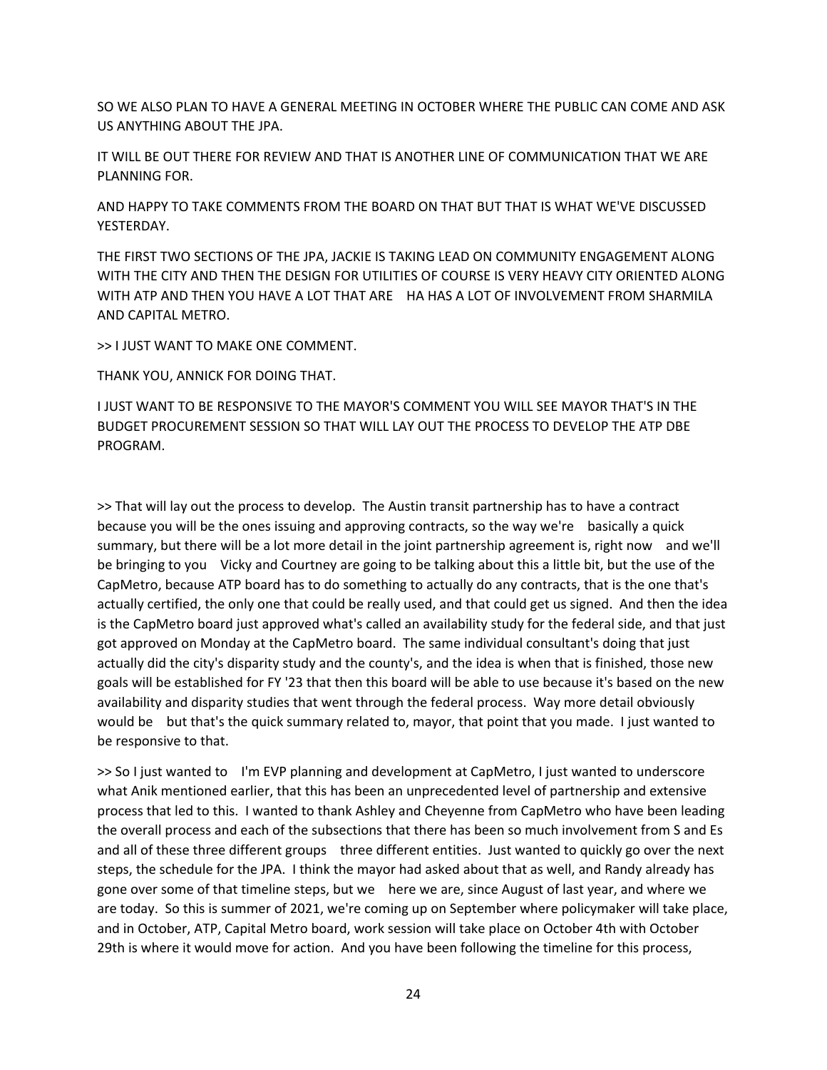SO WE ALSO PLAN TO HAVE A GENERAL MEETING IN OCTOBER WHERE THE PUBLIC CAN COME AND ASK US ANYTHING ABOUT THE JPA.

IT WILL BE OUT THERE FOR REVIEW AND THAT IS ANOTHER LINE OF COMMUNICATION THAT WE ARE PLANNING FOR.

AND HAPPY TO TAKE COMMENTS FROM THE BOARD ON THAT BUT THAT IS WHAT WE'VE DISCUSSED YESTERDAY.

THE FIRST TWO SECTIONS OF THE JPA, JACKIE IS TAKING LEAD ON COMMUNITY ENGAGEMENT ALONG WITH THE CITY AND THEN THE DESIGN FOR UTILITIES OF COURSE IS VERY HEAVY CITY ORIENTED ALONG WITH ATP AND THEN YOU HAVE A LOT THAT ARE    HA HAS A LOT OF INVOLVEMENT FROM SHARMILA AND CAPITAL METRO.

>> I JUST WANT TO MAKE ONE COMMENT.

THANK YOU, ANNICK FOR DOING THAT.

I JUST WANT TO BE RESPONSIVE TO THE MAYOR'S COMMENT YOU WILL SEE MAYOR THAT'S IN THE BUDGET PROCUREMENT SESSION SO THAT WILL LAY OUT THE PROCESS TO DEVELOP THE ATP DBE PROGRAM.

>> That will lay out the process to develop. The Austin transit partnership has to have a contract because you will be the ones issuing and approving contracts, so the way we're    basically a quick summary, but there will be a lot more detail in the joint partnership agreement is, right now    and we'll be bringing to you    Vicky and Courtney are going to be talking about this a little bit, but the use of the CapMetro, because ATP board has to do something to actually do any contracts, that is the one that's actually certified, the only one that could be really used, and that could get us signed. And then the idea is the CapMetro board just approved what's called an availability study for the federal side, and that just got approved on Monday at the CapMetro board. The same individual consultant's doing that just actually did the city's disparity study and the county's, and the idea is when that is finished, those new goals will be established for FY '23 that then this board will be able to use because it's based on the new availability and disparity studies that went through the federal process. Way more detail obviously would be    but that's the quick summary related to, mayor, that point that you made. I just wanted to be responsive to that.

>> So I just wanted to    I'm EVP planning and development at CapMetro, I just wanted to underscore what Anik mentioned earlier, that this has been an unprecedented level of partnership and extensive process that led to this. I wanted to thank Ashley and Cheyenne from CapMetro who have been leading the overall process and each of the subsections that there has been so much involvement from S and Es and all of these three different groups    three different entities. Just wanted to quickly go over the next steps, the schedule for the JPA. I think the mayor had asked about that as well, and Randy already has gone over some of that timeline steps, but we    here we are, since August of last year, and where we are today. So this is summer of 2021, we're coming up on September where policymaker will take place, and in October, ATP, Capital Metro board, work session will take place on October 4th with October 29th is where it would move for action. And you have been following the timeline for this process,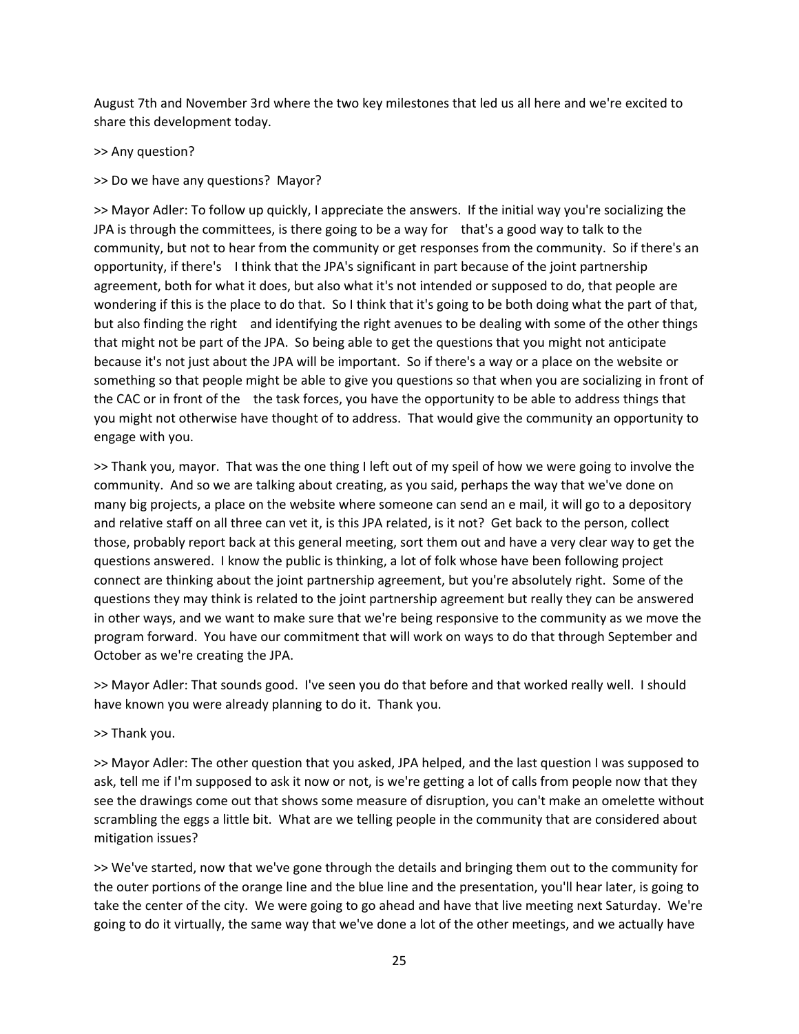August 7th and November 3rd where the two key milestones that led us all here and we're excited to share this development today.

>> Any question?

>> Do we have any questions? Mayor?

>> Mayor Adler: To follow up quickly, I appreciate the answers. If the initial way you're socializing the JPA is through the committees, is there going to be a way for that's a good way to talk to the community, but not to hear from the community or get responses from the community. So if there's an opportunity, if there's I think that the JPA's significant in part because of the joint partnership agreement, both for what it does, but also what it's not intended or supposed to do, that people are wondering if this is the place to do that. So I think that it's going to be both doing what the part of that, but also finding the right and identifying the right avenues to be dealing with some of the other things that might not be part of the JPA. So being able to get the questions that you might not anticipate because it's not just about the JPA will be important. So if there's a way or a place on the website or something so that people might be able to give you questions so that when you are socializing in front of the CAC or in front of the the task forces, you have the opportunity to be able to address things that you might not otherwise have thought of to address. That would give the community an opportunity to engage with you.

>> Thank you, mayor. That was the one thing I left out of my speil of how we were going to involve the community. And so we are talking about creating, as you said, perhaps the way that we've done on many big projects, a place on the website where someone can send an e mail, it will go to a depository and relative staff on all three can vet it, is this JPA related, is it not? Get back to the person, collect those, probably report back at this general meeting, sort them out and have a very clear way to get the questions answered. I know the public is thinking, a lot of folk whose have been following project connect are thinking about the joint partnership agreement, but you're absolutely right. Some of the questions they may think is related to the joint partnership agreement but really they can be answered in other ways, and we want to make sure that we're being responsive to the community as we move the program forward. You have our commitment that will work on ways to do that through September and October as we're creating the JPA.

>> Mayor Adler: That sounds good. I've seen you do that before and that worked really well. I should have known you were already planning to do it. Thank you.

>> Thank you.

>> Mayor Adler: The other question that you asked, JPA helped, and the last question I was supposed to ask, tell me if I'm supposed to ask it now or not, is we're getting a lot of calls from people now that they see the drawings come out that shows some measure of disruption, you can't make an omelette without scrambling the eggs a little bit. What are we telling people in the community that are considered about mitigation issues?

>> We've started, now that we've gone through the details and bringing them out to the community for the outer portions of the orange line and the blue line and the presentation, you'll hear later, is going to take the center of the city. We were going to go ahead and have that live meeting next Saturday. We're going to do it virtually, the same way that we've done a lot of the other meetings, and we actually have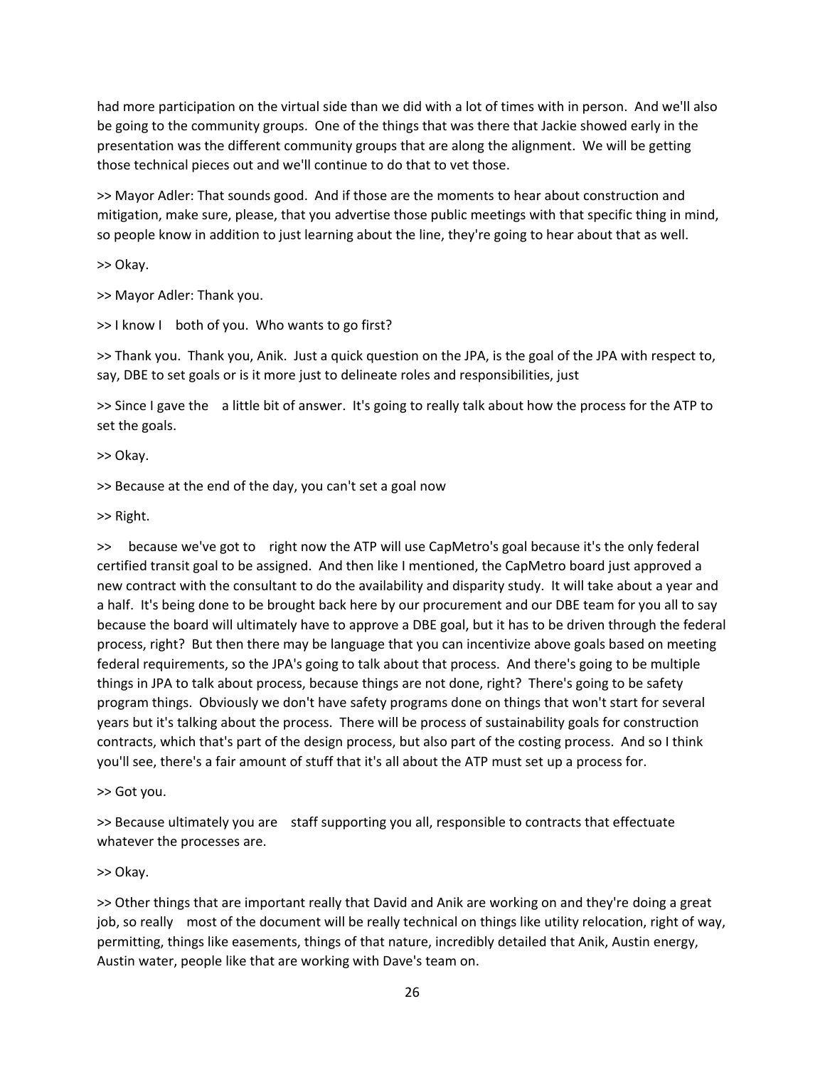had more participation on the virtual side than we did with a lot of times with in person. And we'll also be going to the community groups. One of the things that was there that Jackie showed early in the presentation was the different community groups that are along the alignment. We will be getting those technical pieces out and we'll continue to do that to vet those.

>> Mayor Adler: That sounds good. And if those are the moments to hear about construction and mitigation, make sure, please, that you advertise those public meetings with that specific thing in mind, so people know in addition to just learning about the line, they're going to hear about that as well.

>> Okay.

>> Mayor Adler: Thank you.

>> I know I both of you. Who wants to go first?

>> Thank you. Thank you, Anik. Just a quick question on the JPA, is the goal of the JPA with respect to, say, DBE to set goals or is it more just to delineate roles and responsibilities, just

>> Since I gave the a little bit of answer. It's going to really talk about how the process for the ATP to set the goals.

>> Okay.

>> Because at the end of the day, you can't set a goal now

>> Right.

>> because we've got to right now the ATP will use CapMetro's goal because it's the only federal certified transit goal to be assigned. And then like I mentioned, the CapMetro board just approved a new contract with the consultant to do the availability and disparity study. It will take about a year and a half. It's being done to be brought back here by our procurement and our DBE team for you all to say because the board will ultimately have to approve a DBE goal, but it has to be driven through the federal process, right? But then there may be language that you can incentivize above goals based on meeting federal requirements, so the JPA's going to talk about that process. And there's going to be multiple things in JPA to talk about process, because things are not done, right? There's going to be safety program things. Obviously we don't have safety programs done on things that won't start for several years but it's talking about the process. There will be process of sustainability goals for construction contracts, which that's part of the design process, but also part of the costing process. And so I think you'll see, there's a fair amount of stuff that it's all about the ATP must set up a process for.

>> Got you.

>> Because ultimately you are staff supporting you all, responsible to contracts that effectuate whatever the processes are.

>> Okay.

>> Other things that are important really that David and Anik are working on and they're doing a great job, so really most of the document will be really technical on things like utility relocation, right of way, permitting, things like easements, things of that nature, incredibly detailed that Anik, Austin energy, Austin water, people like that are working with Dave's team on.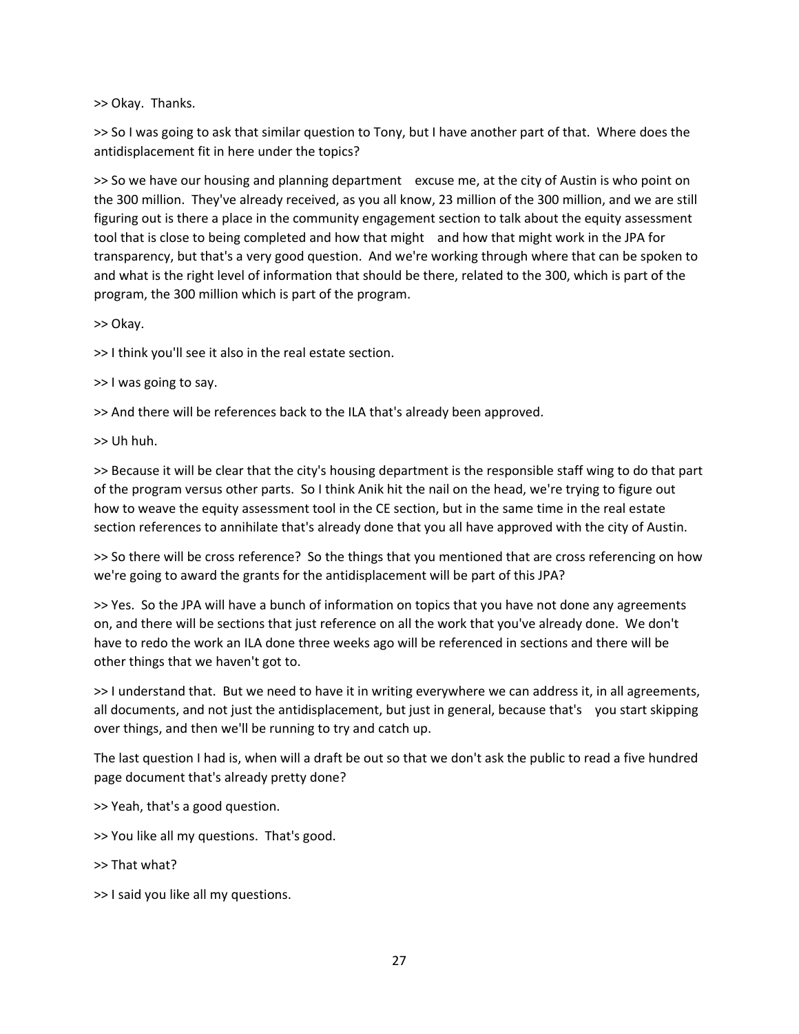>> Okay. Thanks.

>> So I was going to ask that similar question to Tony, but I have another part of that. Where does the antidisplacement fit in here under the topics?

>> So we have our housing and planning department excuse me, at the city of Austin is who point on the 300 million. They've already received, as you all know, 23 million of the 300 million, and we are still figuring out is there a place in the community engagement section to talk about the equity assessment tool that is close to being completed and how that might and how that might work in the JPA for transparency, but that's a very good question. And we're working through where that can be spoken to and what is the right level of information that should be there, related to the 300, which is part of the program, the 300 million which is part of the program.

>> Okay.

>> I think you'll see it also in the real estate section.

>> I was going to say.

>> And there will be references back to the ILA that's already been approved.

>> Uh huh.

>> Because it will be clear that the city's housing department is the responsible staff wing to do that part of the program versus other parts. So I think Anik hit the nail on the head, we're trying to figure out how to weave the equity assessment tool in the CE section, but in the same time in the real estate section references to annihilate that's already done that you all have approved with the city of Austin.

>> So there will be cross reference? So the things that you mentioned that are cross referencing on how we're going to award the grants for the antidisplacement will be part of this JPA?

>> Yes. So the JPA will have a bunch of information on topics that you have not done any agreements on, and there will be sections that just reference on all the work that you've already done. We don't have to redo the work an ILA done three weeks ago will be referenced in sections and there will be other things that we haven't got to.

>> I understand that. But we need to have it in writing everywhere we can address it, in all agreements, all documents, and not just the antidisplacement, but just in general, because that's you start skipping over things, and then we'll be running to try and catch up.

The last question I had is, when will a draft be out so that we don't ask the public to read a five hundred page document that's already pretty done?

>> Yeah, that's a good question.

>> You like all my questions. That's good.

>> That what?

>> I said you like all my questions.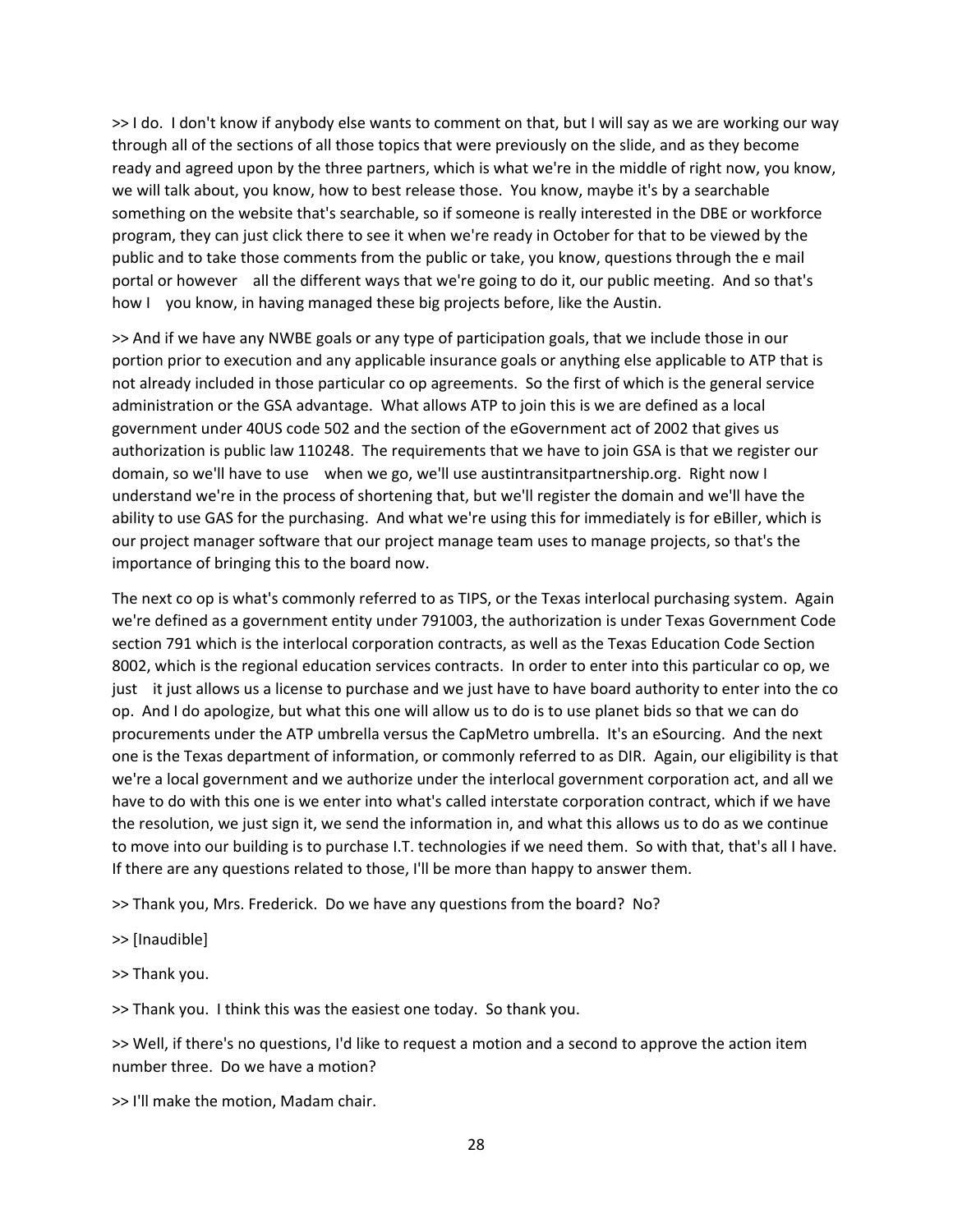>> I do. I don't know if anybody else wants to comment on that, but I will say as we are working our way through all of the sections of all those topics that were previously on the slide, and as they become ready and agreed upon by the three partners, which is what we're in the middle of right now, you know, we will talk about, you know, how to best release those. You know, maybe it's by a searchable something on the website that's searchable, so if someone is really interested in the DBE or workforce program, they can just click there to see it when we're ready in October for that to be viewed by the public and to take those comments from the public or take, you know, questions through the e mail portal or however all the different ways that we're going to do it, our public meeting. And so that's how I you know, in having managed these big projects before, like the Austin.

>> And if we have any NWBE goals or any type of participation goals, that we include those in our portion prior to execution and any applicable insurance goals or anything else applicable to ATP that is not already included in those particular co op agreements. So the first of which is the general service administration or the GSA advantage. What allows ATP to join this is we are defined as a local government under 40US code 502 and the section of the eGovernment act of 2002 that gives us authorization is public law 110248. The requirements that we have to join GSA is that we register our domain, so we'll have to use when we go, we'll use austintransitpartnership.org. Right now I understand we're in the process of shortening that, but we'll register the domain and we'll have the ability to use GAS for the purchasing. And what we're using this for immediately is for eBiller, which is our project manager software that our project manage team uses to manage projects, so that's the importance of bringing this to the board now.

The next co op is what's commonly referred to as TIPS, or the Texas interlocal purchasing system. Again we're defined as a government entity under 791003, the authorization is under Texas Government Code section 791 which is the interlocal corporation contracts, as well as the Texas Education Code Section 8002, which is the regional education services contracts. In order to enter into this particular co op, we just it just allows us a license to purchase and we just have to have board authority to enter into the co op. And I do apologize, but what this one will allow us to do is to use planet bids so that we can do procurements under the ATP umbrella versus the CapMetro umbrella. It's an eSourcing. And the next one is the Texas department of information, or commonly referred to as DIR. Again, our eligibility is that we're a local government and we authorize under the interlocal government corporation act, and all we have to do with this one is we enter into what's called interstate corporation contract, which if we have the resolution, we just sign it, we send the information in, and what this allows us to do as we continue to move into our building is to purchase I.T. technologies if we need them. So with that, that's all I have. If there are any questions related to those, I'll be more than happy to answer them.

>> Thank you, Mrs. Frederick. Do we have any questions from the board? No?

>> [Inaudible]

>> Thank you.

>> Thank you. I think this was the easiest one today. So thank you.

>> Well, if there's no questions, I'd like to request a motion and a second to approve the action item number three. Do we have a motion?

>> I'll make the motion, Madam chair.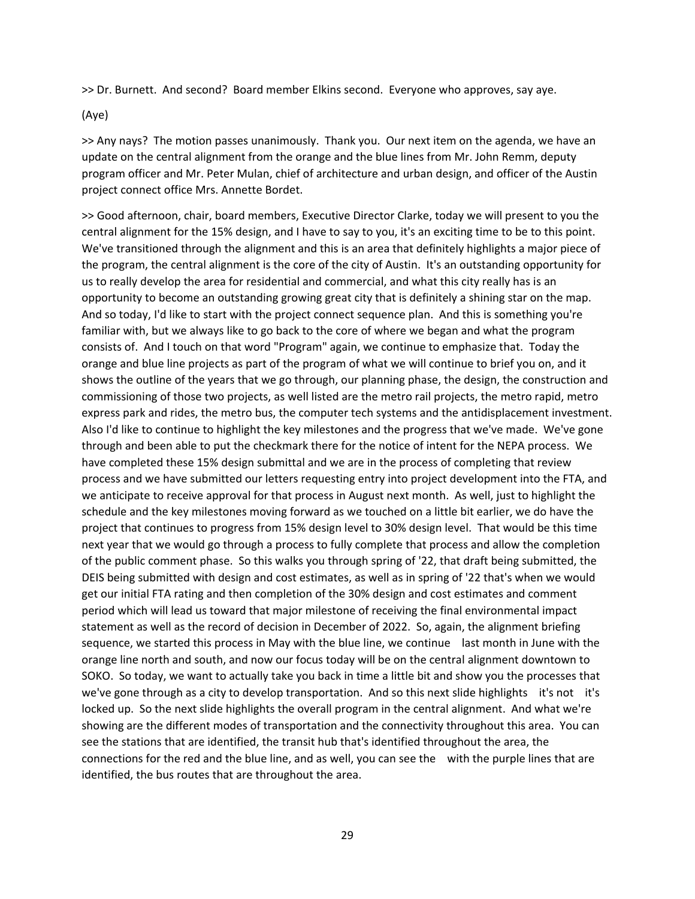>> Dr. Burnett. And second? Board member Elkins second. Everyone who approves, say aye.

(Aye)

>> Any nays? The motion passes unanimously. Thank you. Our next item on the agenda, we have an update on the central alignment from the orange and the blue lines from Mr. John Remm, deputy program officer and Mr. Peter Mulan, chief of architecture and urban design, and officer of the Austin project connect office Mrs. Annette Bordet.

>> Good afternoon, chair, board members, Executive Director Clarke, today we will present to you the central alignment for the 15% design, and I have to say to you, it's an exciting time to be to this point. We've transitioned through the alignment and this is an area that definitely highlights a major piece of the program, the central alignment is the core of the city of Austin. It's an outstanding opportunity for us to really develop the area for residential and commercial, and what this city really has is an opportunity to become an outstanding growing great city that is definitely a shining star on the map. And so today, I'd like to start with the project connect sequence plan. And this is something you're familiar with, but we always like to go back to the core of where we began and what the program consists of. And I touch on that word "Program" again, we continue to emphasize that. Today the orange and blue line projects as part of the program of what we will continue to brief you on, and it shows the outline of the years that we go through, our planning phase, the design, the construction and commissioning of those two projects, as well listed are the metro rail projects, the metro rapid, metro express park and rides, the metro bus, the computer tech systems and the antidisplacement investment. Also I'd like to continue to highlight the key milestones and the progress that we've made. We've gone through and been able to put the checkmark there for the notice of intent for the NEPA process. We have completed these 15% design submittal and we are in the process of completing that review process and we have submitted our letters requesting entry into project development into the FTA, and we anticipate to receive approval for that process in August next month. As well, just to highlight the schedule and the key milestones moving forward as we touched on a little bit earlier, we do have the project that continues to progress from 15% design level to 30% design level. That would be this time next year that we would go through a process to fully complete that process and allow the completion of the public comment phase. So this walks you through spring of '22, that draft being submitted, the DEIS being submitted with design and cost estimates, as well as in spring of '22 that's when we would get our initial FTA rating and then completion of the 30% design and cost estimates and comment period which will lead us toward that major milestone of receiving the final environmental impact statement as well as the record of decision in December of 2022. So, again, the alignment briefing sequence, we started this process in May with the blue line, we continue last month in June with the orange line north and south, and now our focus today will be on the central alignment downtown to SOKO. So today, we want to actually take you back in time a little bit and show you the processes that we've gone through as a city to develop transportation. And so this next slide highlights it's not it's locked up. So the next slide highlights the overall program in the central alignment. And what we're showing are the different modes of transportation and the connectivity throughout this area. You can see the stations that are identified, the transit hub that's identified throughout the area, the connections for the red and the blue line, and as well, you can see the with the purple lines that are identified, the bus routes that are throughout the area.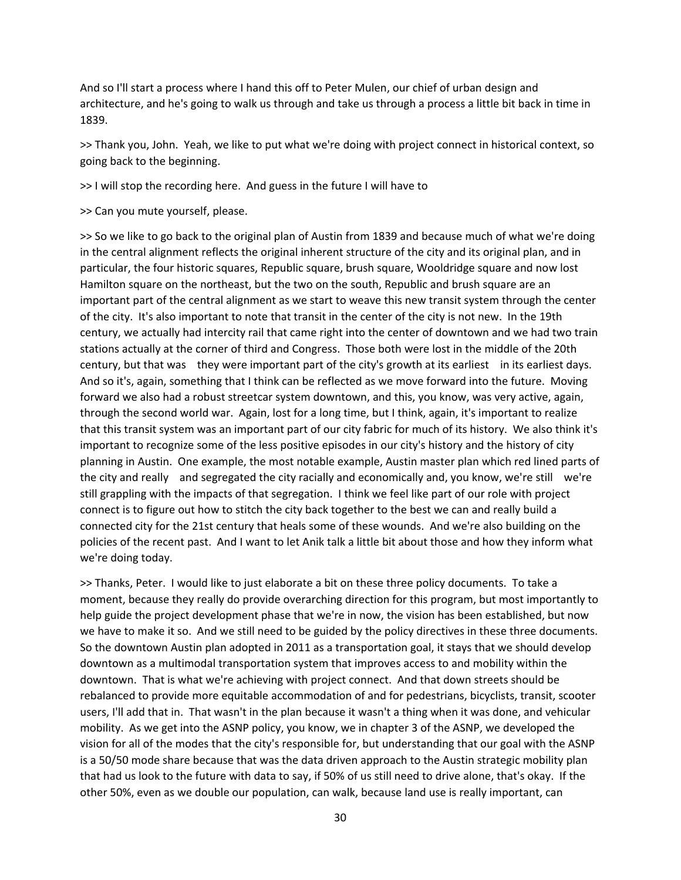And so I'll start a process where I hand this off to Peter Mulen, our chief of urban design and architecture, and he's going to walk us through and take us through a process a little bit back in time in 1839.

>> Thank you, John. Yeah, we like to put what we're doing with project connect in historical context, so going back to the beginning.

>> I will stop the recording here. And guess in the future I will have to

>> Can you mute yourself, please.

>> So we like to go back to the original plan of Austin from 1839 and because much of what we're doing in the central alignment reflects the original inherent structure of the city and its original plan, and in particular, the four historic squares, Republic square, brush square, Wooldridge square and now lost Hamilton square on the northeast, but the two on the south, Republic and brush square are an important part of the central alignment as we start to weave this new transit system through the center of the city. It's also important to note that transit in the center of the city is not new. In the 19th century, we actually had intercity rail that came right into the center of downtown and we had two train stations actually at the corner of third and Congress. Those both were lost in the middle of the 20th century, but that was they were important part of the city's growth at its earliest in its earliest days. And so it's, again, something that I think can be reflected as we move forward into the future. Moving forward we also had a robust streetcar system downtown, and this, you know, was very active, again, through the second world war. Again, lost for a long time, but I think, again, it's important to realize that this transit system was an important part of our city fabric for much of its history. We also think it's important to recognize some of the less positive episodes in our city's history and the history of city planning in Austin. One example, the most notable example, Austin master plan which red lined parts of the city and really and segregated the city racially and economically and, you know, we're still we're still grappling with the impacts of that segregation. I think we feel like part of our role with project connect is to figure out how to stitch the city back together to the best we can and really build a connected city for the 21st century that heals some of these wounds. And we're also building on the policies of the recent past. And I want to let Anik talk a little bit about those and how they inform what we're doing today.

>> Thanks, Peter. I would like to just elaborate a bit on these three policy documents. To take a moment, because they really do provide overarching direction for this program, but most importantly to help guide the project development phase that we're in now, the vision has been established, but now we have to make it so. And we still need to be guided by the policy directives in these three documents. So the downtown Austin plan adopted in 2011 as a transportation goal, it stays that we should develop downtown as a multimodal transportation system that improves access to and mobility within the downtown. That is what we're achieving with project connect. And that down streets should be rebalanced to provide more equitable accommodation of and for pedestrians, bicyclists, transit, scooter users, I'll add that in. That wasn't in the plan because it wasn't a thing when it was done, and vehicular mobility. As we get into the ASNP policy, you know, we in chapter 3 of the ASNP, we developed the vision for all of the modes that the city's responsible for, but understanding that our goal with the ASNP is a 50/50 mode share because that was the data driven approach to the Austin strategic mobility plan that had us look to the future with data to say, if 50% of us still need to drive alone, that's okay. If the other 50%, even as we double our population, can walk, because land use is really important, can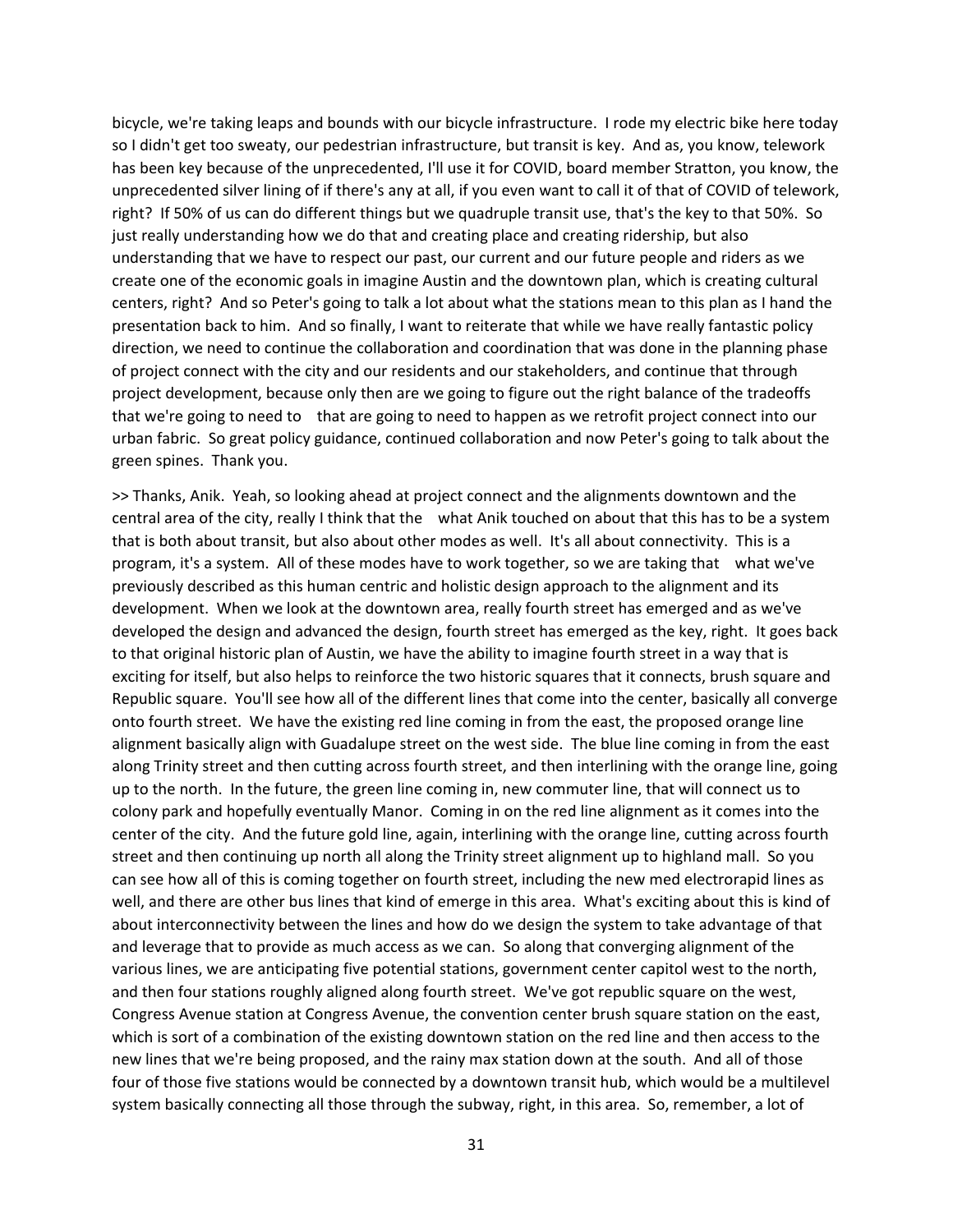bicycle, we're taking leaps and bounds with our bicycle infrastructure. I rode my electric bike here today so I didn't get too sweaty, our pedestrian infrastructure, but transit is key. And as, you know, telework has been key because of the unprecedented, I'll use it for COVID, board member Stratton, you know, the unprecedented silver lining of if there's any at all, if you even want to call it of that of COVID of telework, right? If 50% of us can do different things but we quadruple transit use, that's the key to that 50%. So just really understanding how we do that and creating place and creating ridership, but also understanding that we have to respect our past, our current and our future people and riders as we create one of the economic goals in imagine Austin and the downtown plan, which is creating cultural centers, right? And so Peter's going to talk a lot about what the stations mean to this plan as I hand the presentation back to him. And so finally, I want to reiterate that while we have really fantastic policy direction, we need to continue the collaboration and coordination that was done in the planning phase of project connect with the city and our residents and our stakeholders, and continue that through project development, because only then are we going to figure out the right balance of the tradeoffs that we're going to need to that are going to need to happen as we retrofit project connect into our urban fabric. So great policy guidance, continued collaboration and now Peter's going to talk about the green spines. Thank you.

>> Thanks, Anik. Yeah, so looking ahead at project connect and the alignments downtown and the central area of the city, really I think that the what Anik touched on about that this has to be a system that is both about transit, but also about other modes as well. It's all about connectivity. This is a program, it's a system. All of these modes have to work together, so we are taking that what we've previously described as this human centric and holistic design approach to the alignment and its development. When we look at the downtown area, really fourth street has emerged and as we've developed the design and advanced the design, fourth street has emerged as the key, right. It goes back to that original historic plan of Austin, we have the ability to imagine fourth street in a way that is exciting for itself, but also helps to reinforce the two historic squares that it connects, brush square and Republic square. You'll see how all of the different lines that come into the center, basically all converge onto fourth street. We have the existing red line coming in from the east, the proposed orange line alignment basically align with Guadalupe street on the west side. The blue line coming in from the east along Trinity street and then cutting across fourth street, and then interlining with the orange line, going up to the north. In the future, the green line coming in, new commuter line, that will connect us to colony park and hopefully eventually Manor. Coming in on the red line alignment as it comes into the center of the city. And the future gold line, again, interlining with the orange line, cutting across fourth street and then continuing up north all along the Trinity street alignment up to highland mall. So you can see how all of this is coming together on fourth street, including the new med electrorapid lines as well, and there are other bus lines that kind of emerge in this area. What's exciting about this is kind of about interconnectivity between the lines and how do we design the system to take advantage of that and leverage that to provide as much access as we can. So along that converging alignment of the various lines, we are anticipating five potential stations, government center capitol west to the north, and then four stations roughly aligned along fourth street. We've got republic square on the west, Congress Avenue station at Congress Avenue, the convention center brush square station on the east, which is sort of a combination of the existing downtown station on the red line and then access to the new lines that we're being proposed, and the rainy max station down at the south. And all of those four of those five stations would be connected by a downtown transit hub, which would be a multilevel system basically connecting all those through the subway, right, in this area. So, remember, a lot of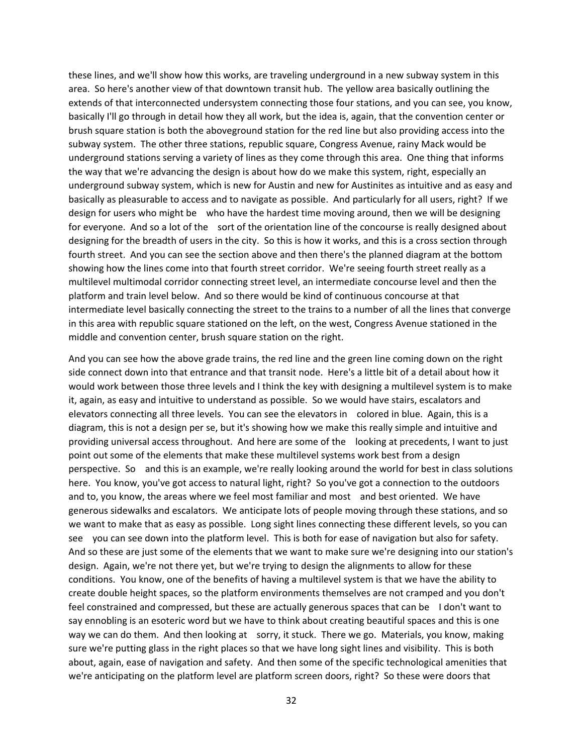these lines, and we'll show how this works, are traveling underground in a new subway system in this area. So here's another view of that downtown transit hub. The yellow area basically outlining the extends of that interconnected undersystem connecting those four stations, and you can see, you know, basically I'll go through in detail how they all work, but the idea is, again, that the convention center or brush square station is both the aboveground station for the red line but also providing access into the subway system. The other three stations, republic square, Congress Avenue, rainy Mack would be underground stations serving a variety of lines as they come through this area. One thing that informs the way that we're advancing the design is about how do we make this system, right, especially an underground subway system, which is new for Austin and new for Austinites as intuitive and as easy and basically as pleasurable to access and to navigate as possible. And particularly for all users, right? If we design for users who might be  who have the hardest time moving around, then we will be designing for everyone. And so a lot of the  sort of the orientation line of the concourse is really designed about designing for the breadth of users in the city. So this is how it works, and this is a cross section through fourth street. And you can see the section above and then there's the planned diagram at the bottom showing how the lines come into that fourth street corridor. We're seeing fourth street really as a multilevel multimodal corridor connecting street level, an intermediate concourse level and then the platform and train level below. And so there would be kind of continuous concourse at that intermediate level basically connecting the street to the trains to a number of all the lines that converge in this area with republic square stationed on the left, on the west, Congress Avenue stationed in the middle and convention center, brush square station on the right.

And you can see how the above grade trains, the red line and the green line coming down on the right side connect down into that entrance and that transit node. Here's a little bit of a detail about how it would work between those three levels and I think the key with designing a multilevel system is to make it, again, as easy and intuitive to understand as possible. So we would have stairs, escalators and elevators connecting all three levels. You can see the elevators in  colored in blue. Again, this is a diagram, this is not a design per se, but it's showing how we make this really simple and intuitive and providing universal access throughout. And here are some of the  looking at precedents, I want to just point out some of the elements that make these multilevel systems work best from a design perspective. So  and this is an example, we're really looking around the world for best in class solutions here. You know, you've got access to natural light, right? So you've got a connection to the outdoors and to, you know, the areas where we feel most familiar and most  and best oriented. We have generous sidewalks and escalators. We anticipate lots of people moving through these stations, and so we want to make that as easy as possible. Long sight lines connecting these different levels, so you can see  you can see down into the platform level. This is both for ease of navigation but also for safety. And so these are just some of the elements that we want to make sure we're designing into our station's design. Again, we're not there yet, but we're trying to design the alignments to allow for these conditions. You know, one of the benefits of having a multilevel system is that we have the ability to create double height spaces, so the platform environments themselves are not cramped and you don't feel constrained and compressed, but these are actually generous spaces that can be  I don't want to say ennobling is an esoteric word but we have to think about creating beautiful spaces and this is one way we can do them. And then looking at  sorry, it stuck. There we go. Materials, you know, making sure we're putting glass in the right places so that we have long sight lines and visibility. This is both about, again, ease of navigation and safety. And then some of the specific technological amenities that we're anticipating on the platform level are platform screen doors, right? So these were doors that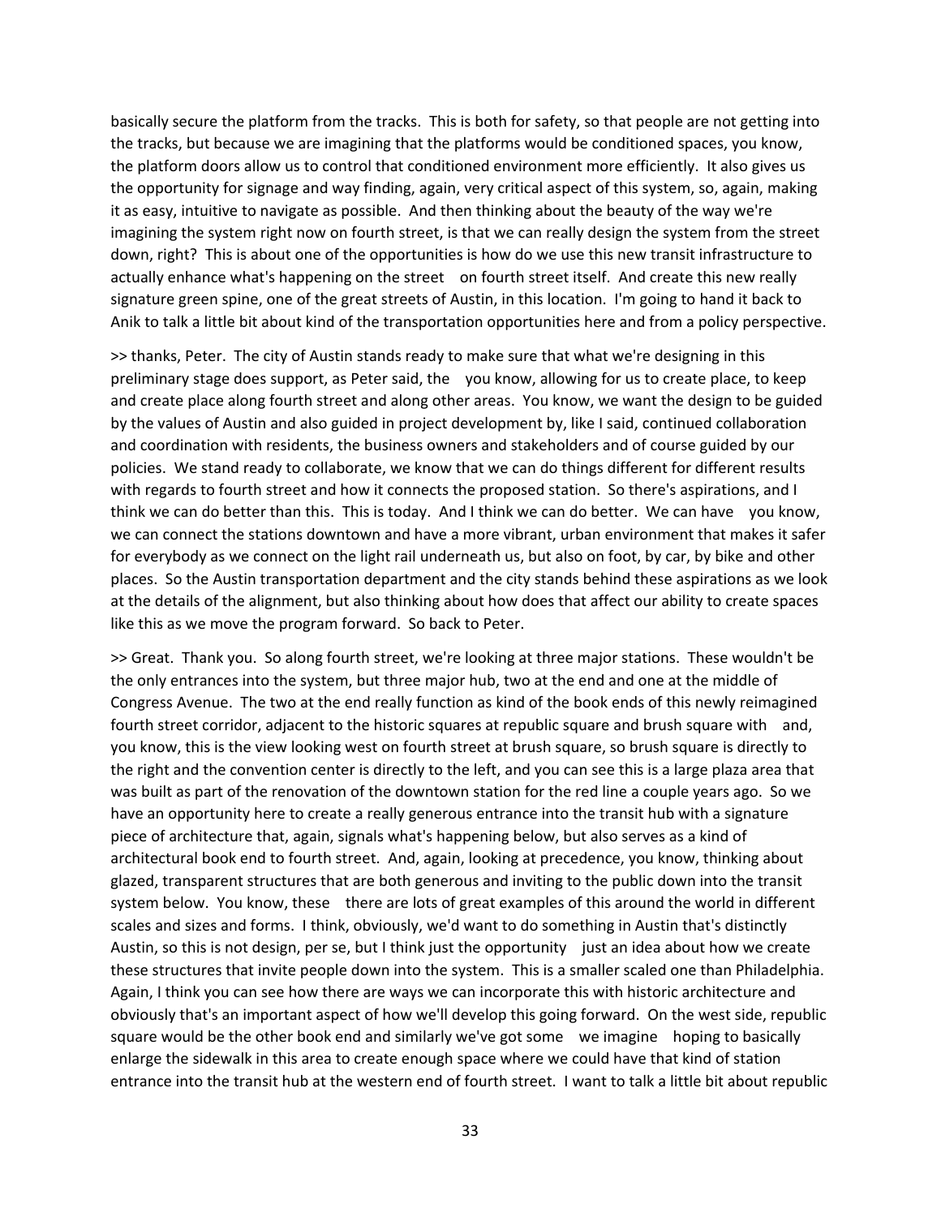basically secure the platform from the tracks. This is both for safety, so that people are not getting into the tracks, but because we are imagining that the platforms would be conditioned spaces, you know, the platform doors allow us to control that conditioned environment more efficiently. It also gives us the opportunity for signage and way finding, again, very critical aspect of this system, so, again, making it as easy, intuitive to navigate as possible. And then thinking about the beauty of the way we're imagining the system right now on fourth street, is that we can really design the system from the street down, right? This is about one of the opportunities is how do we use this new transit infrastructure to actually enhance what's happening on the street on fourth street itself. And create this new really signature green spine, one of the great streets of Austin, in this location. I'm going to hand it back to Anik to talk a little bit about kind of the transportation opportunities here and from a policy perspective.

>> thanks, Peter. The city of Austin stands ready to make sure that what we're designing in this preliminary stage does support, as Peter said, the you know, allowing for us to create place, to keep and create place along fourth street and along other areas. You know, we want the design to be guided by the values of Austin and also guided in project development by, like I said, continued collaboration and coordination with residents, the business owners and stakeholders and of course guided by our policies. We stand ready to collaborate, we know that we can do things different for different results with regards to fourth street and how it connects the proposed station. So there's aspirations, and I think we can do better than this. This is today. And I think we can do better. We can have you know, we can connect the stations downtown and have a more vibrant, urban environment that makes it safer for everybody as we connect on the light rail underneath us, but also on foot, by car, by bike and other places. So the Austin transportation department and the city stands behind these aspirations as we look at the details of the alignment, but also thinking about how does that affect our ability to create spaces like this as we move the program forward. So back to Peter.

>> Great. Thank you. So along fourth street, we're looking at three major stations. These wouldn't be the only entrances into the system, but three major hub, two at the end and one at the middle of Congress Avenue. The two at the end really function as kind of the book ends of this newly reimagined fourth street corridor, adjacent to the historic squares at republic square and brush square with and, you know, this is the view looking west on fourth street at brush square, so brush square is directly to the right and the convention center is directly to the left, and you can see this is a large plaza area that was built as part of the renovation of the downtown station for the red line a couple years ago. So we have an opportunity here to create a really generous entrance into the transit hub with a signature piece of architecture that, again, signals what's happening below, but also serves as a kind of architectural book end to fourth street. And, again, looking at precedence, you know, thinking about glazed, transparent structures that are both generous and inviting to the public down into the transit system below. You know, these there are lots of great examples of this around the world in different scales and sizes and forms. I think, obviously, we'd want to do something in Austin that's distinctly Austin, so this is not design, per se, but I think just the opportunity just an idea about how we create these structures that invite people down into the system. This is a smaller scaled one than Philadelphia. Again, I think you can see how there are ways we can incorporate this with historic architecture and obviously that's an important aspect of how we'll develop this going forward. On the west side, republic square would be the other book end and similarly we've got some we imagine hoping to basically enlarge the sidewalk in this area to create enough space where we could have that kind of station entrance into the transit hub at the western end of fourth street. I want to talk a little bit about republic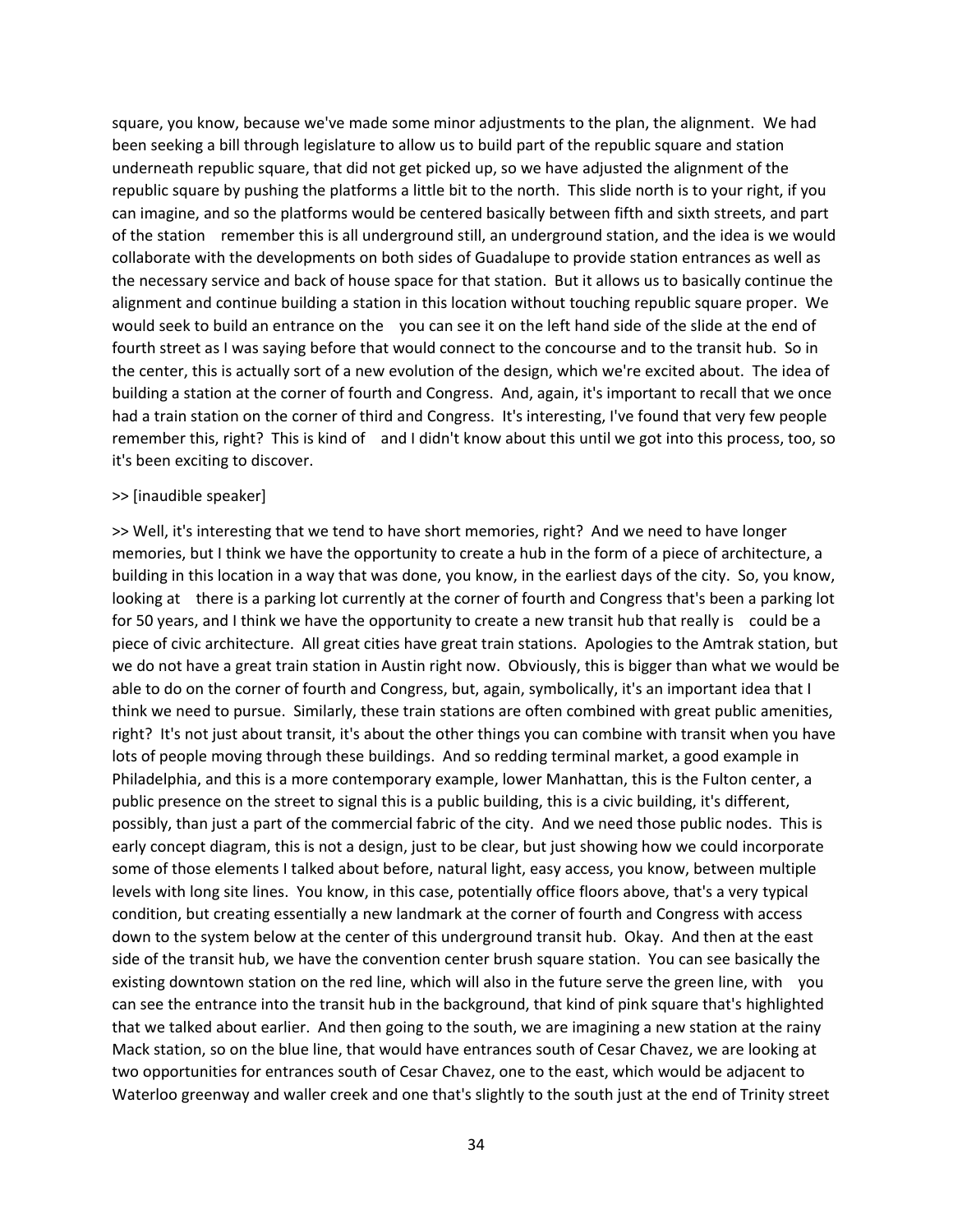square, you know, because we've made some minor adjustments to the plan, the alignment. We had been seeking a bill through legislature to allow us to build part of the republic square and station underneath republic square, that did not get picked up, so we have adjusted the alignment of the republic square by pushing the platforms a little bit to the north. This slide north is to your right, if you can imagine, and so the platforms would be centered basically between fifth and sixth streets, and part of the station remember this is all underground still, an underground station, and the idea is we would collaborate with the developments on both sides of Guadalupe to provide station entrances as well as the necessary service and back of house space for that station. But it allows us to basically continue the alignment and continue building a station in this location without touching republic square proper. We would seek to build an entrance on the you can see it on the left hand side of the slide at the end of fourth street as I was saying before that would connect to the concourse and to the transit hub. So in the center, this is actually sort of a new evolution of the design, which we're excited about. The idea of building a station at the corner of fourth and Congress. And, again, it's important to recall that we once had a train station on the corner of third and Congress. It's interesting, I've found that very few people remember this, right? This is kind of and I didn't know about this until we got into this process, too, so it's been exciting to discover.

>> [inaudible speaker]

>> Well, it's interesting that we tend to have short memories, right? And we need to have longer memories, but I think we have the opportunity to create a hub in the form of a piece of architecture, a building in this location in a way that was done, you know, in the earliest days of the city. So, you know, looking at there is a parking lot currently at the corner of fourth and Congress that's been a parking lot for 50 years, and I think we have the opportunity to create a new transit hub that really is could be a piece of civic architecture. All great cities have great train stations. Apologies to the Amtrak station, but we do not have a great train station in Austin right now. Obviously, this is bigger than what we would be able to do on the corner of fourth and Congress, but, again, symbolically, it's an important idea that I think we need to pursue. Similarly, these train stations are often combined with great public amenities, right? It's not just about transit, it's about the other things you can combine with transit when you have lots of people moving through these buildings. And so redding terminal market, a good example in Philadelphia, and this is a more contemporary example, lower Manhattan, this is the Fulton center, a public presence on the street to signal this is a public building, this is a civic building, it's different, possibly, than just a part of the commercial fabric of the city. And we need those public nodes. This is early concept diagram, this is not a design, just to be clear, but just showing how we could incorporate some of those elements I talked about before, natural light, easy access, you know, between multiple levels with long site lines. You know, in this case, potentially office floors above, that's a very typical condition, but creating essentially a new landmark at the corner of fourth and Congress with access down to the system below at the center of this underground transit hub. Okay. And then at the east side of the transit hub, we have the convention center brush square station. You can see basically the existing downtown station on the red line, which will also in the future serve the green line, with you can see the entrance into the transit hub in the background, that kind of pink square that's highlighted that we talked about earlier. And then going to the south, we are imagining a new station at the rainy Mack station, so on the blue line, that would have entrances south of Cesar Chavez, we are looking at two opportunities for entrances south of Cesar Chavez, one to the east, which would be adjacent to Waterloo greenway and waller creek and one that's slightly to the south just at the end of Trinity street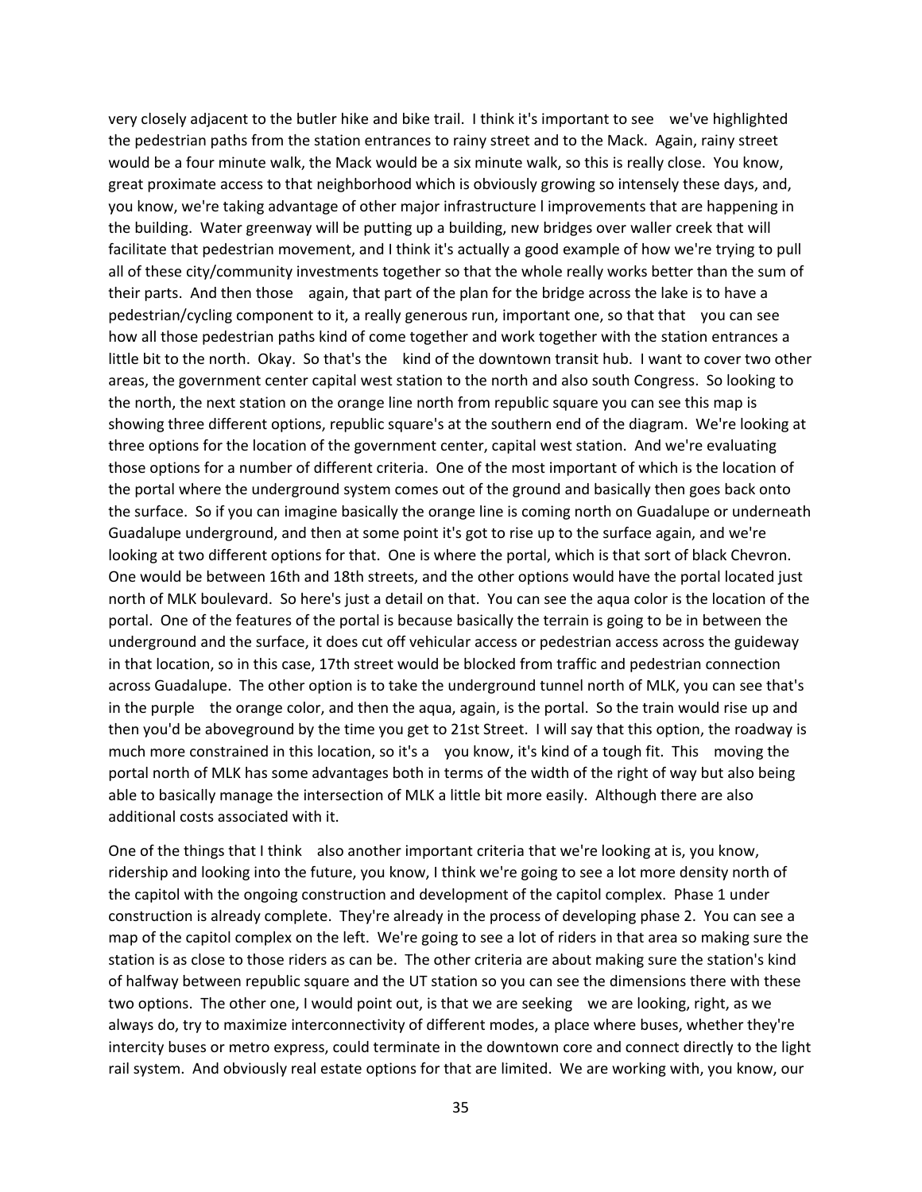very closely adjacent to the butler hike and bike trail. I think it's important to see we've highlighted the pedestrian paths from the station entrances to rainy street and to the Mack. Again, rainy street would be a four minute walk, the Mack would be a six minute walk, so this is really close. You know, great proximate access to that neighborhood which is obviously growing so intensely these days, and, you know, we're taking advantage of other major infrastructure l improvements that are happening in the building. Water greenway will be putting up a building, new bridges over waller creek that will facilitate that pedestrian movement, and I think it's actually a good example of how we're trying to pull all of these city/community investments together so that the whole really works better than the sum of their parts. And then those again, that part of the plan for the bridge across the lake is to have a pedestrian/cycling component to it, a really generous run, important one, so that that you can see how all those pedestrian paths kind of come together and work together with the station entrances a little bit to the north. Okay. So that's the kind of the downtown transit hub. I want to cover two other areas, the government center capital west station to the north and also south Congress. So looking to the north, the next station on the orange line north from republic square you can see this map is showing three different options, republic square's at the southern end of the diagram. We're looking at three options for the location of the government center, capital west station. And we're evaluating those options for a number of different criteria. One of the most important of which is the location of the portal where the underground system comes out of the ground and basically then goes back onto the surface. So if you can imagine basically the orange line is coming north on Guadalupe or underneath Guadalupe underground, and then at some point it's got to rise up to the surface again, and we're looking at two different options for that. One is where the portal, which is that sort of black Chevron. One would be between 16th and 18th streets, and the other options would have the portal located just north of MLK boulevard. So here's just a detail on that. You can see the aqua color is the location of the portal. One of the features of the portal is because basically the terrain is going to be in between the underground and the surface, it does cut off vehicular access or pedestrian access across the guideway in that location, so in this case, 17th street would be blocked from traffic and pedestrian connection across Guadalupe. The other option is to take the underground tunnel north of MLK, you can see that's in the purple the orange color, and then the aqua, again, is the portal. So the train would rise up and then you'd be aboveground by the time you get to 21st Street. I will say that this option, the roadway is much more constrained in this location, so it's a you know, it's kind of a tough fit. This moving the portal north of MLK has some advantages both in terms of the width of the right of way but also being able to basically manage the intersection of MLK a little bit more easily. Although there are also additional costs associated with it.

One of the things that I think also another important criteria that we're looking at is, you know, ridership and looking into the future, you know, I think we're going to see a lot more density north of the capitol with the ongoing construction and development of the capitol complex. Phase 1 under construction is already complete. They're already in the process of developing phase 2. You can see a map of the capitol complex on the left. We're going to see a lot of riders in that area so making sure the station is as close to those riders as can be. The other criteria are about making sure the station's kind of halfway between republic square and the UT station so you can see the dimensions there with these two options. The other one, I would point out, is that we are seeking we are looking, right, as we always do, try to maximize interconnectivity of different modes, a place where buses, whether they're intercity buses or metro express, could terminate in the downtown core and connect directly to the light rail system. And obviously real estate options for that are limited. We are working with, you know, our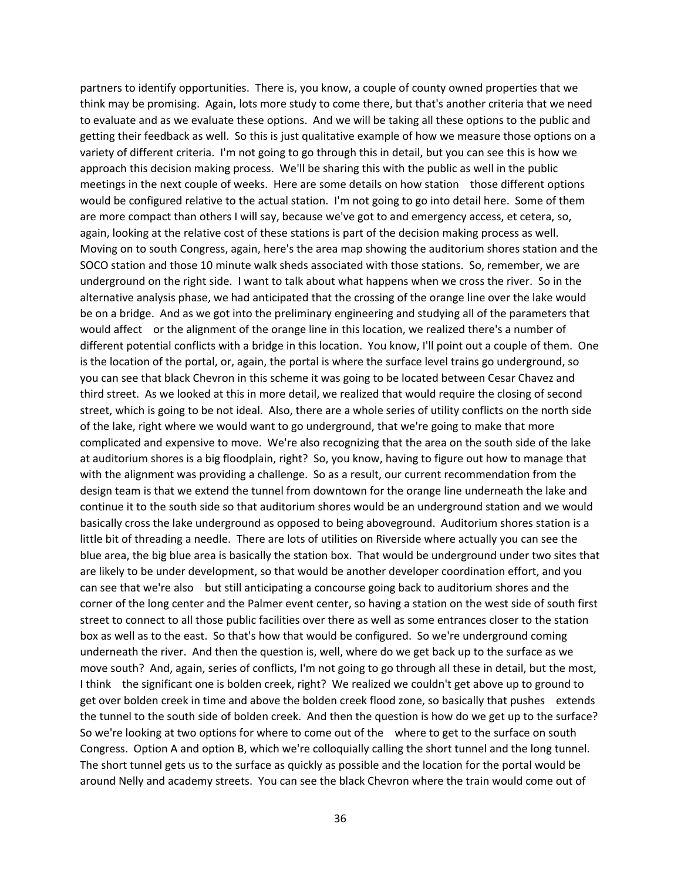partners to identify opportunities. There is, you know, a couple of county owned properties that we think may be promising. Again, lots more study to come there, but that's another criteria that we need to evaluate and as we evaluate these options. And we will be taking all these options to the public and getting their feedback as well. So this is just qualitative example of how we measure those options on a variety of different criteria. I'm not going to go through this in detail, but you can see this is how we approach this decision making process. We'll be sharing this with the public as well in the public meetings in the next couple of weeks. Here are some details on how station those different options would be configured relative to the actual station. I'm not going to go into detail here. Some of them are more compact than others I will say, because we've got to and emergency access, et cetera, so, again, looking at the relative cost of these stations is part of the decision making process as well. Moving on to south Congress, again, here's the area map showing the auditorium shores station and the SOCO station and those 10 minute walk sheds associated with those stations. So, remember, we are underground on the right side. I want to talk about what happens when we cross the river. So in the alternative analysis phase, we had anticipated that the crossing of the orange line over the lake would be on a bridge. And as we got into the preliminary engineering and studying all of the parameters that would affect or the alignment of the orange line in this location, we realized there's a number of different potential conflicts with a bridge in this location. You know, I'll point out a couple of them. One is the location of the portal, or, again, the portal is where the surface level trains go underground, so you can see that black Chevron in this scheme it was going to be located between Cesar Chavez and third street. As we looked at this in more detail, we realized that would require the closing of second street, which is going to be not ideal. Also, there are a whole series of utility conflicts on the north side of the lake, right where we would want to go underground, that we're going to make that more complicated and expensive to move. We're also recognizing that the area on the south side of the lake at auditorium shores is a big floodplain, right? So, you know, having to figure out how to manage that with the alignment was providing a challenge. So as a result, our current recommendation from the design team is that we extend the tunnel from downtown for the orange line underneath the lake and continue it to the south side so that auditorium shores would be an underground station and we would basically cross the lake underground as opposed to being aboveground. Auditorium shores station is a little bit of threading a needle. There are lots of utilities on Riverside where actually you can see the blue area, the big blue area is basically the station box. That would be underground under two sites that are likely to be under development, so that would be another developer coordination effort, and you can see that we're also but still anticipating a concourse going back to auditorium shores and the corner of the long center and the Palmer event center, so having a station on the west side of south first street to connect to all those public facilities over there as well as some entrances closer to the station box as well as to the east. So that's how that would be configured. So we're underground coming underneath the river. And then the question is, well, where do we get back up to the surface as we move south? And, again, series of conflicts, I'm not going to go through all these in detail, but the most, I think the significant one is bolden creek, right? We realized we couldn't get above up to ground to get over bolden creek in time and above the bolden creek flood zone, so basically that pushes extends the tunnel to the south side of bolden creek. And then the question is how do we get up to the surface? So we're looking at two options for where to come out of the where to get to the surface on south Congress. Option A and option B, which we're colloquially calling the short tunnel and the long tunnel. The short tunnel gets us to the surface as quickly as possible and the location for the portal would be around Nelly and academy streets. You can see the black Chevron where the train would come out of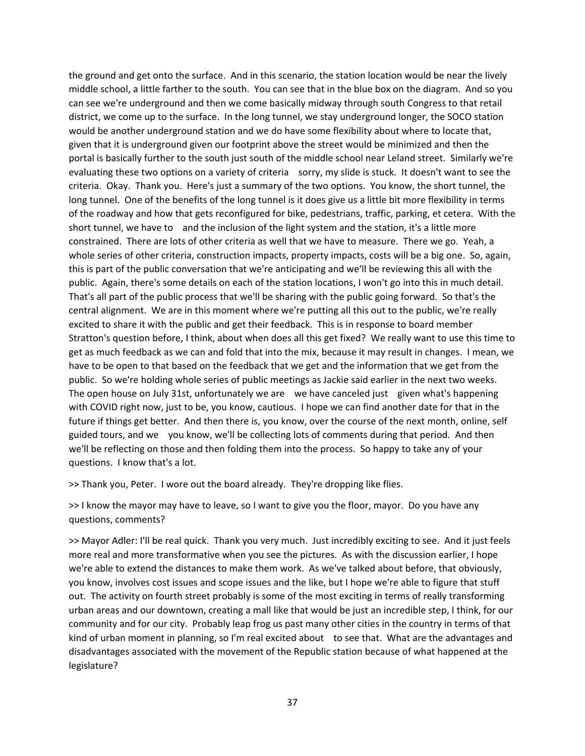the ground and get onto the surface. And in this scenario, the station location would be near the lively middle school, a little farther to the south. You can see that in the blue box on the diagram. And so you can see we're underground and then we come basically midway through south Congress to that retail district, we come up to the surface. In the long tunnel, we stay underground longer, the SOCO station would be another underground station and we do have some flexibility about where to locate that, given that it is underground given our footprint above the street would be minimized and then the portal is basically further to the south just south of the middle school near Leland street. Similarly we're evaluating these two options on a variety of criteria  sorry, my slide is stuck. It doesn't want to see the criteria. Okay. Thank you. Here's just a summary of the two options. You know, the short tunnel, the long tunnel. One of the benefits of the long tunnel is it does give us a little bit more flexibility in terms of the roadway and how that gets reconfigured for bike, pedestrians, traffic, parking, et cetera. With the short tunnel, we have to  and the inclusion of the light system and the station, it's a little more constrained. There are lots of other criteria as well that we have to measure. There we go. Yeah, a whole series of other criteria, construction impacts, property impacts, costs will be a big one. So, again, this is part of the public conversation that we're anticipating and we'll be reviewing this all with the public. Again, there's some details on each of the station locations, I won't go into this in much detail. That's all part of the public process that we'll be sharing with the public going forward. So that's the central alignment. We are in this moment where we're putting all this out to the public, we're really excited to share it with the public and get their feedback. This is in response to board member Stratton's question before, I think, about when does all this get fixed? We really want to use this time to get as much feedback as we can and fold that into the mix, because it may result in changes. I mean, we have to be open to that based on the feedback that we get and the information that we get from the public. So we're holding whole series of public meetings as Jackie said earlier in the next two weeks. The open house on July 31st, unfortunately we are  we have canceled just  given what's happening with COVID right now, just to be, you know, cautious. I hope we can find another date for that in the future if things get better. And then there is, you know, over the course of the next month, online, self guided tours, and we  you know, we'll be collecting lots of comments during that period. And then we'll be reflecting on those and then folding them into the process. So happy to take any of your questions. I know that's a lot.

>> Thank you, Peter. I wore out the board already. They're dropping like flies.

>> I know the mayor may have to leave, so I want to give you the floor, mayor. Do you have any questions, comments?

>> Mayor Adler: I'll be real quick. Thank you very much. Just incredibly exciting to see. And it just feels more real and more transformative when you see the pictures. As with the discussion earlier, I hope we're able to extend the distances to make them work. As we've talked about before, that obviously, you know, involves cost issues and scope issues and the like, but I hope we're able to figure that stuff out. The activity on fourth street probably is some of the most exciting in terms of really transforming urban areas and our downtown, creating a mall like that would be just an incredible step, I think, for our community and for our city. Probably leap frog us past many other cities in the country in terms of that kind of urban moment in planning, so I'm real excited about  to see that. What are the advantages and disadvantages associated with the movement of the Republic station because of what happened at the legislature?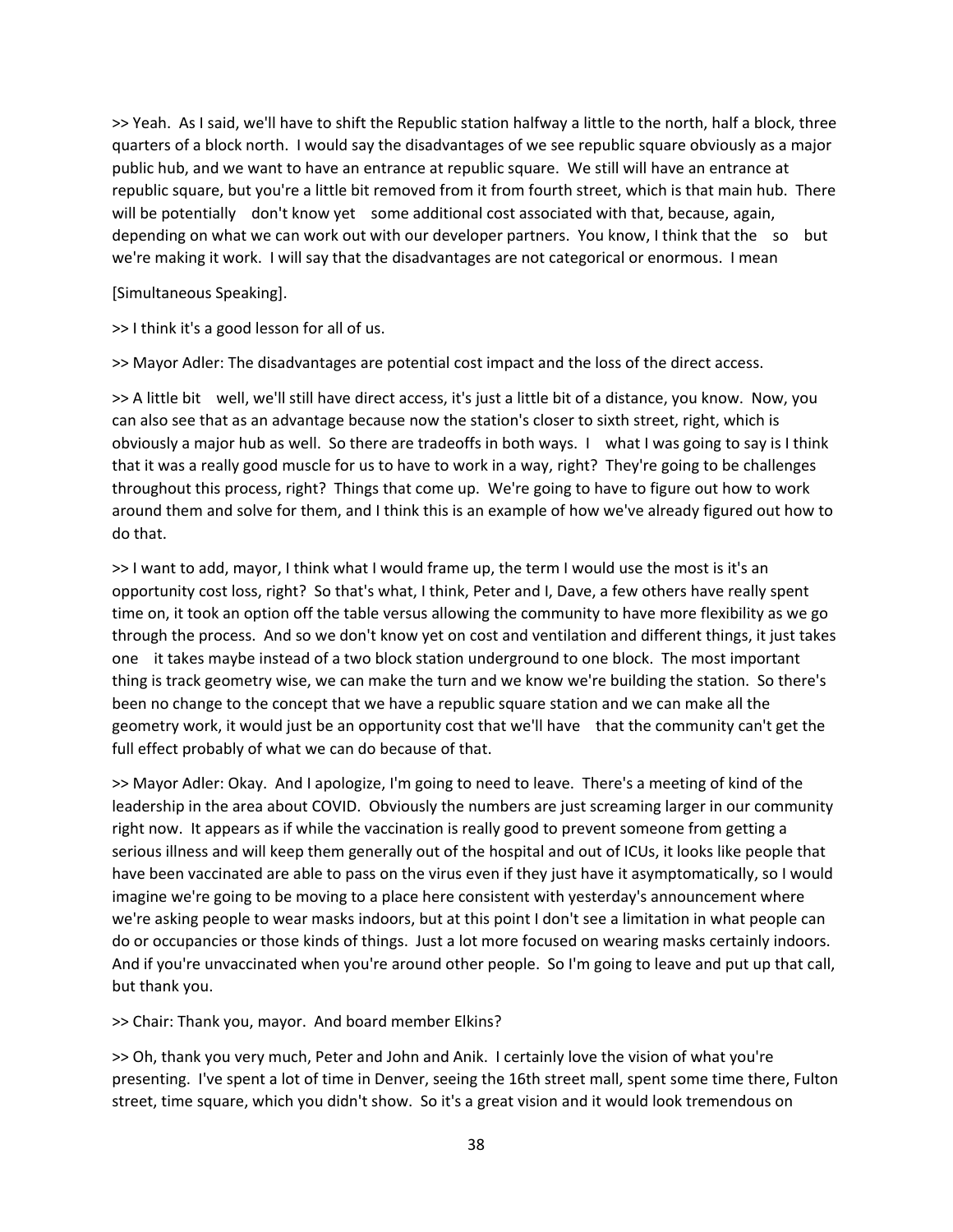>> Yeah. As I said, we'll have to shift the Republic station halfway a little to the north, half a block, three quarters of a block north. I would say the disadvantages of we see republic square obviously as a major public hub, and we want to have an entrance at republic square. We still will have an entrance at republic square, but you're a little bit removed from it from fourth street, which is that main hub. There will be potentially don't know yet some additional cost associated with that, because, again, depending on what we can work out with our developer partners. You know, I think that the so but we're making it work. I will say that the disadvantages are not categorical or enormous. I mean

[Simultaneous Speaking].

>> I think it's a good lesson for all of us.

>> Mayor Adler: The disadvantages are potential cost impact and the loss of the direct access.

>> A little bit well, we'll still have direct access, it's just a little bit of a distance, you know. Now, you can also see that as an advantage because now the station's closer to sixth street, right, which is obviously a major hub as well. So there are tradeoffs in both ways. I what I was going to say is I think that it was a really good muscle for us to have to work in a way, right? They're going to be challenges throughout this process, right? Things that come up. We're going to have to figure out how to work around them and solve for them, and I think this is an example of how we've already figured out how to do that.

>> I want to add, mayor, I think what I would frame up, the term I would use the most is it's an opportunity cost loss, right? So that's what, I think, Peter and I, Dave, a few others have really spent time on, it took an option off the table versus allowing the community to have more flexibility as we go through the process. And so we don't know yet on cost and ventilation and different things, it just takes one it takes maybe instead of a two block station underground to one block. The most important thing is track geometry wise, we can make the turn and we know we're building the station. So there's been no change to the concept that we have a republic square station and we can make all the geometry work, it would just be an opportunity cost that we'll have that the community can't get the full effect probably of what we can do because of that.

>> Mayor Adler: Okay. And I apologize, I'm going to need to leave. There's a meeting of kind of the leadership in the area about COVID. Obviously the numbers are just screaming larger in our community right now. It appears as if while the vaccination is really good to prevent someone from getting a serious illness and will keep them generally out of the hospital and out of ICUs, it looks like people that have been vaccinated are able to pass on the virus even if they just have it asymptomatically, so I would imagine we're going to be moving to a place here consistent with yesterday's announcement where we're asking people to wear masks indoors, but at this point I don't see a limitation in what people can do or occupancies or those kinds of things. Just a lot more focused on wearing masks certainly indoors. And if you're unvaccinated when you're around other people. So I'm going to leave and put up that call, but thank you.

>> Chair: Thank you, mayor. And board member Elkins?

>> Oh, thank you very much, Peter and John and Anik. I certainly love the vision of what you're presenting. I've spent a lot of time in Denver, seeing the 16th street mall, spent some time there, Fulton street, time square, which you didn't show. So it's a great vision and it would look tremendous on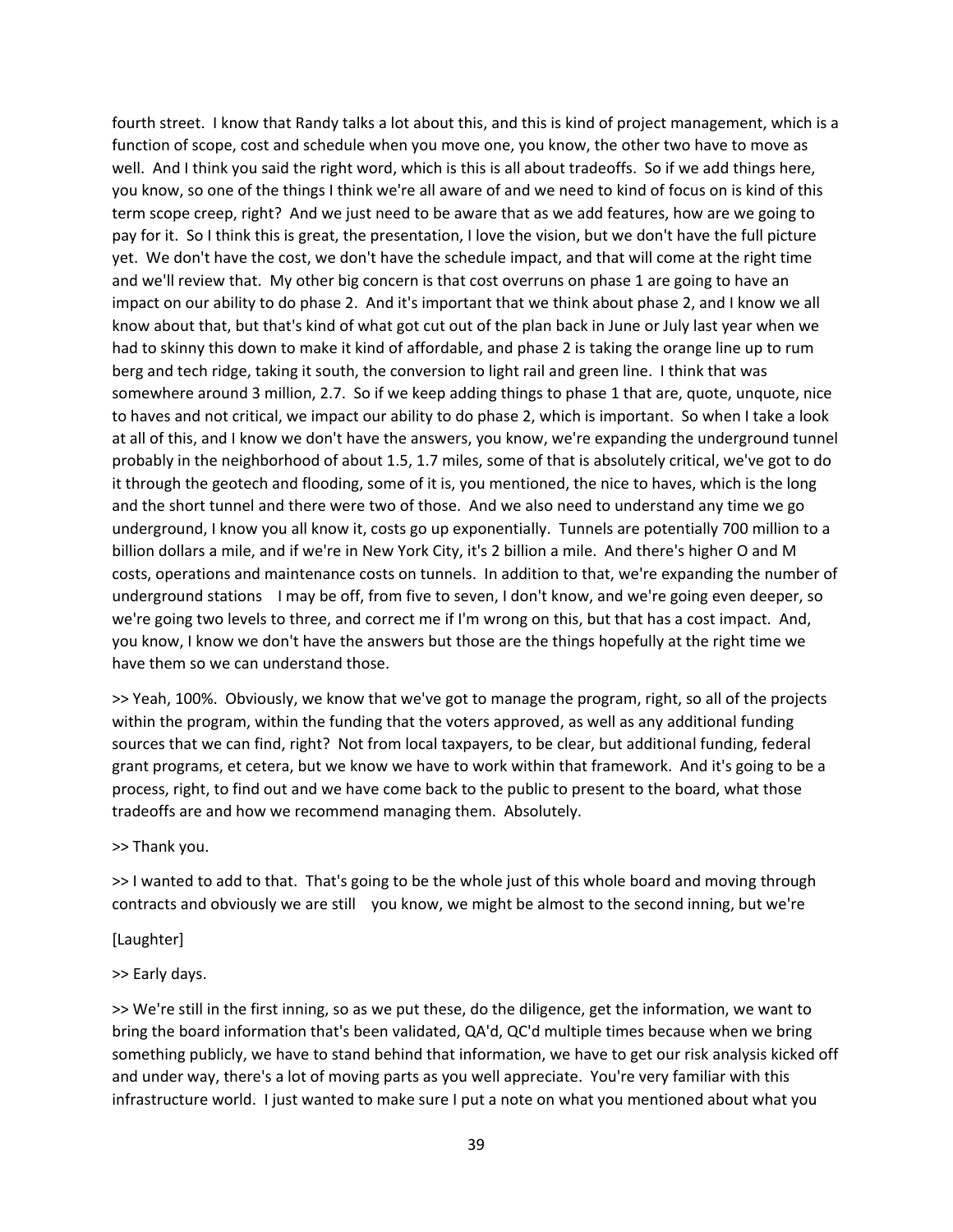fourth street. I know that Randy talks a lot about this, and this is kind of project management, which is a function of scope, cost and schedule when you move one, you know, the other two have to move as well. And I think you said the right word, which is this is all about tradeoffs. So if we add things here, you know, so one of the things I think we're all aware of and we need to kind of focus on is kind of this term scope creep, right? And we just need to be aware that as we add features, how are we going to pay for it. So I think this is great, the presentation, I love the vision, but we don't have the full picture yet. We don't have the cost, we don't have the schedule impact, and that will come at the right time and we'll review that. My other big concern is that cost overruns on phase 1 are going to have an impact on our ability to do phase 2. And it's important that we think about phase 2, and I know we all know about that, but that's kind of what got cut out of the plan back in June or July last year when we had to skinny this down to make it kind of affordable, and phase 2 is taking the orange line up to rum berg and tech ridge, taking it south, the conversion to light rail and green line. I think that was somewhere around 3 million, 2.7. So if we keep adding things to phase 1 that are, quote, unquote, nice to haves and not critical, we impact our ability to do phase 2, which is important. So when I take a look at all of this, and I know we don't have the answers, you know, we're expanding the underground tunnel probably in the neighborhood of about 1.5, 1.7 miles, some of that is absolutely critical, we've got to do it through the geotech and flooding, some of it is, you mentioned, the nice to haves, which is the long and the short tunnel and there were two of those. And we also need to understand any time we go underground, I know you all know it, costs go up exponentially. Tunnels are potentially 700 million to a billion dollars a mile, and if we're in New York City, it's 2 billion a mile. And there's higher O and M costs, operations and maintenance costs on tunnels. In addition to that, we're expanding the number of underground stations I may be off, from five to seven, I don't know, and we're going even deeper, so we're going two levels to three, and correct me if I'm wrong on this, but that has a cost impact. And, you know, I know we don't have the answers but those are the things hopefully at the right time we have them so we can understand those.

>> Yeah, 100%. Obviously, we know that we've got to manage the program, right, so all of the projects within the program, within the funding that the voters approved, as well as any additional funding sources that we can find, right? Not from local taxpayers, to be clear, but additional funding, federal grant programs, et cetera, but we know we have to work within that framework. And it's going to be a process, right, to find out and we have come back to the public to present to the board, what those tradeoffs are and how we recommend managing them. Absolutely.

>> Thank you.

>> I wanted to add to that. That's going to be the whole just of this whole board and moving through contracts and obviously we are still you know, we might be almost to the second inning, but we're

[Laughter]

>> Early days.

>> We're still in the first inning, so as we put these, do the diligence, get the information, we want to bring the board information that's been validated, QA'd, QC'd multiple times because when we bring something publicly, we have to stand behind that information, we have to get our risk analysis kicked off and under way, there's a lot of moving parts as you well appreciate. You're very familiar with this infrastructure world. I just wanted to make sure I put a note on what you mentioned about what you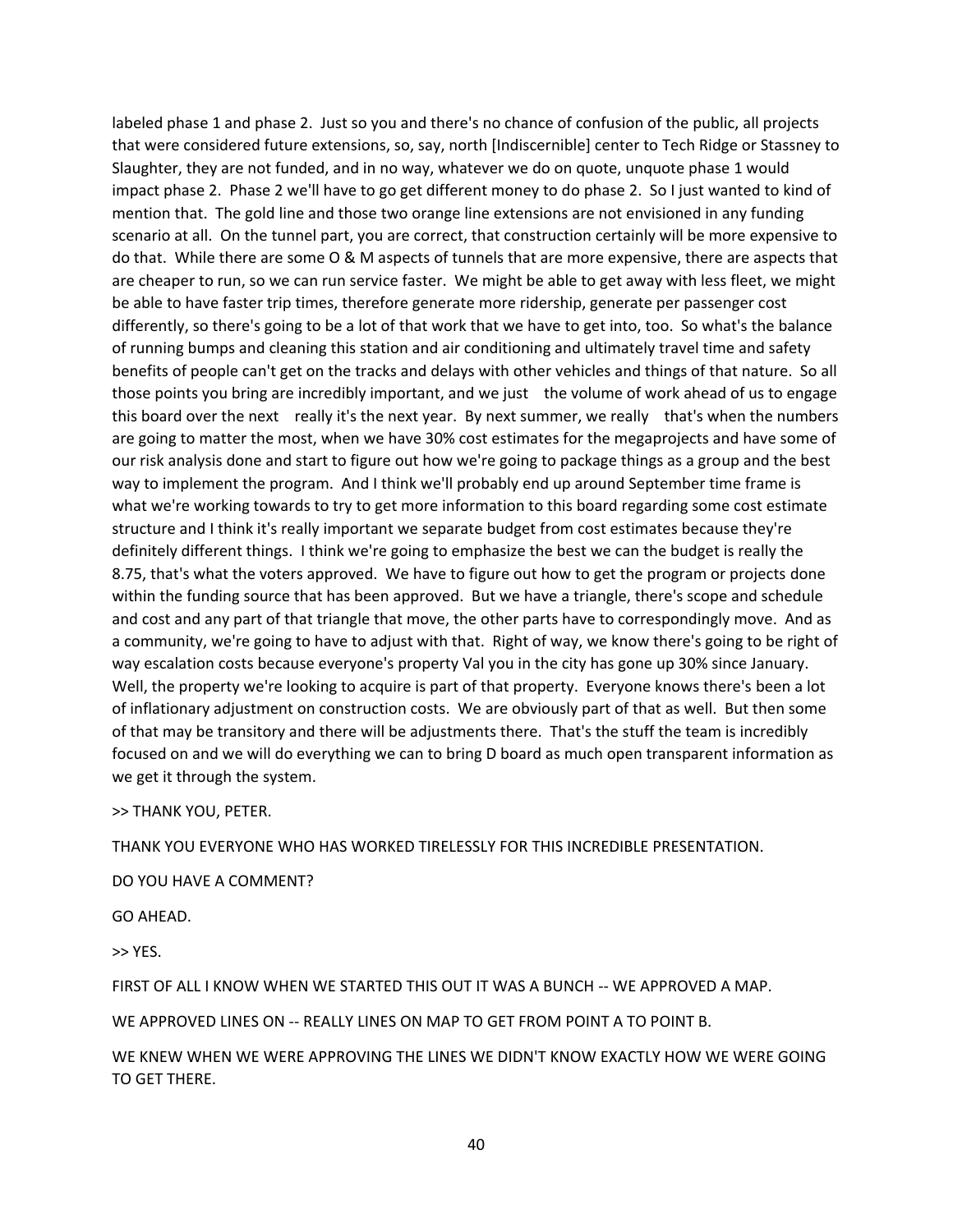labeled phase 1 and phase 2. Just so you and there's no chance of confusion of the public, all projects that were considered future extensions, so, say, north [Indiscernible] center to Tech Ridge or Stassney to Slaughter, they are not funded, and in no way, whatever we do on quote, unquote phase 1 would impact phase 2. Phase 2 we'll have to go get different money to do phase 2. So I just wanted to kind of mention that. The gold line and those two orange line extensions are not envisioned in any funding scenario at all. On the tunnel part, you are correct, that construction certainly will be more expensive to do that. While there are some O & M aspects of tunnels that are more expensive, there are aspects that are cheaper to run, so we can run service faster. We might be able to get away with less fleet, we might be able to have faster trip times, therefore generate more ridership, generate per passenger cost differently, so there's going to be a lot of that work that we have to get into, too. So what's the balance of running bumps and cleaning this station and air conditioning and ultimately travel time and safety benefits of people can't get on the tracks and delays with other vehicles and things of that nature. So all those points you bring are incredibly important, and we just the volume of work ahead of us to engage this board over the next really it's the next year. By next summer, we really that's when the numbers are going to matter the most, when we have 30% cost estimates for the megaprojects and have some of our risk analysis done and start to figure out how we're going to package things as a group and the best way to implement the program. And I think we'll probably end up around September time frame is what we're working towards to try to get more information to this board regarding some cost estimate structure and I think it's really important we separate budget from cost estimates because they're definitely different things. I think we're going to emphasize the best we can the budget is really the 8.75, that's what the voters approved. We have to figure out how to get the program or projects done within the funding source that has been approved. But we have a triangle, there's scope and schedule and cost and any part of that triangle that move, the other parts have to correspondingly move. And as a community, we're going to have to adjust with that. Right of way, we know there's going to be right of way escalation costs because everyone's property Val you in the city has gone up 30% since January. Well, the property we're looking to acquire is part of that property. Everyone knows there's been a lot of inflationary adjustment on construction costs. We are obviously part of that as well. But then some of that may be transitory and there will be adjustments there. That's the stuff the team is incredibly focused on and we will do everything we can to bring D board as much open transparent information as we get it through the system.

>> THANK YOU, PETER.

THANK YOU EVERYONE WHO HAS WORKED TIRELESSLY FOR THIS INCREDIBLE PRESENTATION.

DO YOU HAVE A COMMENT?

GO AHEAD.

>> YES.

FIRST OF ALL I KNOW WHEN WE STARTED THIS OUT IT WAS A BUNCH -- WE APPROVED A MAP.

WE APPROVED LINES ON -- REALLY LINES ON MAP TO GET FROM POINT A TO POINT B.

WE KNEW WHEN WE WERE APPROVING THE LINES WE DIDN'T KNOW EXACTLY HOW WE WERE GOING TO GET THERE.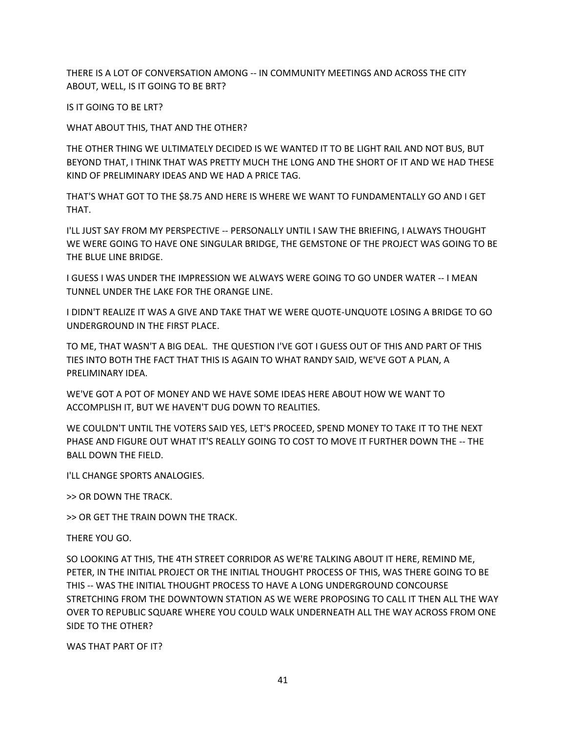THERE IS A LOT OF CONVERSATION AMONG -- IN COMMUNITY MEETINGS AND ACROSS THE CITY ABOUT, WELL, IS IT GOING TO BE BRT?

IS IT GOING TO BE LRT?

WHAT ABOUT THIS, THAT AND THE OTHER?

THE OTHER THING WE ULTIMATELY DECIDED IS WE WANTED IT TO BE LIGHT RAIL AND NOT BUS, BUT BEYOND THAT, I THINK THAT WAS PRETTY MUCH THE LONG AND THE SHORT OF IT AND WE HAD THESE KIND OF PRELIMINARY IDEAS AND WE HAD A PRICE TAG.

THAT'S WHAT GOT TO THE $8.75 AND HERE IS WHERE WE WANT TO FUNDAMENTALLY GO AND I GET THAT.

I'LL JUST SAY FROM MY PERSPECTIVE -- PERSONALLY UNTIL I SAW THE BRIEFING, I ALWAYS THOUGHT WE WERE GOING TO HAVE ONE SINGULAR BRIDGE, THE GEMSTONE OF THE PROJECT WAS GOING TO BE THE BLUE LINE BRIDGE.

I GUESS I WAS UNDER THE IMPRESSION WE ALWAYS WERE GOING TO GO UNDER WATER -- I MEAN TUNNEL UNDER THE LAKE FOR THE ORANGE LINE.

I DIDN'T REALIZE IT WAS A GIVE AND TAKE THAT WE WERE QUOTE-UNQUOTE LOSING A BRIDGE TO GO UNDERGROUND IN THE FIRST PLACE.

TO ME, THAT WASN'T A BIG DEAL. THE QUESTION I'VE GOT I GUESS OUT OF THIS AND PART OF THIS TIES INTO BOTH THE FACT THAT THIS IS AGAIN TO WHAT RANDY SAID, WE'VE GOT A PLAN, A PRELIMINARY IDEA.

WE'VE GOT A POT OF MONEY AND WE HAVE SOME IDEAS HERE ABOUT HOW WE WANT TO ACCOMPLISH IT, BUT WE HAVEN'T DUG DOWN TO REALITIES.

WE COULDN'T UNTIL THE VOTERS SAID YES, LET'S PROCEED, SPEND MONEY TO TAKE IT TO THE NEXT PHASE AND FIGURE OUT WHAT IT'S REALLY GOING TO COST TO MOVE IT FURTHER DOWN THE -- THE BALL DOWN THE FIELD.

I'LL CHANGE SPORTS ANALOGIES.

>> OR DOWN THE TRACK.

>> OR GET THE TRAIN DOWN THE TRACK.

THERE YOU GO.

SO LOOKING AT THIS, THE 4TH STREET CORRIDOR AS WE'RE TALKING ABOUT IT HERE, REMIND ME, PETER, IN THE INITIAL PROJECT OR THE INITIAL THOUGHT PROCESS OF THIS, WAS THERE GOING TO BE THIS -- WAS THE INITIAL THOUGHT PROCESS TO HAVE A LONG UNDERGROUND CONCOURSE STRETCHING FROM THE DOWNTOWN STATION AS WE WERE PROPOSING TO CALL IT THEN ALL THE WAY OVER TO REPUBLIC SQUARE WHERE YOU COULD WALK UNDERNEATH ALL THE WAY ACROSS FROM ONE SIDE TO THE OTHER?

WAS THAT PART OF IT?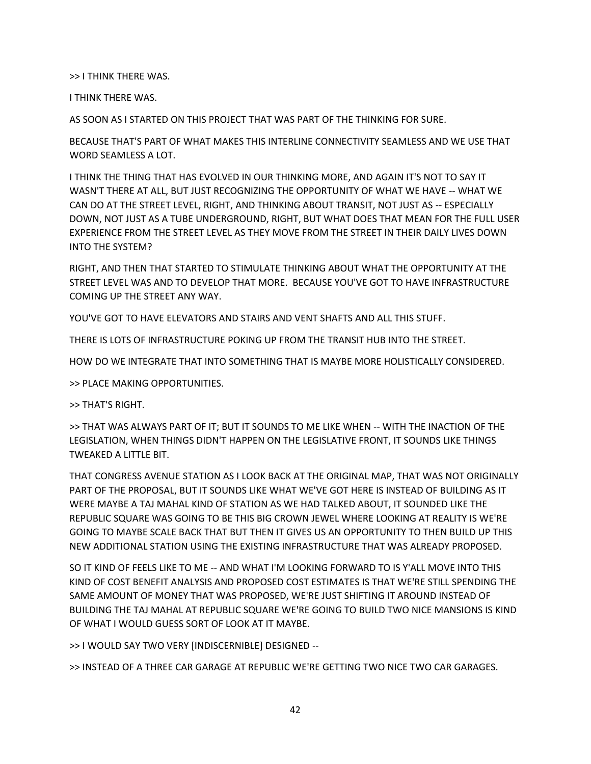>> I THINK THERE WAS.

I THINK THERE WAS.

AS SOON AS I STARTED ON THIS PROJECT THAT WAS PART OF THE THINKING FOR SURE.

BECAUSE THAT'S PART OF WHAT MAKES THIS INTERLINE CONNECTIVITY SEAMLESS AND WE USE THAT WORD SEAMLESS A LOT.

I THINK THE THING THAT HAS EVOLVED IN OUR THINKING MORE, AND AGAIN IT'S NOT TO SAY IT WASN'T THERE AT ALL, BUT JUST RECOGNIZING THE OPPORTUNITY OF WHAT WE HAVE -- WHAT WE CAN DO AT THE STREET LEVEL, RIGHT, AND THINKING ABOUT TRANSIT, NOT JUST AS -- ESPECIALLY DOWN, NOT JUST AS A TUBE UNDERGROUND, RIGHT, BUT WHAT DOES THAT MEAN FOR THE FULL USER EXPERIENCE FROM THE STREET LEVEL AS THEY MOVE FROM THE STREET IN THEIR DAILY LIVES DOWN INTO THE SYSTEM?

RIGHT, AND THEN THAT STARTED TO STIMULATE THINKING ABOUT WHAT THE OPPORTUNITY AT THE STREET LEVEL WAS AND TO DEVELOP THAT MORE. BECAUSE YOU'VE GOT TO HAVE INFRASTRUCTURE COMING UP THE STREET ANY WAY.

YOU'VE GOT TO HAVE ELEVATORS AND STAIRS AND VENT SHAFTS AND ALL THIS STUFF.

THERE IS LOTS OF INFRASTRUCTURE POKING UP FROM THE TRANSIT HUB INTO THE STREET.

HOW DO WE INTEGRATE THAT INTO SOMETHING THAT IS MAYBE MORE HOLISTICALLY CONSIDERED.

>> PLACE MAKING OPPORTUNITIES.

>> THAT'S RIGHT.

>> THAT WAS ALWAYS PART OF IT; BUT IT SOUNDS TO ME LIKE WHEN -- WITH THE INACTION OF THE LEGISLATION, WHEN THINGS DIDN'T HAPPEN ON THE LEGISLATIVE FRONT, IT SOUNDS LIKE THINGS TWEAKED A LITTLE BIT.

THAT CONGRESS AVENUE STATION AS I LOOK BACK AT THE ORIGINAL MAP, THAT WAS NOT ORIGINALLY PART OF THE PROPOSAL, BUT IT SOUNDS LIKE WHAT WE'VE GOT HERE IS INSTEAD OF BUILDING AS IT WERE MAYBE A TAJ MAHAL KIND OF STATION AS WE HAD TALKED ABOUT, IT SOUNDED LIKE THE REPUBLIC SQUARE WAS GOING TO BE THIS BIG CROWN JEWEL WHERE LOOKING AT REALITY IS WE'RE GOING TO MAYBE SCALE BACK THAT BUT THEN IT GIVES US AN OPPORTUNITY TO THEN BUILD UP THIS NEW ADDITIONAL STATION USING THE EXISTING INFRASTRUCTURE THAT WAS ALREADY PROPOSED.

SO IT KIND OF FEELS LIKE TO ME -- AND WHAT I'M LOOKING FORWARD TO IS Y'ALL MOVE INTO THIS KIND OF COST BENEFIT ANALYSIS AND PROPOSED COST ESTIMATES IS THAT WE'RE STILL SPENDING THE SAME AMOUNT OF MONEY THAT WAS PROPOSED, WE'RE JUST SHIFTING IT AROUND INSTEAD OF BUILDING THE TAJ MAHAL AT REPUBLIC SQUARE WE'RE GOING TO BUILD TWO NICE MANSIONS IS KIND OF WHAT I WOULD GUESS SORT OF LOOK AT IT MAYBE.

>> I WOULD SAY TWO VERY [INDISCERNIBLE] DESIGNED --

>> INSTEAD OF A THREE CAR GARAGE AT REPUBLIC WE'RE GETTING TWO NICE TWO CAR GARAGES.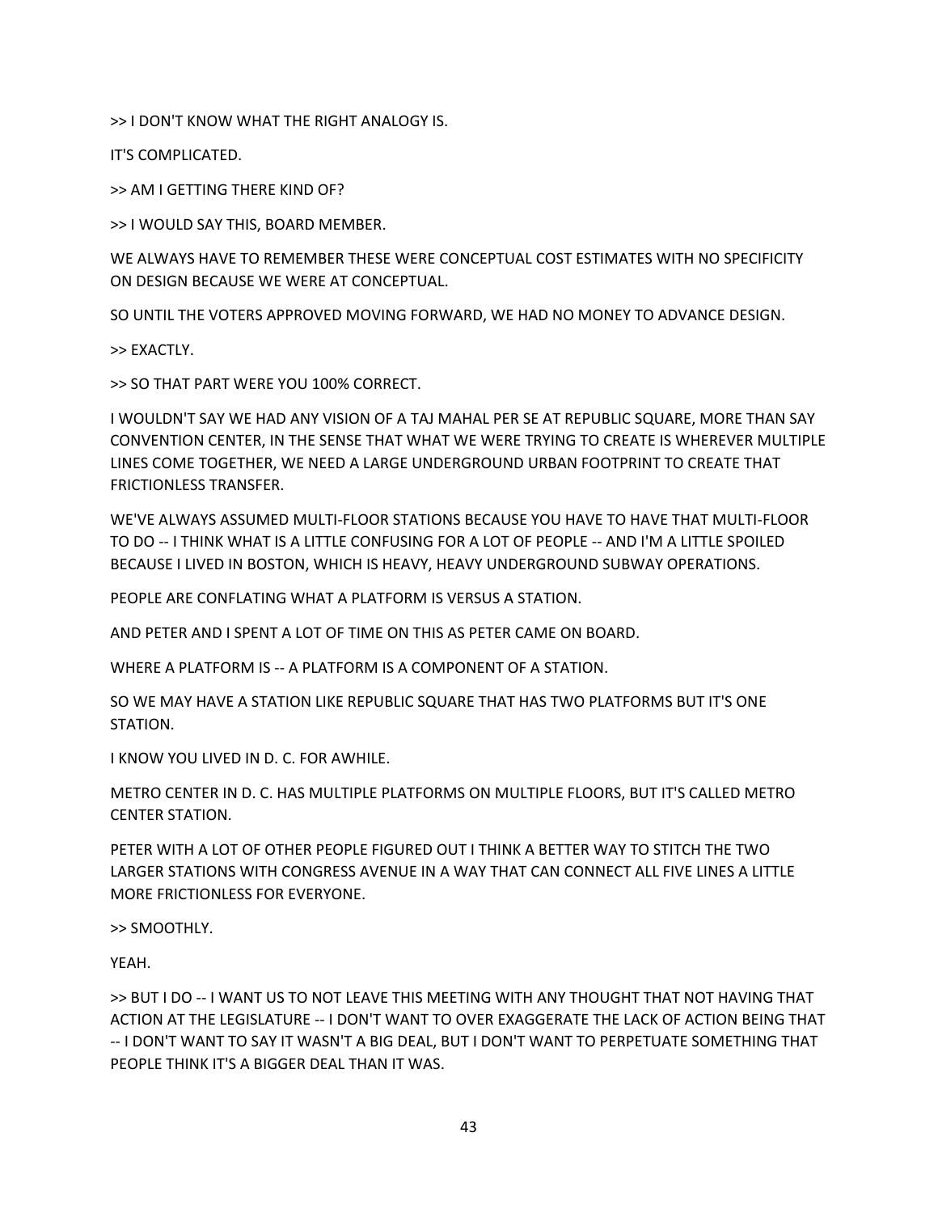>> I DON'T KNOW WHAT THE RIGHT ANALOGY IS.

IT'S COMPLICATED.

>> AM I GETTING THERE KIND OF?

>> I WOULD SAY THIS, BOARD MEMBER.

WE ALWAYS HAVE TO REMEMBER THESE WERE CONCEPTUAL COST ESTIMATES WITH NO SPECIFICITY ON DESIGN BECAUSE WE WERE AT CONCEPTUAL.

SO UNTIL THE VOTERS APPROVED MOVING FORWARD, WE HAD NO MONEY TO ADVANCE DESIGN.

>> EXACTLY.

>> SO THAT PART WERE YOU 100% CORRECT.

I WOULDN'T SAY WE HAD ANY VISION OF A TAJ MAHAL PER SE AT REPUBLIC SQUARE, MORE THAN SAY CONVENTION CENTER, IN THE SENSE THAT WHAT WE WERE TRYING TO CREATE IS WHEREVER MULTIPLE LINES COME TOGETHER, WE NEED A LARGE UNDERGROUND URBAN FOOTPRINT TO CREATE THAT FRICTIONLESS TRANSFER.

WE'VE ALWAYS ASSUMED MULTI-FLOOR STATIONS BECAUSE YOU HAVE TO HAVE THAT MULTI-FLOOR TO DO -- I THINK WHAT IS A LITTLE CONFUSING FOR A LOT OF PEOPLE -- AND I'M A LITTLE SPOILED BECAUSE I LIVED IN BOSTON, WHICH IS HEAVY, HEAVY UNDERGROUND SUBWAY OPERATIONS.

PEOPLE ARE CONFLATING WHAT A PLATFORM IS VERSUS A STATION.

AND PETER AND I SPENT A LOT OF TIME ON THIS AS PETER CAME ON BOARD.

WHERE A PLATFORM IS -- A PLATFORM IS A COMPONENT OF A STATION.

SO WE MAY HAVE A STATION LIKE REPUBLIC SQUARE THAT HAS TWO PLATFORMS BUT IT'S ONE STATION.

I KNOW YOU LIVED IN D. C. FOR AWHILE.

METRO CENTER IN D. C. HAS MULTIPLE PLATFORMS ON MULTIPLE FLOORS, BUT IT'S CALLED METRO CENTER STATION.

PETER WITH A LOT OF OTHER PEOPLE FIGURED OUT I THINK A BETTER WAY TO STITCH THE TWO LARGER STATIONS WITH CONGRESS AVENUE IN A WAY THAT CAN CONNECT ALL FIVE LINES A LITTLE MORE FRICTIONLESS FOR EVERYONE.

>> SMOOTHLY.

YEAH.

>> BUT I DO -- I WANT US TO NOT LEAVE THIS MEETING WITH ANY THOUGHT THAT NOT HAVING THAT ACTION AT THE LEGISLATURE -- I DON'T WANT TO OVER EXAGGERATE THE LACK OF ACTION BEING THAT -- I DON'T WANT TO SAY IT WASN'T A BIG DEAL, BUT I DON'T WANT TO PERPETUATE SOMETHING THAT PEOPLE THINK IT'S A BIGGER DEAL THAN IT WAS.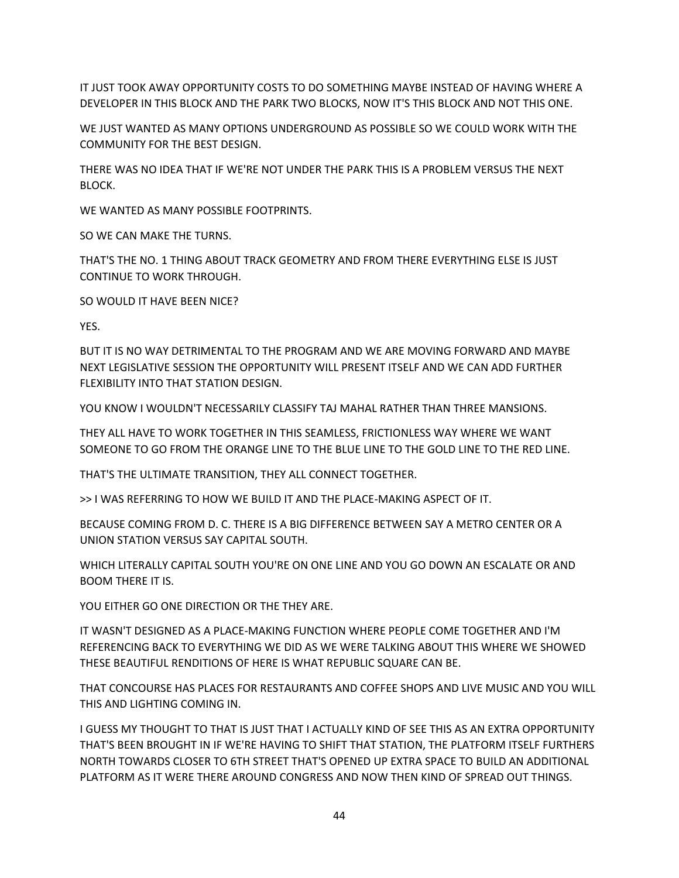IT JUST TOOK AWAY OPPORTUNITY COSTS TO DO SOMETHING MAYBE INSTEAD OF HAVING WHERE A DEVELOPER IN THIS BLOCK AND THE PARK TWO BLOCKS, NOW IT'S THIS BLOCK AND NOT THIS ONE.

WE JUST WANTED AS MANY OPTIONS UNDERGROUND AS POSSIBLE SO WE COULD WORK WITH THE COMMUNITY FOR THE BEST DESIGN.

THERE WAS NO IDEA THAT IF WE'RE NOT UNDER THE PARK THIS IS A PROBLEM VERSUS THE NEXT BLOCK.

WE WANTED AS MANY POSSIBLE FOOTPRINTS.

SO WE CAN MAKE THE TURNS.

THAT'S THE NO. 1 THING ABOUT TRACK GEOMETRY AND FROM THERE EVERYTHING ELSE IS JUST CONTINUE TO WORK THROUGH.

SO WOULD IT HAVE BEEN NICE?

YES.

BUT IT IS NO WAY DETRIMENTAL TO THE PROGRAM AND WE ARE MOVING FORWARD AND MAYBE NEXT LEGISLATIVE SESSION THE OPPORTUNITY WILL PRESENT ITSELF AND WE CAN ADD FURTHER FLEXIBILITY INTO THAT STATION DESIGN.

YOU KNOW I WOULDN'T NECESSARILY CLASSIFY TAJ MAHAL RATHER THAN THREE MANSIONS.

THEY ALL HAVE TO WORK TOGETHER IN THIS SEAMLESS, FRICTIONLESS WAY WHERE WE WANT SOMEONE TO GO FROM THE ORANGE LINE TO THE BLUE LINE TO THE GOLD LINE TO THE RED LINE.

THAT'S THE ULTIMATE TRANSITION, THEY ALL CONNECT TOGETHER.

>> I WAS REFERRING TO HOW WE BUILD IT AND THE PLACE-MAKING ASPECT OF IT.

BECAUSE COMING FROM D. C. THERE IS A BIG DIFFERENCE BETWEEN SAY A METRO CENTER OR A UNION STATION VERSUS SAY CAPITAL SOUTH.

WHICH LITERALLY CAPITAL SOUTH YOU'RE ON ONE LINE AND YOU GO DOWN AN ESCALATE OR AND BOOM THERE IT IS.

YOU EITHER GO ONE DIRECTION OR THE THEY ARE.

IT WASN'T DESIGNED AS A PLACE-MAKING FUNCTION WHERE PEOPLE COME TOGETHER AND I'M REFERENCING BACK TO EVERYTHING WE DID AS WE WERE TALKING ABOUT THIS WHERE WE SHOWED THESE BEAUTIFUL RENDITIONS OF HERE IS WHAT REPUBLIC SQUARE CAN BE.

THAT CONCOURSE HAS PLACES FOR RESTAURANTS AND COFFEE SHOPS AND LIVE MUSIC AND YOU WILL THIS AND LIGHTING COMING IN.

I GUESS MY THOUGHT TO THAT IS JUST THAT I ACTUALLY KIND OF SEE THIS AS AN EXTRA OPPORTUNITY THAT'S BEEN BROUGHT IN IF WE'RE HAVING TO SHIFT THAT STATION, THE PLATFORM ITSELF FURTHERS NORTH TOWARDS CLOSER TO 6TH STREET THAT'S OPENED UP EXTRA SPACE TO BUILD AN ADDITIONAL PLATFORM AS IT WERE THERE AROUND CONGRESS AND NOW THEN KIND OF SPREAD OUT THINGS.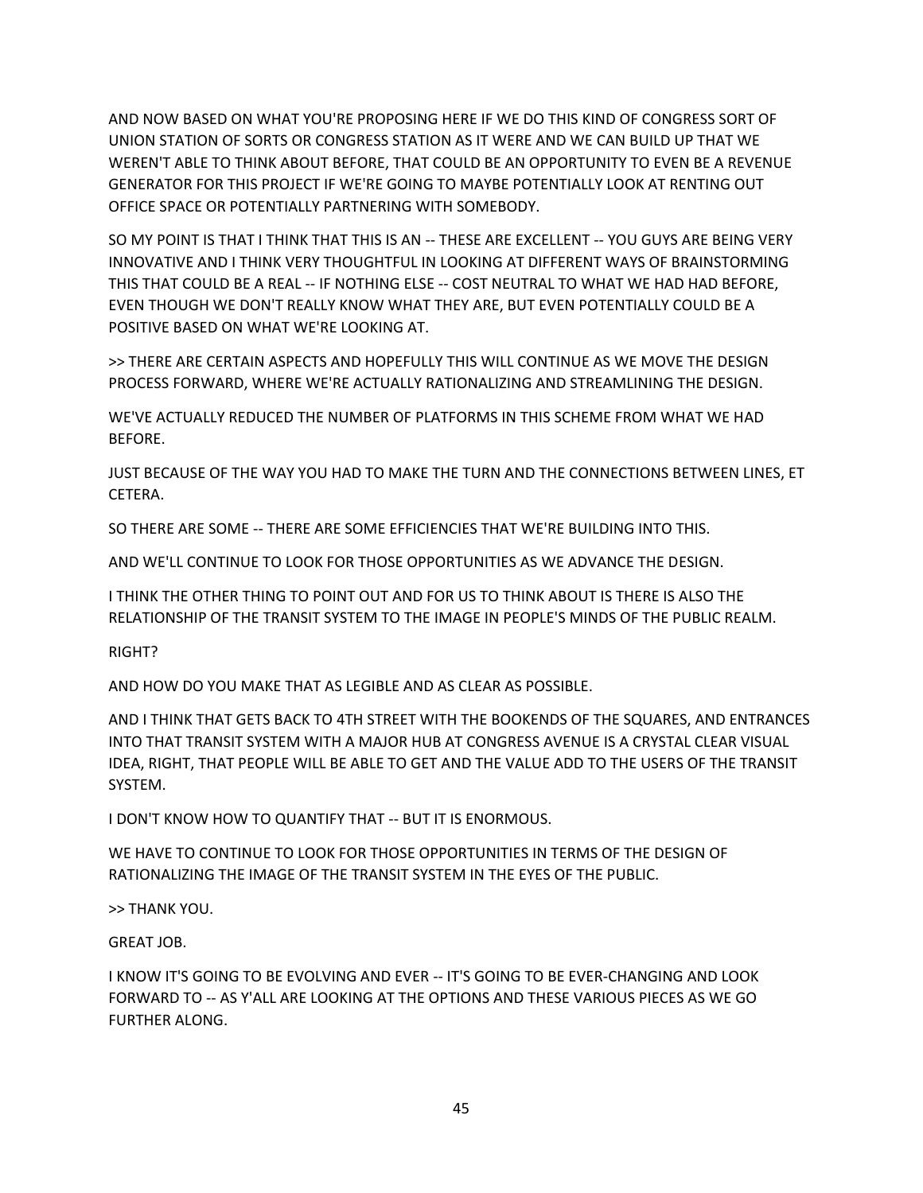AND NOW BASED ON WHAT YOU'RE PROPOSING HERE IF WE DO THIS KIND OF CONGRESS SORT OF UNION STATION OF SORTS OR CONGRESS STATION AS IT WERE AND WE CAN BUILD UP THAT WE WEREN'T ABLE TO THINK ABOUT BEFORE, THAT COULD BE AN OPPORTUNITY TO EVEN BE A REVENUE GENERATOR FOR THIS PROJECT IF WE'RE GOING TO MAYBE POTENTIALLY LOOK AT RENTING OUT OFFICE SPACE OR POTENTIALLY PARTNERING WITH SOMEBODY.

SO MY POINT IS THAT I THINK THAT THIS IS AN -- THESE ARE EXCELLENT -- YOU GUYS ARE BEING VERY INNOVATIVE AND I THINK VERY THOUGHTFUL IN LOOKING AT DIFFERENT WAYS OF BRAINSTORMING THIS THAT COULD BE A REAL -- IF NOTHING ELSE -- COST NEUTRAL TO WHAT WE HAD HAD BEFORE, EVEN THOUGH WE DON'T REALLY KNOW WHAT THEY ARE, BUT EVEN POTENTIALLY COULD BE A POSITIVE BASED ON WHAT WE'RE LOOKING AT.

>> THERE ARE CERTAIN ASPECTS AND HOPEFULLY THIS WILL CONTINUE AS WE MOVE THE DESIGN PROCESS FORWARD, WHERE WE'RE ACTUALLY RATIONALIZING AND STREAMLINING THE DESIGN.

WE'VE ACTUALLY REDUCED THE NUMBER OF PLATFORMS IN THIS SCHEME FROM WHAT WE HAD BEFORE.

JUST BECAUSE OF THE WAY YOU HAD TO MAKE THE TURN AND THE CONNECTIONS BETWEEN LINES, ET CETERA.

SO THERE ARE SOME -- THERE ARE SOME EFFICIENCIES THAT WE'RE BUILDING INTO THIS.

AND WE'LL CONTINUE TO LOOK FOR THOSE OPPORTUNITIES AS WE ADVANCE THE DESIGN.

I THINK THE OTHER THING TO POINT OUT AND FOR US TO THINK ABOUT IS THERE IS ALSO THE RELATIONSHIP OF THE TRANSIT SYSTEM TO THE IMAGE IN PEOPLE'S MINDS OF THE PUBLIC REALM.

RIGHT?

AND HOW DO YOU MAKE THAT AS LEGIBLE AND AS CLEAR AS POSSIBLE.

AND I THINK THAT GETS BACK TO 4TH STREET WITH THE BOOKENDS OF THE SQUARES, AND ENTRANCES INTO THAT TRANSIT SYSTEM WITH A MAJOR HUB AT CONGRESS AVENUE IS A CRYSTAL CLEAR VISUAL IDEA, RIGHT, THAT PEOPLE WILL BE ABLE TO GET AND THE VALUE ADD TO THE USERS OF THE TRANSIT SYSTEM.

I DON'T KNOW HOW TO QUANTIFY THAT -- BUT IT IS ENORMOUS.

WE HAVE TO CONTINUE TO LOOK FOR THOSE OPPORTUNITIES IN TERMS OF THE DESIGN OF RATIONALIZING THE IMAGE OF THE TRANSIT SYSTEM IN THE EYES OF THE PUBLIC.

>> THANK YOU.

GREAT JOB.

I KNOW IT'S GOING TO BE EVOLVING AND EVER -- IT'S GOING TO BE EVER-CHANGING AND LOOK FORWARD TO -- AS Y'ALL ARE LOOKING AT THE OPTIONS AND THESE VARIOUS PIECES AS WE GO FURTHER ALONG.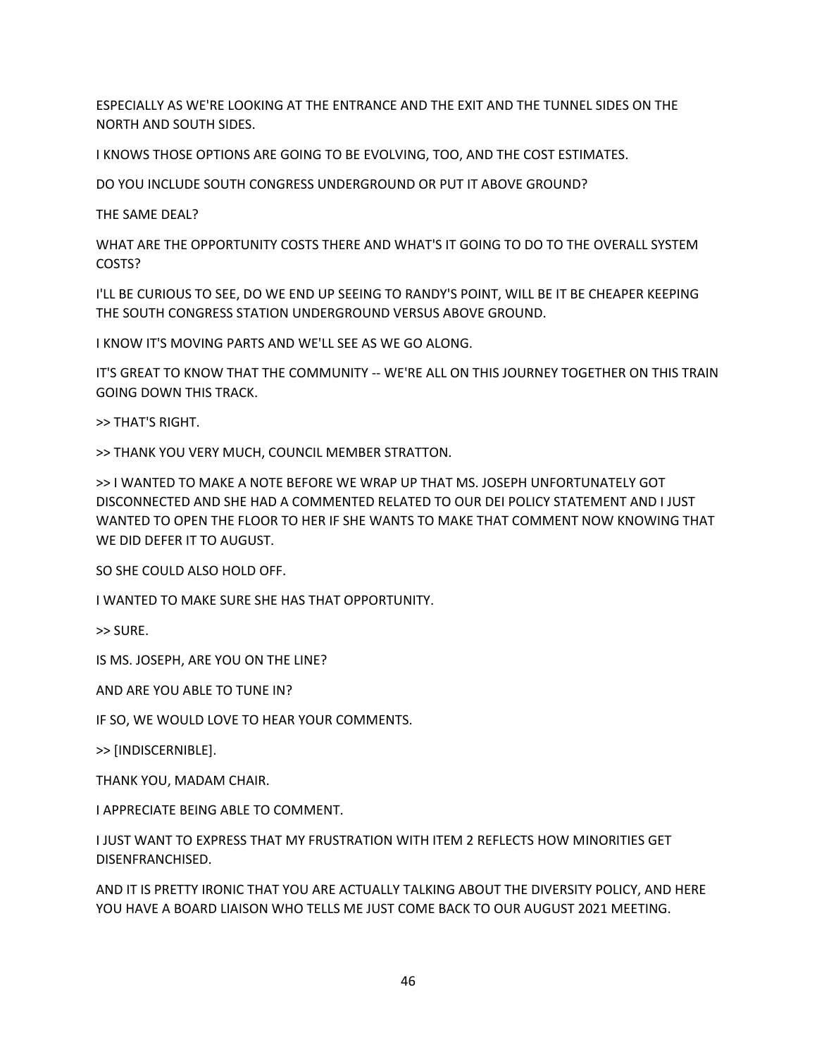ESPECIALLY AS WE'RE LOOKING AT THE ENTRANCE AND THE EXIT AND THE TUNNEL SIDES ON THE NORTH AND SOUTH SIDES.

I KNOWS THOSE OPTIONS ARE GOING TO BE EVOLVING, TOO, AND THE COST ESTIMATES.

DO YOU INCLUDE SOUTH CONGRESS UNDERGROUND OR PUT IT ABOVE GROUND?

THE SAME DEAL?

WHAT ARE THE OPPORTUNITY COSTS THERE AND WHAT'S IT GOING TO DO TO THE OVERALL SYSTEM COSTS?

I'LL BE CURIOUS TO SEE, DO WE END UP SEEING TO RANDY'S POINT, WILL BE IT BE CHEAPER KEEPING THE SOUTH CONGRESS STATION UNDERGROUND VERSUS ABOVE GROUND.

I KNOW IT'S MOVING PARTS AND WE'LL SEE AS WE GO ALONG.

IT'S GREAT TO KNOW THAT THE COMMUNITY -- WE'RE ALL ON THIS JOURNEY TOGETHER ON THIS TRAIN GOING DOWN THIS TRACK.

>> THAT'S RIGHT.

>> THANK YOU VERY MUCH, COUNCIL MEMBER STRATTON.

>> I WANTED TO MAKE A NOTE BEFORE WE WRAP UP THAT MS. JOSEPH UNFORTUNATELY GOT DISCONNECTED AND SHE HAD A COMMENTED RELATED TO OUR DEI POLICY STATEMENT AND I JUST WANTED TO OPEN THE FLOOR TO HER IF SHE WANTS TO MAKE THAT COMMENT NOW KNOWING THAT WE DID DEFER IT TO AUGUST.

SO SHE COULD ALSO HOLD OFF.

I WANTED TO MAKE SURE SHE HAS THAT OPPORTUNITY.

>> SURE.

IS MS. JOSEPH, ARE YOU ON THE LINE?

AND ARE YOU ABLE TO TUNE IN?

IF SO, WE WOULD LOVE TO HEAR YOUR COMMENTS.

>> [INDISCERNIBLE].

THANK YOU, MADAM CHAIR.

I APPRECIATE BEING ABLE TO COMMENT.

I JUST WANT TO EXPRESS THAT MY FRUSTRATION WITH ITEM 2 REFLECTS HOW MINORITIES GET DISENFRANCHISED.

AND IT IS PRETTY IRONIC THAT YOU ARE ACTUALLY TALKING ABOUT THE DIVERSITY POLICY, AND HERE YOU HAVE A BOARD LIAISON WHO TELLS ME JUST COME BACK TO OUR AUGUST 2021 MEETING.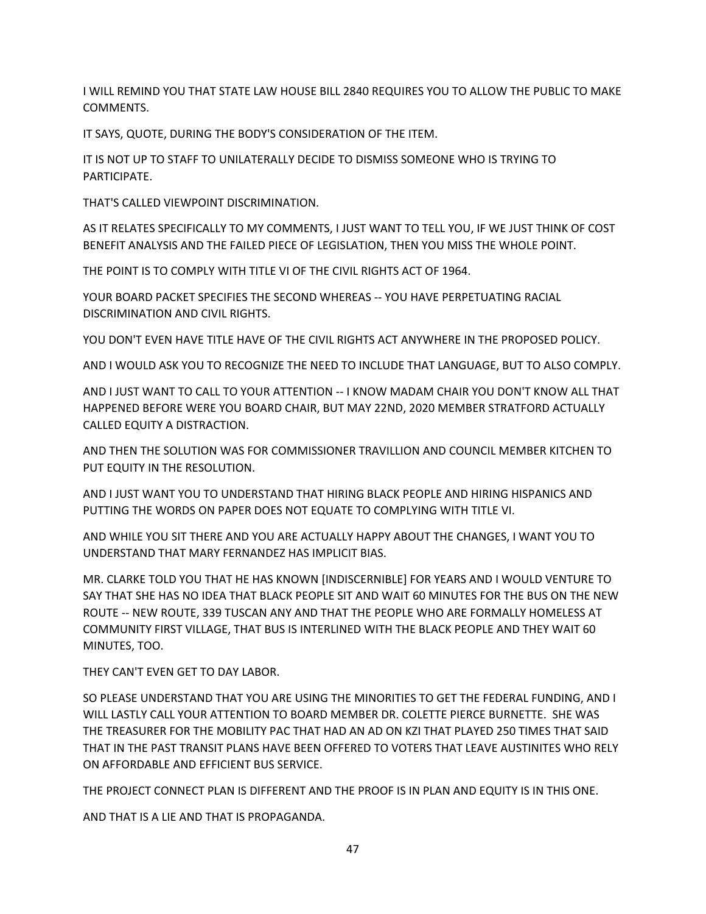I WILL REMIND YOU THAT STATE LAW HOUSE BILL 2840 REQUIRES YOU TO ALLOW THE PUBLIC TO MAKE COMMENTS.

IT SAYS, QUOTE, DURING THE BODY'S CONSIDERATION OF THE ITEM.

IT IS NOT UP TO STAFF TO UNILATERALLY DECIDE TO DISMISS SOMEONE WHO IS TRYING TO PARTICIPATE.

THAT'S CALLED VIEWPOINT DISCRIMINATION.

AS IT RELATES SPECIFICALLY TO MY COMMENTS, I JUST WANT TO TELL YOU, IF WE JUST THINK OF COST BENEFIT ANALYSIS AND THE FAILED PIECE OF LEGISLATION, THEN YOU MISS THE WHOLE POINT.

THE POINT IS TO COMPLY WITH TITLE VI OF THE CIVIL RIGHTS ACT OF 1964.

YOUR BOARD PACKET SPECIFIES THE SECOND WHEREAS -- YOU HAVE PERPETUATING RACIAL DISCRIMINATION AND CIVIL RIGHTS.

YOU DON'T EVEN HAVE TITLE HAVE OF THE CIVIL RIGHTS ACT ANYWHERE IN THE PROPOSED POLICY.

AND I WOULD ASK YOU TO RECOGNIZE THE NEED TO INCLUDE THAT LANGUAGE, BUT TO ALSO COMPLY.

AND I JUST WANT TO CALL TO YOUR ATTENTION -- I KNOW MADAM CHAIR YOU DON'T KNOW ALL THAT HAPPENED BEFORE WERE YOU BOARD CHAIR, BUT MAY 22ND, 2020 MEMBER STRATFORD ACTUALLY CALLED EQUITY A DISTRACTION.

AND THEN THE SOLUTION WAS FOR COMMISSIONER TRAVILLION AND COUNCIL MEMBER KITCHEN TO PUT EQUITY IN THE RESOLUTION.

AND I JUST WANT YOU TO UNDERSTAND THAT HIRING BLACK PEOPLE AND HIRING HISPANICS AND PUTTING THE WORDS ON PAPER DOES NOT EQUATE TO COMPLYING WITH TITLE VI.

AND WHILE YOU SIT THERE AND YOU ARE ACTUALLY HAPPY ABOUT THE CHANGES, I WANT YOU TO UNDERSTAND THAT MARY FERNANDEZ HAS IMPLICIT BIAS.

MR. CLARKE TOLD YOU THAT HE HAS KNOWN [INDISCERNIBLE] FOR YEARS AND I WOULD VENTURE TO SAY THAT SHE HAS NO IDEA THAT BLACK PEOPLE SIT AND WAIT 60 MINUTES FOR THE BUS ON THE NEW ROUTE -- NEW ROUTE, 339 TUSCAN ANY AND THAT THE PEOPLE WHO ARE FORMALLY HOMELESS AT COMMUNITY FIRST VILLAGE, THAT BUS IS INTERLINED WITH THE BLACK PEOPLE AND THEY WAIT 60 MINUTES, TOO.

THEY CAN'T EVEN GET TO DAY LABOR.

SO PLEASE UNDERSTAND THAT YOU ARE USING THE MINORITIES TO GET THE FEDERAL FUNDING, AND I WILL LASTLY CALL YOUR ATTENTION TO BOARD MEMBER DR. COLETTE PIERCE BURNETTE. SHE WAS THE TREASURER FOR THE MOBILITY PAC THAT HAD AN AD ON KZI THAT PLAYED 250 TIMES THAT SAID THAT IN THE PAST TRANSIT PLANS HAVE BEEN OFFERED TO VOTERS THAT LEAVE AUSTINITES WHO RELY ON AFFORDABLE AND EFFICIENT BUS SERVICE.

THE PROJECT CONNECT PLAN IS DIFFERENT AND THE PROOF IS IN PLAN AND EQUITY IS IN THIS ONE.

AND THAT IS A LIE AND THAT IS PROPAGANDA.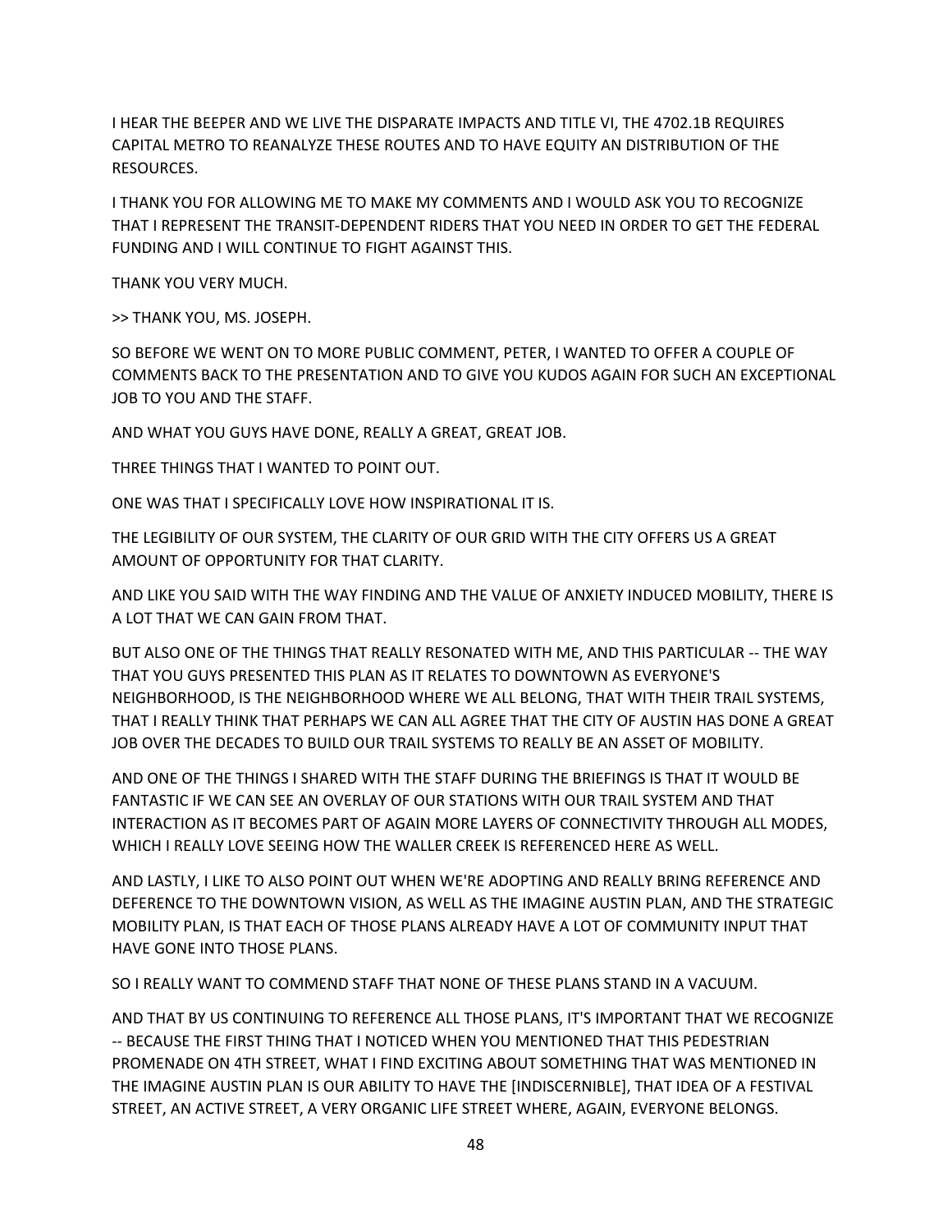I HEAR THE BEEPER AND WE LIVE THE DISPARATE IMPACTS AND TITLE VI, THE 4702.1B REQUIRES CAPITAL METRO TO REANALYZE THESE ROUTES AND TO HAVE EQUITY AN DISTRIBUTION OF THE RESOURCES.

I THANK YOU FOR ALLOWING ME TO MAKE MY COMMENTS AND I WOULD ASK YOU TO RECOGNIZE THAT I REPRESENT THE TRANSIT-DEPENDENT RIDERS THAT YOU NEED IN ORDER TO GET THE FEDERAL FUNDING AND I WILL CONTINUE TO FIGHT AGAINST THIS.

THANK YOU VERY MUCH.

>> THANK YOU, MS. JOSEPH.

SO BEFORE WE WENT ON TO MORE PUBLIC COMMENT, PETER, I WANTED TO OFFER A COUPLE OF COMMENTS BACK TO THE PRESENTATION AND TO GIVE YOU KUDOS AGAIN FOR SUCH AN EXCEPTIONAL JOB TO YOU AND THE STAFF.

AND WHAT YOU GUYS HAVE DONE, REALLY A GREAT, GREAT JOB.

THREE THINGS THAT I WANTED TO POINT OUT.

ONE WAS THAT I SPECIFICALLY LOVE HOW INSPIRATIONAL IT IS.

THE LEGIBILITY OF OUR SYSTEM, THE CLARITY OF OUR GRID WITH THE CITY OFFERS US A GREAT AMOUNT OF OPPORTUNITY FOR THAT CLARITY.

AND LIKE YOU SAID WITH THE WAY FINDING AND THE VALUE OF ANXIETY INDUCED MOBILITY, THERE IS A LOT THAT WE CAN GAIN FROM THAT.

BUT ALSO ONE OF THE THINGS THAT REALLY RESONATED WITH ME, AND THIS PARTICULAR -- THE WAY THAT YOU GUYS PRESENTED THIS PLAN AS IT RELATES TO DOWNTOWN AS EVERYONE'S NEIGHBORHOOD, IS THE NEIGHBORHOOD WHERE WE ALL BELONG, THAT WITH THEIR TRAIL SYSTEMS, THAT I REALLY THINK THAT PERHAPS WE CAN ALL AGREE THAT THE CITY OF AUSTIN HAS DONE A GREAT JOB OVER THE DECADES TO BUILD OUR TRAIL SYSTEMS TO REALLY BE AN ASSET OF MOBILITY.

AND ONE OF THE THINGS I SHARED WITH THE STAFF DURING THE BRIEFINGS IS THAT IT WOULD BE FANTASTIC IF WE CAN SEE AN OVERLAY OF OUR STATIONS WITH OUR TRAIL SYSTEM AND THAT INTERACTION AS IT BECOMES PART OF AGAIN MORE LAYERS OF CONNECTIVITY THROUGH ALL MODES, WHICH I REALLY LOVE SEEING HOW THE WALLER CREEK IS REFERENCED HERE AS WELL.

AND LASTLY, I LIKE TO ALSO POINT OUT WHEN WE'RE ADOPTING AND REALLY BRING REFERENCE AND DEFERENCE TO THE DOWNTOWN VISION, AS WELL AS THE IMAGINE AUSTIN PLAN, AND THE STRATEGIC MOBILITY PLAN, IS THAT EACH OF THOSE PLANS ALREADY HAVE A LOT OF COMMUNITY INPUT THAT HAVE GONE INTO THOSE PLANS.

SO I REALLY WANT TO COMMEND STAFF THAT NONE OF THESE PLANS STAND IN A VACUUM.

AND THAT BY US CONTINUING TO REFERENCE ALL THOSE PLANS, IT'S IMPORTANT THAT WE RECOGNIZE -- BECAUSE THE FIRST THING THAT I NOTICED WHEN YOU MENTIONED THAT THIS PEDESTRIAN PROMENADE ON 4TH STREET, WHAT I FIND EXCITING ABOUT SOMETHING THAT WAS MENTIONED IN THE IMAGINE AUSTIN PLAN IS OUR ABILITY TO HAVE THE [INDISCERNIBLE], THAT IDEA OF A FESTIVAL STREET, AN ACTIVE STREET, A VERY ORGANIC LIFE STREET WHERE, AGAIN, EVERYONE BELONGS.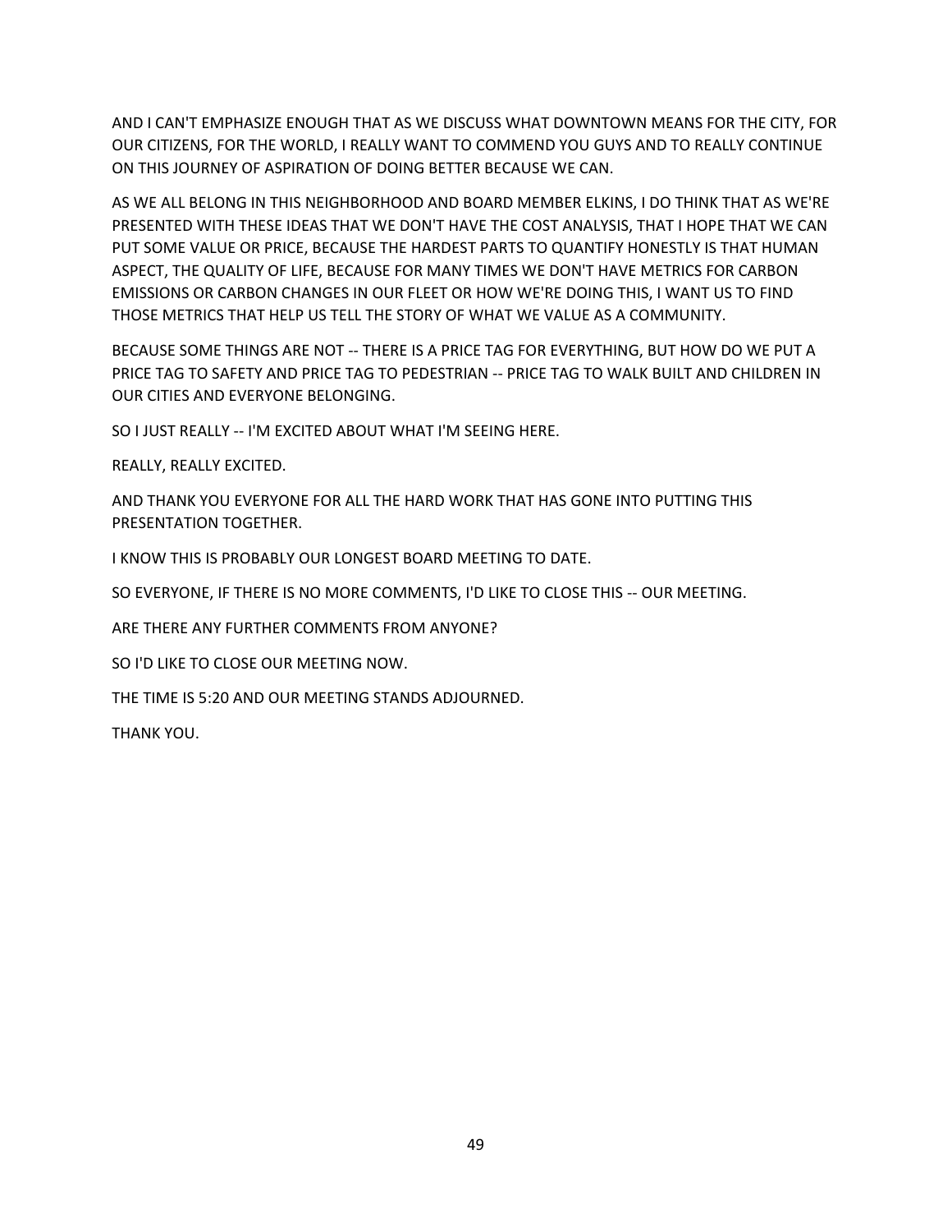AND I CAN'T EMPHASIZE ENOUGH THAT AS WE DISCUSS WHAT DOWNTOWN MEANS FOR THE CITY, FOR OUR CITIZENS, FOR THE WORLD, I REALLY WANT TO COMMEND YOU GUYS AND TO REALLY CONTINUE ON THIS JOURNEY OF ASPIRATION OF DOING BETTER BECAUSE WE CAN.

AS WE ALL BELONG IN THIS NEIGHBORHOOD AND BOARD MEMBER ELKINS, I DO THINK THAT AS WE'RE PRESENTED WITH THESE IDEAS THAT WE DON'T HAVE THE COST ANALYSIS, THAT I HOPE THAT WE CAN PUT SOME VALUE OR PRICE, BECAUSE THE HARDEST PARTS TO QUANTIFY HONESTLY IS THAT HUMAN ASPECT, THE QUALITY OF LIFE, BECAUSE FOR MANY TIMES WE DON'T HAVE METRICS FOR CARBON EMISSIONS OR CARBON CHANGES IN OUR FLEET OR HOW WE'RE DOING THIS, I WANT US TO FIND THOSE METRICS THAT HELP US TELL THE STORY OF WHAT WE VALUE AS A COMMUNITY.

BECAUSE SOME THINGS ARE NOT -- THERE IS A PRICE TAG FOR EVERYTHING, BUT HOW DO WE PUT A PRICE TAG TO SAFETY AND PRICE TAG TO PEDESTRIAN -- PRICE TAG TO WALK BUILT AND CHILDREN IN OUR CITIES AND EVERYONE BELONGING.

SO I JUST REALLY -- I'M EXCITED ABOUT WHAT I'M SEEING HERE.

REALLY, REALLY EXCITED.

AND THANK YOU EVERYONE FOR ALL THE HARD WORK THAT HAS GONE INTO PUTTING THIS PRESENTATION TOGETHER.

I KNOW THIS IS PROBABLY OUR LONGEST BOARD MEETING TO DATE.

SO EVERYONE, IF THERE IS NO MORE COMMENTS, I'D LIKE TO CLOSE THIS -- OUR MEETING.

ARE THERE ANY FURTHER COMMENTS FROM ANYONE?

SO I'D LIKE TO CLOSE OUR MEETING NOW.

THE TIME IS 5:20 AND OUR MEETING STANDS ADJOURNED.

THANK YOU.